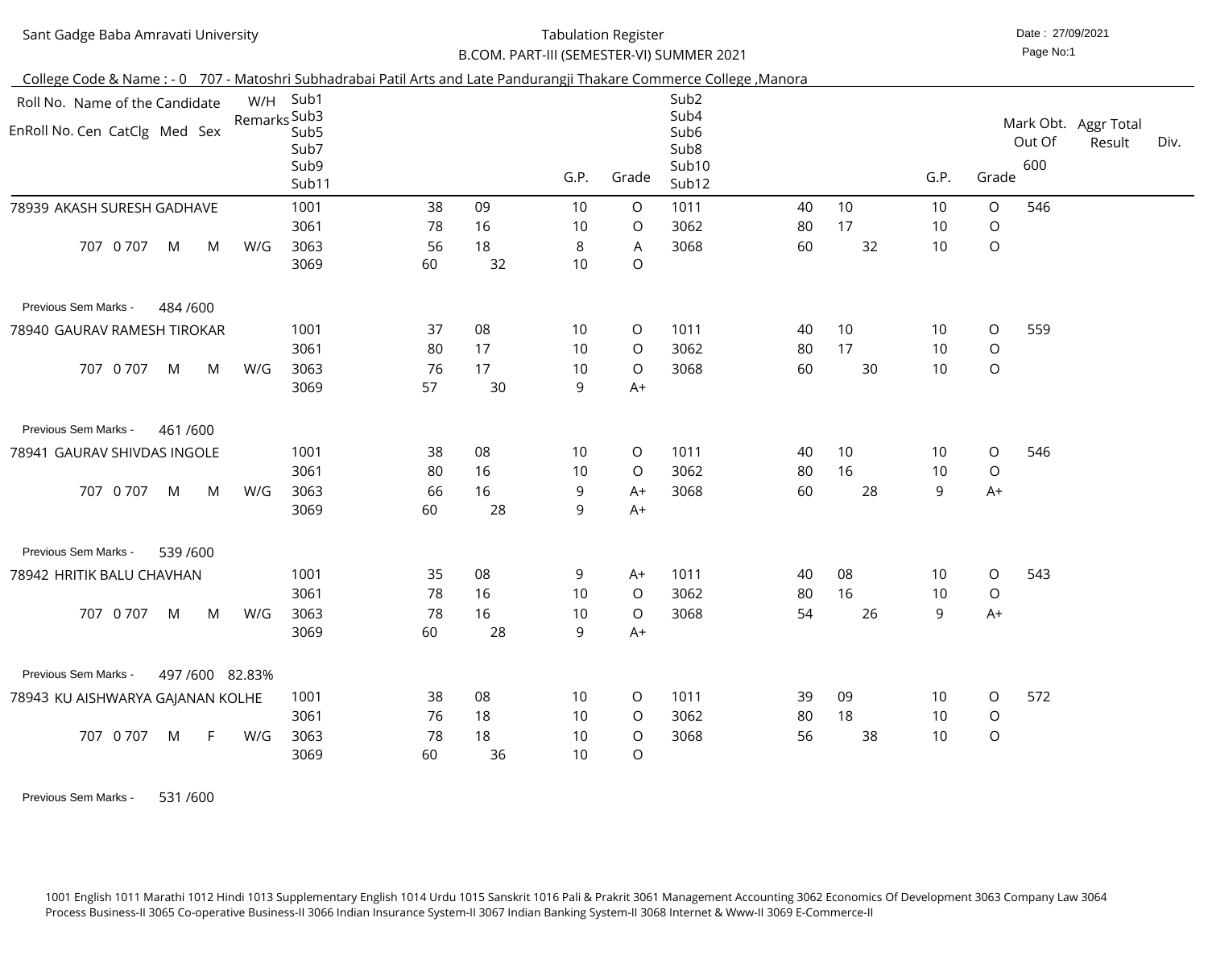Sant Gadge Baba Amravati University

Tabulation Register

B.COM. PART-III (SEMESTER-VI) SUMMER 2021

Date : 27/09/2021

College Code & Name : - 0 707 - Matoshri Subhadrabai Patil Arts and Late Pandurangji Thakare Commerce College ,Manora

| Roll No. Name of the Candidate / EnRoll No. Cen CatClg Med Sex | W/H Remarks | Sub1 / Sub3 / Sub5 / Sub7 / Sub9 / Sub11 | | | G.P. | Grade | Sub2 / Sub4 / Sub6 / Sub8 / Sub10 / Sub12 | | | G.P. | Grade | Mark Obt. Out Of 600 | Aggr Total Result | Div. |
|---|---|---|---|---|---|---|---|---|---|---|---|---|---|---|
| 78939 AKASH SURESH GADHAVE | | 1001 | 38 | 09 | 10 | O | 1011 | 40 | 10 | 10 | O | 546 | | |
| | | 3061 | 78 | 16 | 10 | O | 3062 | 80 | 17 | 10 | O | | | |
| 707 0 707 M M | W/G | 3063 | 56 | 18 | 8 | A | 3068 | 60 | 32 | 10 | O | | | |
| | | 3069 | 60 | 32 | 10 | O | | | | | | | | |
| Previous Sem Marks - 484 /600 | | | | | | | | | | | | | | |
| 78940 GAURAV RAMESH TIROKAR | | 1001 | 37 | 08 | 10 | O | 1011 | 40 | 10 | 10 | O | 559 | | |
| | | 3061 | 80 | 17 | 10 | O | 3062 | 80 | 17 | 10 | O | | | |
| 707 0 707 M M | W/G | 3063 | 76 | 17 | 10 | O | 3068 | 60 | 30 | 10 | O | | | |
| | | 3069 | 57 | 30 | 9 | A+ | | | | | | | | |
| Previous Sem Marks - 461 /600 | | | | | | | | | | | | | | |
| 78941 GAURAV SHIVDAS INGOLE | | 1001 | 38 | 08 | 10 | O | 1011 | 40 | 10 | 10 | O | 546 | | |
| | | 3061 | 80 | 16 | 10 | O | 3062 | 80 | 16 | 10 | O | | | |
| 707 0 707 M M | W/G | 3063 | 66 | 16 | 9 | A+ | 3068 | 60 | 28 | 9 | A+ | | | |
| | | 3069 | 60 | 28 | 9 | A+ | | | | | | | | |
| Previous Sem Marks - 539 /600 | | | | | | | | | | | | | | |
| 78942 HRITIK BALU CHAVHAN | | 1001 | 35 | 08 | 9 | A+ | 1011 | 40 | 08 | 10 | O | 543 | | |
| | | 3061 | 78 | 16 | 10 | O | 3062 | 80 | 16 | 10 | O | | | |
| 707 0 707 M M | W/G | 3063 | 78 | 16 | 10 | O | 3068 | 54 | 26 | 9 | A+ | | | |
| | | 3069 | 60 | 28 | 9 | A+ | | | | | | | | |
| Previous Sem Marks - 497 /600 82.83% | | | | | | | | | | | | | | |
| 78943 KU AISHWARYA GAJANAN KOLHE | | 1001 | 38 | 08 | 10 | O | 1011 | 39 | 09 | 10 | O | 572 | | |
| | | 3061 | 76 | 18 | 10 | O | 3062 | 80 | 18 | 10 | O | | | |
| 707 0 707 M F | W/G | 3063 | 78 | 18 | 10 | O | 3068 | 56 | 38 | 10 | O | | | |
| | | 3069 | 60 | 36 | 10 | O | | | | | | | | |
| Previous Sem Marks - 531 /600 | | | | | | | | | | | | | | |

1001 English 1011 Marathi 1012 Hindi 1013 Supplementary English 1014 Urdu 1015 Sanskrit 1016 Pali & Prakrit 3061 Management Accounting 3062 Economics Of Development 3063 Company Law 3064 Process Business-II 3065 Co-operative Business-II 3066 Indian Insurance System-II 3067 Indian Banking System-II 3068 Internet & Www-II 3069 E-Commerce-II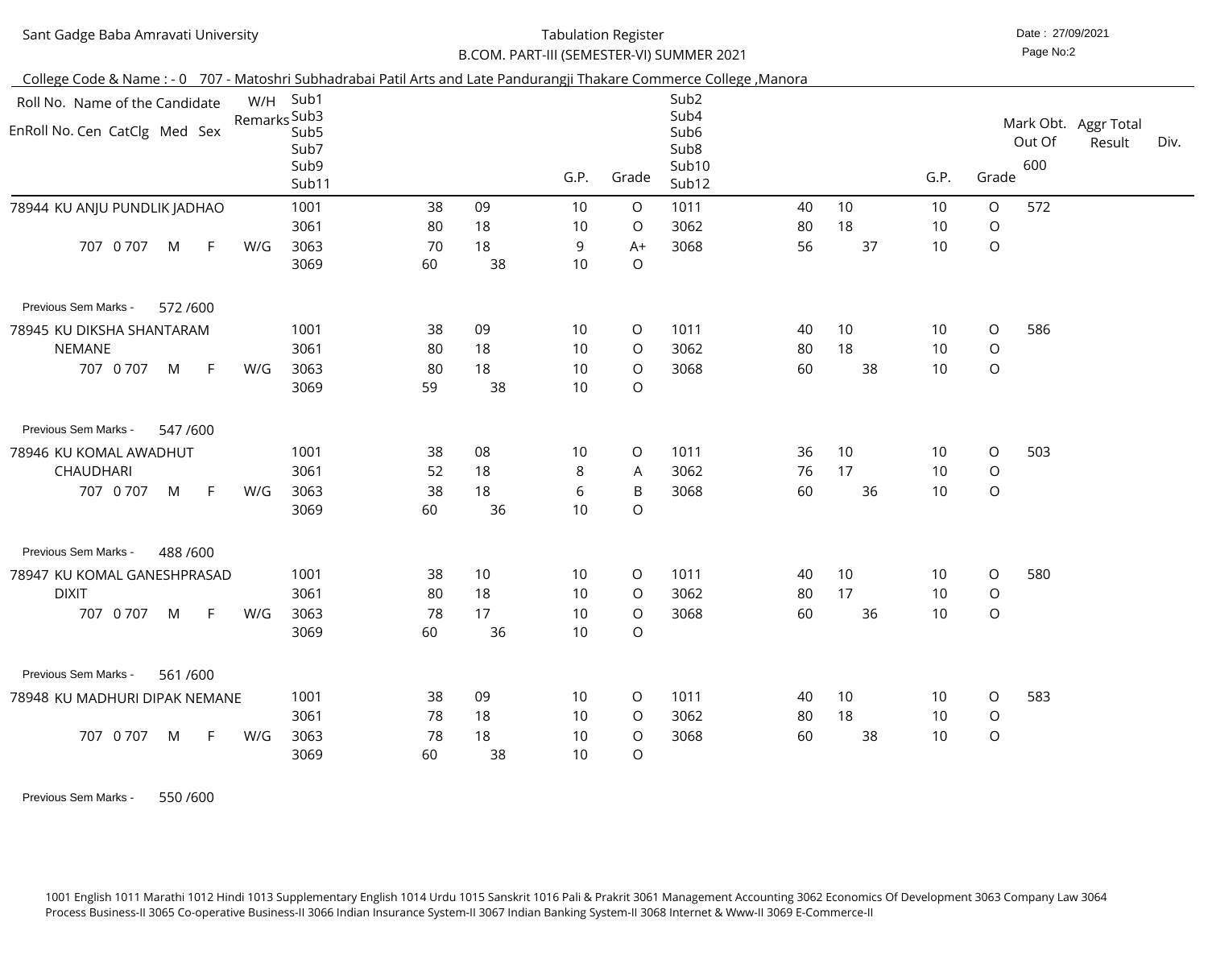Sant Gadge Baba Amravati University

Tabulation Register

B.COM. PART-III (SEMESTER-VI) SUMMER 2021

Date : 27/09/2021

College Code & Name : - 0 707 - Matoshri Subhadrabai Patil Arts and Late Pandurangji Thakare Commerce College ,Manora

| Roll No. Name of the Candidate / EnRoll No. Cen CatClg Med Sex | W/H Remarks | Sub1 / Sub3 / Sub5 / Sub7 / Sub9 / Sub11 | | | G.P. | Grade | Sub2 / Sub4 / Sub6 / Sub8 / Sub10 / Sub12 | | | G.P. | Grade | Mark Obt. Out Of 600 | Aggr Total Result | Div. |
|---|---|---|---|---|---|---|---|---|---|---|---|---|---|---|
| 78944 KU ANJU PUNDLIK JADHAO | | 1001 | 38 | 09 | 10 | O | 1011 | 40 | 10 | 10 | O | 572 | | |
| | | 3061 | 80 | 18 | 10 | O | 3062 | 80 | 18 | 10 | O | | | |
| 707 0 707 M F | W/G | 3063 | 70 | 18 | 9 | A+ | 3068 | 56 | 37 | 10 | O | | | |
| | | 3069 | 60 | 38 | 10 | O | | | | | | | | |
| Previous Sem Marks - 572 /600 | | | | | | | | | | | | | | |
| 78945 KU DIKSHA SHANTARAM NEMANE | | 1001 | 38 | 09 | 10 | O | 1011 | 40 | 10 | 10 | O | 586 | | |
| | | 3061 | 80 | 18 | 10 | O | 3062 | 80 | 18 | 10 | O | | | |
| 707 0 707 M F | W/G | 3063 | 80 | 18 | 10 | O | 3068 | 60 | 38 | 10 | O | | | |
| | | 3069 | 59 | 38 | 10 | O | | | | | | | | |
| Previous Sem Marks - 547 /600 | | | | | | | | | | | | | | |
| 78946 KU KOMAL AWADHUT CHAUDHARI | | 1001 | 38 | 08 | 10 | O | 1011 | 36 | 10 | 10 | O | 503 | | |
| | | 3061 | 52 | 18 | 8 | A | 3062 | 76 | 17 | 10 | O | | | |
| 707 0 707 M F | W/G | 3063 | 38 | 18 | 6 | B | 3068 | 60 | 36 | 10 | O | | | |
| | | 3069 | 60 | 36 | 10 | O | | | | | | | | |
| Previous Sem Marks - 488 /600 | | | | | | | | | | | | | | |
| 78947 KU KOMAL GANESHPRASAD DIXIT | | 1001 | 38 | 10 | 10 | O | 1011 | 40 | 10 | 10 | O | 580 | | |
| | | 3061 | 80 | 18 | 10 | O | 3062 | 80 | 17 | 10 | O | | | |
| 707 0 707 M F | W/G | 3063 | 78 | 17 | 10 | O | 3068 | 60 | 36 | 10 | O | | | |
| | | 3069 | 60 | 36 | 10 | O | | | | | | | | |
| Previous Sem Marks - 561 /600 | | | | | | | | | | | | | | |
| 78948 KU MADHURI DIPAK NEMANE | | 1001 | 38 | 09 | 10 | O | 1011 | 40 | 10 | 10 | O | 583 | | |
| | | 3061 | 78 | 18 | 10 | O | 3062 | 80 | 18 | 10 | O | | | |
| 707 0 707 M F | W/G | 3063 | 78 | 18 | 10 | O | 3068 | 60 | 38 | 10 | O | | | |
| | | 3069 | 60 | 38 | 10 | O | | | | | | | | |
| Previous Sem Marks - 550 /600 | | | | | | | | | | | | | | |

1001 English 1011 Marathi 1012 Hindi 1013 Supplementary English 1014 Urdu 1015 Sanskrit 1016 Pali & Prakrit 3061 Management Accounting 3062 Economics Of Development 3063 Company Law 3064 Process Business-II 3065 Co-operative Business-II 3066 Indian Insurance System-II 3067 Indian Banking System-II 3068 Internet & Www-II 3069 E-Commerce-II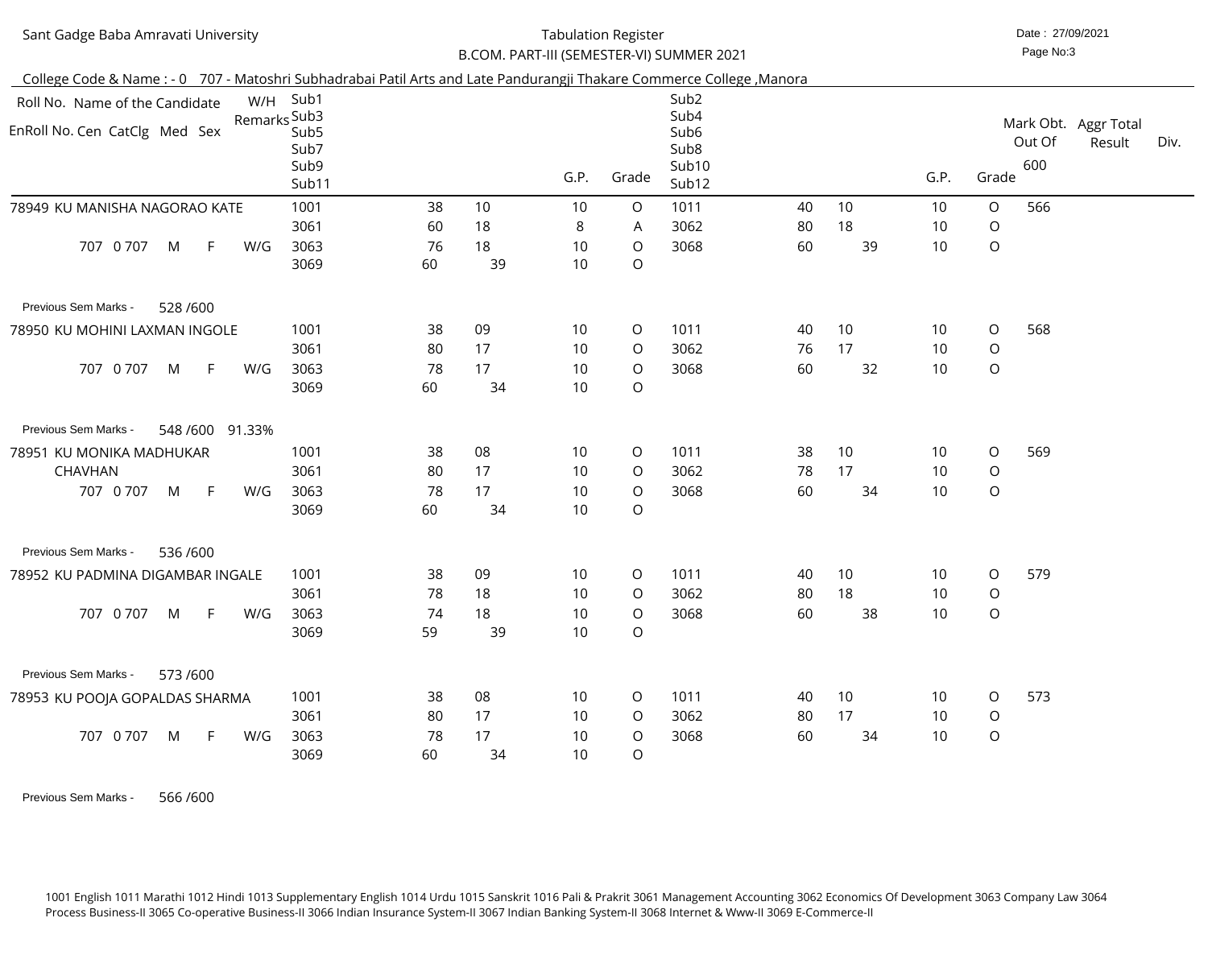Sant Gadge Baba Amravati University

Tabulation Register

B.COM. PART-III (SEMESTER-VI) SUMMER 2021

Date : 27/09/2021

College Code & Name : - 0 707 - Matoshri Subhadrabai Patil Arts and Late Pandurangji Thakare Commerce College ,Manora

| Roll No. Name of the Candidate / EnRoll No. Cen CatClg Med Sex | W/H Remarks | Sub1 / Sub3 / Sub5 / Sub7 / Sub9 / Sub11 | | | G.P. | Grade | Sub2 / Sub4 / Sub6 / Sub8 / Sub10 / Sub12 | | | G.P. | Grade | Mark Obt. Out Of 600 | Aggr Total Result | Div. |
|---|---|---|---|---|---|---|---|---|---|---|---|---|---|---|
| 78949 KU MANISHA NAGORAO KATE | | 1001 | 38 | 10 | 10 | O | 1011 | 40 | 10 | 10 | O | 566 | | |
| | | 3061 | 60 | 18 | 8 | A | 3062 | 80 | 18 | 10 | O | | | |
| 707 0 707 M F | W/G | 3063 | 76 | 18 | 10 | O | 3068 | 60 | 39 | 10 | O | | | |
| | | 3069 | 60 | 39 | 10 | O | | | | | | | | |
| Previous Sem Marks - 528 /600 | | | | | | | | | | | | | | |
| 78950 KU MOHINI LAXMAN INGOLE | | 1001 | 38 | 09 | 10 | O | 1011 | 40 | 10 | 10 | O | 568 | | |
| | | 3061 | 80 | 17 | 10 | O | 3062 | 76 | 17 | 10 | O | | | |
| 707 0 707 M F | W/G | 3063 | 78 | 17 | 10 | O | 3068 | 60 | 32 | 10 | O | | | |
| | | 3069 | 60 | 34 | 10 | O | | | | | | | | |
| Previous Sem Marks - 548 /600 91.33% | | | | | | | | | | | | | | |
| 78951 KU MONIKA MADHUKAR CHAVHAN | | 1001 | 38 | 08 | 10 | O | 1011 | 38 | 10 | 10 | O | 569 | | |
| | | 3061 | 80 | 17 | 10 | O | 3062 | 78 | 17 | 10 | O | | | |
| 707 0 707 M F | W/G | 3063 | 78 | 17 | 10 | O | 3068 | 60 | 34 | 10 | O | | | |
| | | 3069 | 60 | 34 | 10 | O | | | | | | | | |
| Previous Sem Marks - 536 /600 | | | | | | | | | | | | | | |
| 78952 KU PADMINA DIGAMBAR INGALE | | 1001 | 38 | 09 | 10 | O | 1011 | 40 | 10 | 10 | O | 579 | | |
| | | 3061 | 78 | 18 | 10 | O | 3062 | 80 | 18 | 10 | O | | | |
| 707 0 707 M F | W/G | 3063 | 74 | 18 | 10 | O | 3068 | 60 | 38 | 10 | O | | | |
| | | 3069 | 59 | 39 | 10 | O | | | | | | | | |
| Previous Sem Marks - 573 /600 | | | | | | | | | | | | | | |
| 78953 KU POOJA GOPALDAS SHARMA | | 1001 | 38 | 08 | 10 | O | 1011 | 40 | 10 | 10 | O | 573 | | |
| | | 3061 | 80 | 17 | 10 | O | 3062 | 80 | 17 | 10 | O | | | |
| 707 0 707 M F | W/G | 3063 | 78 | 17 | 10 | O | 3068 | 60 | 34 | 10 | O | | | |
| | | 3069 | 60 | 34 | 10 | O | | | | | | | | |
| Previous Sem Marks - 566 /600 | | | | | | | | | | | | | | |

1001 English 1011 Marathi 1012 Hindi 1013 Supplementary English 1014 Urdu 1015 Sanskrit 1016 Pali & Prakrit 3061 Management Accounting 3062 Economics Of Development 3063 Company Law 3064 Process Business-II 3065 Co-operative Business-II 3066 Indian Insurance System-II 3067 Indian Banking System-II 3068 Internet & Www-II 3069 E-Commerce-II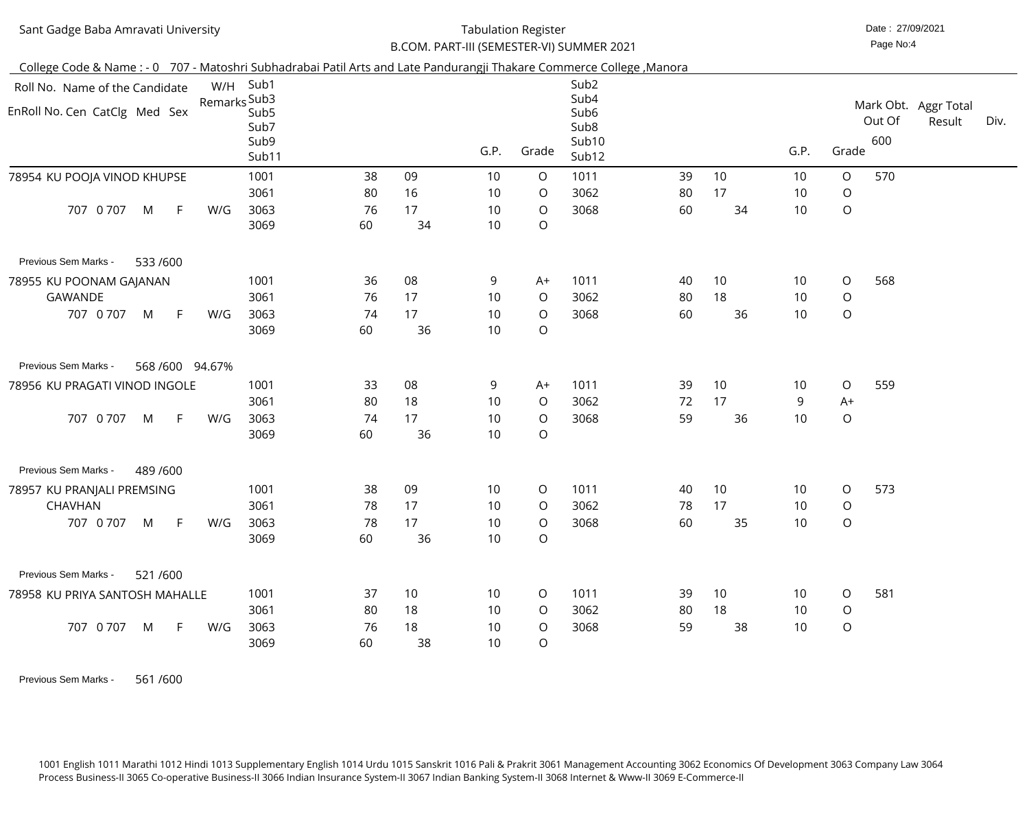Sant Gadge Baba Amravati University

Tabulation Register

B.COM. PART-III (SEMESTER-VI) SUMMER 2021

Date : 27/09/2021

College Code & Name : - 0 707 - Matoshri Subhadrabai Patil Arts and Late Pandurangji Thakare Commerce College ,Manora

| Roll No. Name of the Candidate / EnRoll No. Cen CatClg Med Sex | W/H Remarks | Sub1 / Sub3 / Sub5 / Sub7 / Sub9 / Sub11 | | | G.P. | Grade | Sub2 / Sub4 / Sub6 / Sub8 / Sub10 / Sub12 | | | G.P. | Grade | Mark Obt. Out Of 600 | Aggr Total Result | Div. |
|---|---|---|---|---|---|---|---|---|---|---|---|---|---|---|
| 78954 KU POOJA VINOD KHUPSE | | 1001 | 38 | 09 | 10 | O | 1011 | 39 | 10 | 10 | O | 570 | | |
| | | 3061 | 80 | 16 | 10 | O | 3062 | 80 | 17 | 10 | O | | | |
| 707 0 707 M F | W/G | 3063 | 76 | 17 | 10 | O | 3068 | 60 | 34 | 10 | O | | | |
| | | 3069 | 60 | 34 | 10 | O | | | | | | | | |
| Previous Sem Marks - 533 /600 | | | | | | | | | | | | | | |
| 78955 KU POONAM GAJANAN GAWANDE | | 1001 | 36 | 08 | 9 | A+ | 1011 | 40 | 10 | 10 | O | 568 | | |
| | | 3061 | 76 | 17 | 10 | O | 3062 | 80 | 18 | 10 | O | | | |
| 707 0 707 M F | W/G | 3063 | 74 | 17 | 10 | O | 3068 | 60 | 36 | 10 | O | | | |
| | | 3069 | 60 | 36 | 10 | O | | | | | | | | |
| Previous Sem Marks - 568 /600 94.67% | | | | | | | | | | | | | | |
| 78956 KU PRAGATI VINOD INGOLE | | 1001 | 33 | 08 | 9 | A+ | 1011 | 39 | 10 | 10 | O | 559 | | |
| | | 3061 | 80 | 18 | 10 | O | 3062 | 72 | 17 | 9 | A+ | | | |
| 707 0 707 M F | W/G | 3063 | 74 | 17 | 10 | O | 3068 | 59 | 36 | 10 | O | | | |
| | | 3069 | 60 | 36 | 10 | O | | | | | | | | |
| Previous Sem Marks - 489 /600 | | | | | | | | | | | | | | |
| 78957 KU PRANJALI PREMSING CHAVHAN | | 1001 | 38 | 09 | 10 | O | 1011 | 40 | 10 | 10 | O | 573 | | |
| | | 3061 | 78 | 17 | 10 | O | 3062 | 78 | 17 | 10 | O | | | |
| 707 0 707 M F | W/G | 3063 | 78 | 17 | 10 | O | 3068 | 60 | 35 | 10 | O | | | |
| | | 3069 | 60 | 36 | 10 | O | | | | | | | | |
| Previous Sem Marks - 521 /600 | | | | | | | | | | | | | | |
| 78958 KU PRIYA SANTOSH MAHALLE | | 1001 | 37 | 10 | 10 | O | 1011 | 39 | 10 | 10 | O | 581 | | |
| | | 3061 | 80 | 18 | 10 | O | 3062 | 80 | 18 | 10 | O | | | |
| 707 0 707 M F | W/G | 3063 | 76 | 18 | 10 | O | 3068 | 59 | 38 | 10 | O | | | |
| | | 3069 | 60 | 38 | 10 | O | | | | | | | | |
| Previous Sem Marks - 561 /600 | | | | | | | | | | | | | | |

1001 English 1011 Marathi 1012 Hindi 1013 Supplementary English 1014 Urdu 1015 Sanskrit 1016 Pali & Prakrit 3061 Management Accounting 3062 Economics Of Development 3063 Company Law 3064 Process Business-II 3065 Co-operative Business-II 3066 Indian Insurance System-II 3067 Indian Banking System-II 3068 Internet & Www-II 3069 E-Commerce-II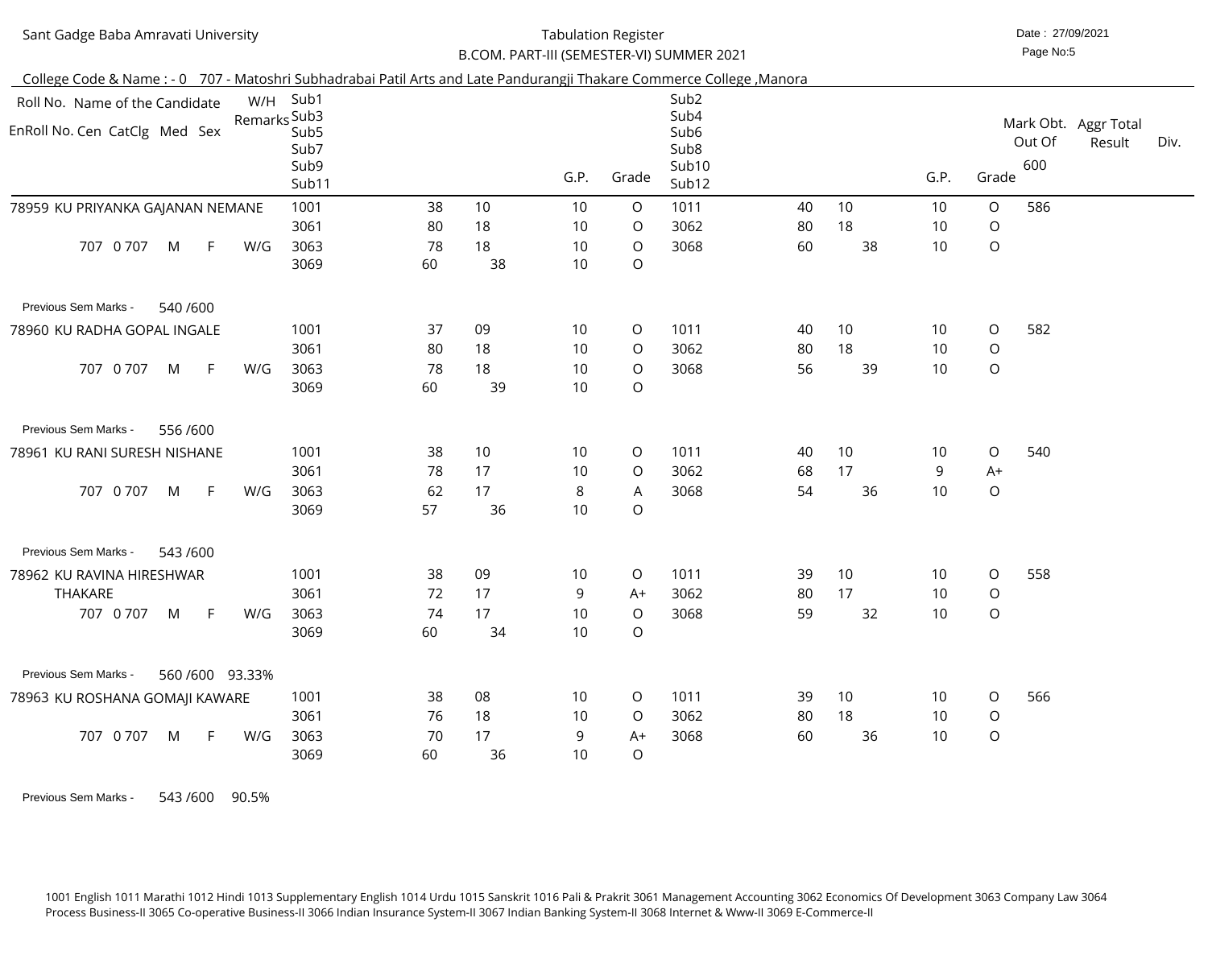Sant Gadge Baba Amravati University

Tabulation Register

B.COM. PART-III (SEMESTER-VI) SUMMER 2021

Date : 27/09/2021

College Code & Name : - 0 707 - Matoshri Subhadrabai Patil Arts and Late Pandurangji Thakare Commerce College ,Manora

| Roll No. Name of the Candidate / EnRoll No. Cen CatClg Med Sex | W/H Remarks | Sub1 / Sub3 / Sub5 / Sub7 / Sub9 / Sub11 | | | G.P. | Grade | Sub2 / Sub4 / Sub6 / Sub8 / Sub10 / Sub12 | | | G.P. | Grade | Mark Obt. Out Of 600 | Aggr Total Result | Div. |
|---|---|---|---|---|---|---|---|---|---|---|---|---|---|---|
| 78959 KU PRIYANKA GAJANAN NEMANE | | 1001 | 38 | 10 | 10 | O | 1011 | 40 | 10 | 10 | O | 586 | | |
| | | 3061 | 80 | 18 | 10 | O | 3062 | 80 | 18 | 10 | O | | | |
| 707 0 707 M F | W/G | 3063 | 78 | 18 | 10 | O | 3068 | 60 | 38 | 10 | O | | | |
| | | 3069 | 60 | 38 | 10 | O | | | | | | | | |
| Previous Sem Marks - 540 /600 | | | | | | | | | | | | | | |
| 78960 KU RADHA GOPAL INGALE | | 1001 | 37 | 09 | 10 | O | 1011 | 40 | 10 | 10 | O | 582 | | |
| | | 3061 | 80 | 18 | 10 | O | 3062 | 80 | 18 | 10 | O | | | |
| 707 0 707 M F | W/G | 3063 | 78 | 18 | 10 | O | 3068 | 56 | 39 | 10 | O | | | |
| | | 3069 | 60 | 39 | 10 | O | | | | | | | | |
| Previous Sem Marks - 556 /600 | | | | | | | | | | | | | | |
| 78961 KU RANI SURESH NISHANE | | 1001 | 38 | 10 | 10 | O | 1011 | 40 | 10 | 10 | O | 540 | | |
| | | 3061 | 78 | 17 | 10 | O | 3062 | 68 | 17 | 9 | A+ | | | |
| 707 0 707 M F | W/G | 3063 | 62 | 17 | 8 | A | 3068 | 54 | 36 | 10 | O | | | |
| | | 3069 | 57 | 36 | 10 | O | | | | | | | | |
| Previous Sem Marks - 543 /600 | | | | | | | | | | | | | | |
| 78962 KU RAVINA HIRESHWAR THAKARE | | 1001 | 38 | 09 | 10 | O | 1011 | 39 | 10 | 10 | O | 558 | | |
| | | 3061 | 72 | 17 | 9 | A+ | 3062 | 80 | 17 | 10 | O | | | |
| 707 0 707 M F | W/G | 3063 | 74 | 17 | 10 | O | 3068 | 59 | 32 | 10 | O | | | |
| | | 3069 | 60 | 34 | 10 | O | | | | | | | | |
| Previous Sem Marks - 560 /600 93.33% | | | | | | | | | | | | | | |
| 78963 KU ROSHANA GOMAJI KAWARE | | 1001 | 38 | 08 | 10 | O | 1011 | 39 | 10 | 10 | O | 566 | | |
| | | 3061 | 76 | 18 | 10 | O | 3062 | 80 | 18 | 10 | O | | | |
| 707 0 707 M F | W/G | 3063 | 70 | 17 | 9 | A+ | 3068 | 60 | 36 | 10 | O | | | |
| | | 3069 | 60 | 36 | 10 | O | | | | | | | | |
| Previous Sem Marks - 543 /600 90.5% | | | | | | | | | | | | | | |

1001 English 1011 Marathi 1012 Hindi 1013 Supplementary English 1014 Urdu 1015 Sanskrit 1016 Pali & Prakrit 3061 Management Accounting 3062 Economics Of Development 3063 Company Law 3064 Process Business-II 3065 Co-operative Business-II 3066 Indian Insurance System-II 3067 Indian Banking System-II 3068 Internet & Www-II 3069 E-Commerce-II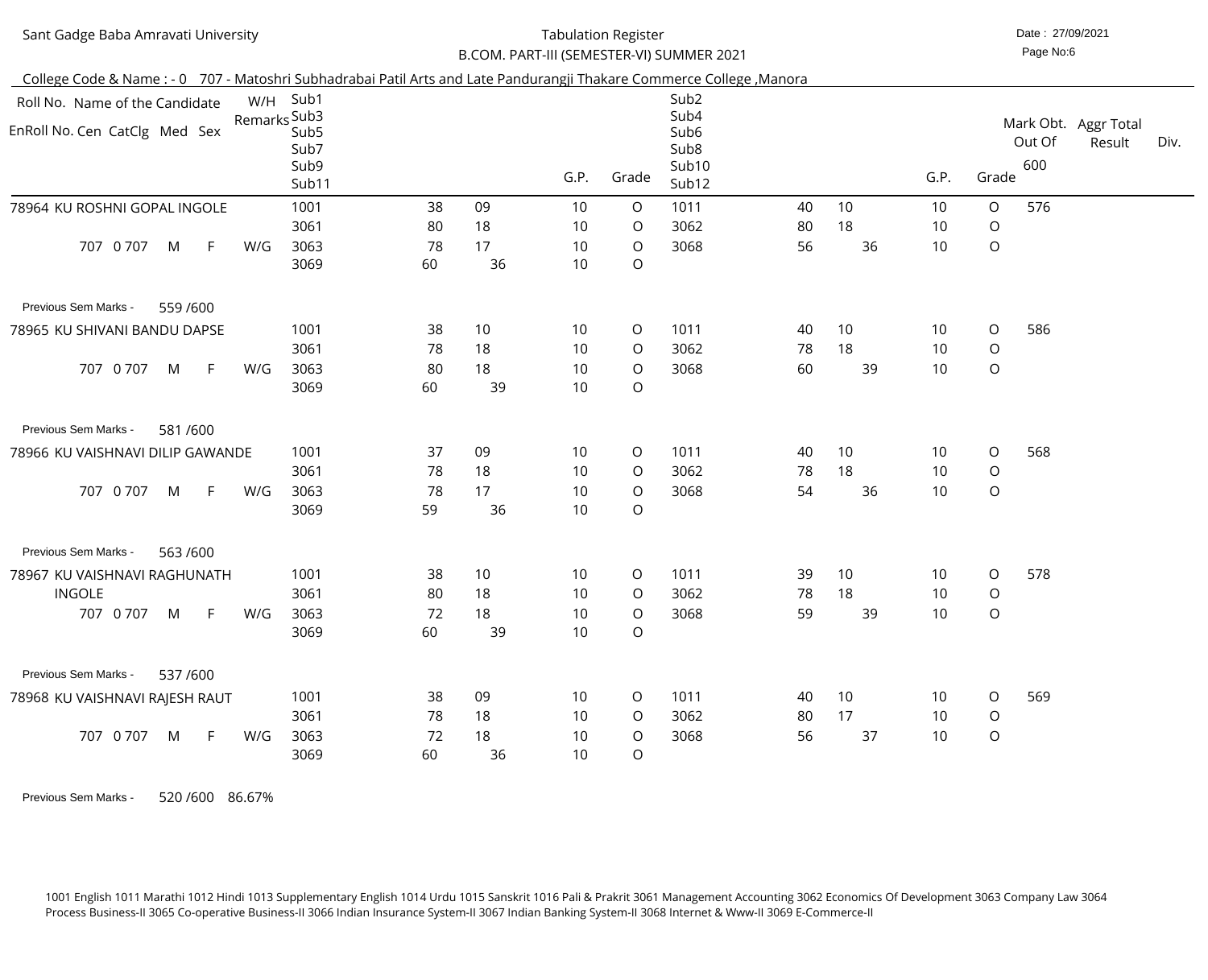Sant Gadge Baba Amravati University

Tabulation Register

B.COM. PART-III (SEMESTER-VI) SUMMER 2021

Date : 27/09/2021

College Code & Name : - 0 707 - Matoshri Subhadrabai Patil Arts and Late Pandurangji Thakare Commerce College ,Manora

| Roll No. Name of the Candidate / EnRoll No. Cen CatClg Med Sex | W/H Remarks | Sub1 / Sub3 / Sub5 / Sub7 / Sub9 / Sub11 | | | G.P. | Grade | Sub2 / Sub4 / Sub6 / Sub8 / Sub10 / Sub12 | | | G.P. | Grade | Mark Obt. Out Of 600 | Aggr Total Result | Div. |
|---|---|---|---|---|---|---|---|---|---|---|---|---|---|---|
| 78964 KU ROSHNI GOPAL INGOLE | | 1001 | 38 | 09 | 10 | O | 1011 | 40 | 10 | 10 | O | 576 | | |
| | | 3061 | 80 | 18 | 10 | O | 3062 | 80 | 18 | 10 | O | | | |
| 707 0 707 M F | W/G | 3063 | 78 | 17 | 10 | O | 3068 | 56 | 36 | 10 | O | | | |
| | | 3069 | 60 | 36 | 10 | O | | | | | | | | |
| Previous Sem Marks - 559 /600 | | | | | | | | | | | | | | |
| 78965 KU SHIVANI BANDU DAPSE | | 1001 | 38 | 10 | 10 | O | 1011 | 40 | 10 | 10 | O | 586 | | |
| | | 3061 | 78 | 18 | 10 | O | 3062 | 78 | 18 | 10 | O | | | |
| 707 0 707 M F | W/G | 3063 | 80 | 18 | 10 | O | 3068 | 60 | 39 | 10 | O | | | |
| | | 3069 | 60 | 39 | 10 | O | | | | | | | | |
| Previous Sem Marks - 581 /600 | | | | | | | | | | | | | | |
| 78966 KU VAISHNAVI DILIP GAWANDE | | 1001 | 37 | 09 | 10 | O | 1011 | 40 | 10 | 10 | O | 568 | | |
| | | 3061 | 78 | 18 | 10 | O | 3062 | 78 | 18 | 10 | O | | | |
| 707 0 707 M F | W/G | 3063 | 78 | 17 | 10 | O | 3068 | 54 | 36 | 10 | O | | | |
| | | 3069 | 59 | 36 | 10 | O | | | | | | | | |
| Previous Sem Marks - 563 /600 | | | | | | | | | | | | | | |
| 78967 KU VAISHNAVI RAGHUNATH INGOLE | | 1001 | 38 | 10 | 10 | O | 1011 | 39 | 10 | 10 | O | 578 | | |
| | | 3061 | 80 | 18 | 10 | O | 3062 | 78 | 18 | 10 | O | | | |
| 707 0 707 M F | W/G | 3063 | 72 | 18 | 10 | O | 3068 | 59 | 39 | 10 | O | | | |
| | | 3069 | 60 | 39 | 10 | O | | | | | | | | |
| Previous Sem Marks - 537 /600 | | | | | | | | | | | | | | |
| 78968 KU VAISHNAVI RAJESH RAUT | | 1001 | 38 | 09 | 10 | O | 1011 | 40 | 10 | 10 | O | 569 | | |
| | | 3061 | 78 | 18 | 10 | O | 3062 | 80 | 17 | 10 | O | | | |
| 707 0 707 M F | W/G | 3063 | 72 | 18 | 10 | O | 3068 | 56 | 37 | 10 | O | | | |
| | | 3069 | 60 | 36 | 10 | O | | | | | | | | |
| Previous Sem Marks - 520 /600 86.67% | | | | | | | | | | | | | | |

1001 English 1011 Marathi 1012 Hindi 1013 Supplementary English 1014 Urdu 1015 Sanskrit 1016 Pali & Prakrit 3061 Management Accounting 3062 Economics Of Development 3063 Company Law 3064 Process Business-II 3065 Co-operative Business-II 3066 Indian Insurance System-II 3067 Indian Banking System-II 3068 Internet & Www-II 3069 E-Commerce-II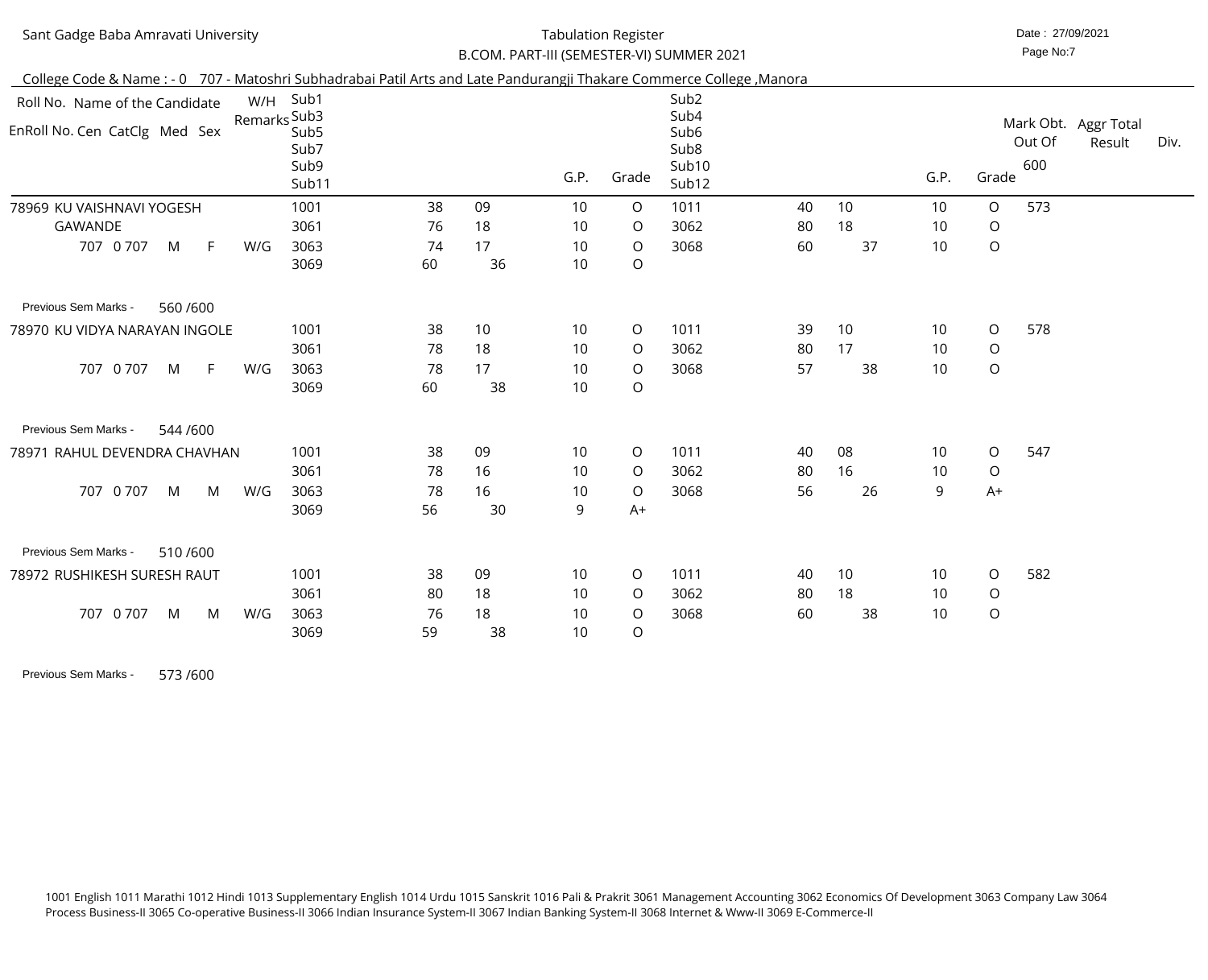Sant Gadge Baba Amravati University

Tabulation Register

B.COM. PART-III (SEMESTER-VI) SUMMER 2021

Date : 27/09/2021

College Code & Name : - 0 707 - Matoshri Subhadrabai Patil Arts and Late Pandurangji Thakare Commerce College ,Manora

| Roll No. Name of the Candidate / EnRoll No. Cen CatClg Med Sex | W/H Remarks | Sub1 / Sub3 / Sub5 / Sub7 / Sub9 / Sub11 | | | G.P. | Grade | Sub2 / Sub4 / Sub6 / Sub8 / Sub10 / Sub12 | | | G.P. | Grade | Mark Obt. Out Of 600 | Aggr Total Result | Div. |
|---|---|---|---|---|---|---|---|---|---|---|---|---|---|---|
| 78969 KU VAISHNAVI YOGESH GAWANDE | | 1001 | 38 | 09 | 10 | O | 1011 | 40 | 10 | 10 | O | 573 | | |
| | | 3061 | 76 | 18 | 10 | O | 3062 | 80 | 18 | 10 | O | | | |
| 707 0 707 M F | W/G | 3063 | 74 | 17 | 10 | O | 3068 | 60 | 37 | 10 | O | | | |
| | | 3069 | 60 | 36 | 10 | O | | | | | | | | |
| Previous Sem Marks - 560 /600 | | | | | | | | | | | | | | |
| 78970 KU VIDYA NARAYAN INGOLE | | 1001 | 38 | 10 | 10 | O | 1011 | 39 | 10 | 10 | O | 578 | | |
| | | 3061 | 78 | 18 | 10 | O | 3062 | 80 | 17 | 10 | O | | | |
| 707 0 707 M F | W/G | 3063 | 78 | 17 | 10 | O | 3068 | 57 | 38 | 10 | O | | | |
| | | 3069 | 60 | 38 | 10 | O | | | | | | | | |
| Previous Sem Marks - 544 /600 | | | | | | | | | | | | | | |
| 78971 RAHUL DEVENDRA CHAVHAN | | 1001 | 38 | 09 | 10 | O | 1011 | 40 | 08 | 10 | O | 547 | | |
| | | 3061 | 78 | 16 | 10 | O | 3062 | 80 | 16 | 10 | O | | | |
| 707 0 707 M M | W/G | 3063 | 78 | 16 | 10 | O | 3068 | 56 | 26 | 9 | A+ | | | |
| | | 3069 | 56 | 30 | 9 | A+ | | | | | | | | |
| Previous Sem Marks - 510 /600 | | | | | | | | | | | | | | |
| 78972 RUSHIKESH SURESH RAUT | | 1001 | 38 | 09 | 10 | O | 1011 | 40 | 10 | 10 | O | 582 | | |
| | | 3061 | 80 | 18 | 10 | O | 3062 | 80 | 18 | 10 | O | | | |
| 707 0 707 M M | W/G | 3063 | 76 | 18 | 10 | O | 3068 | 60 | 38 | 10 | O | | | |
| | | 3069 | 59 | 38 | 10 | O | | | | | | | | |
| Previous Sem Marks - 573 /600 | | | | | | | | | | | | | | |

1001 English 1011 Marathi 1012 Hindi 1013 Supplementary English 1014 Urdu 1015 Sanskrit 1016 Pali & Prakrit 3061 Management Accounting 3062 Economics Of Development 3063 Company Law 3064 Process Business-II 3065 Co-operative Business-II 3066 Indian Insurance System-II 3067 Indian Banking System-II 3068 Internet & Www-II 3069 E-Commerce-II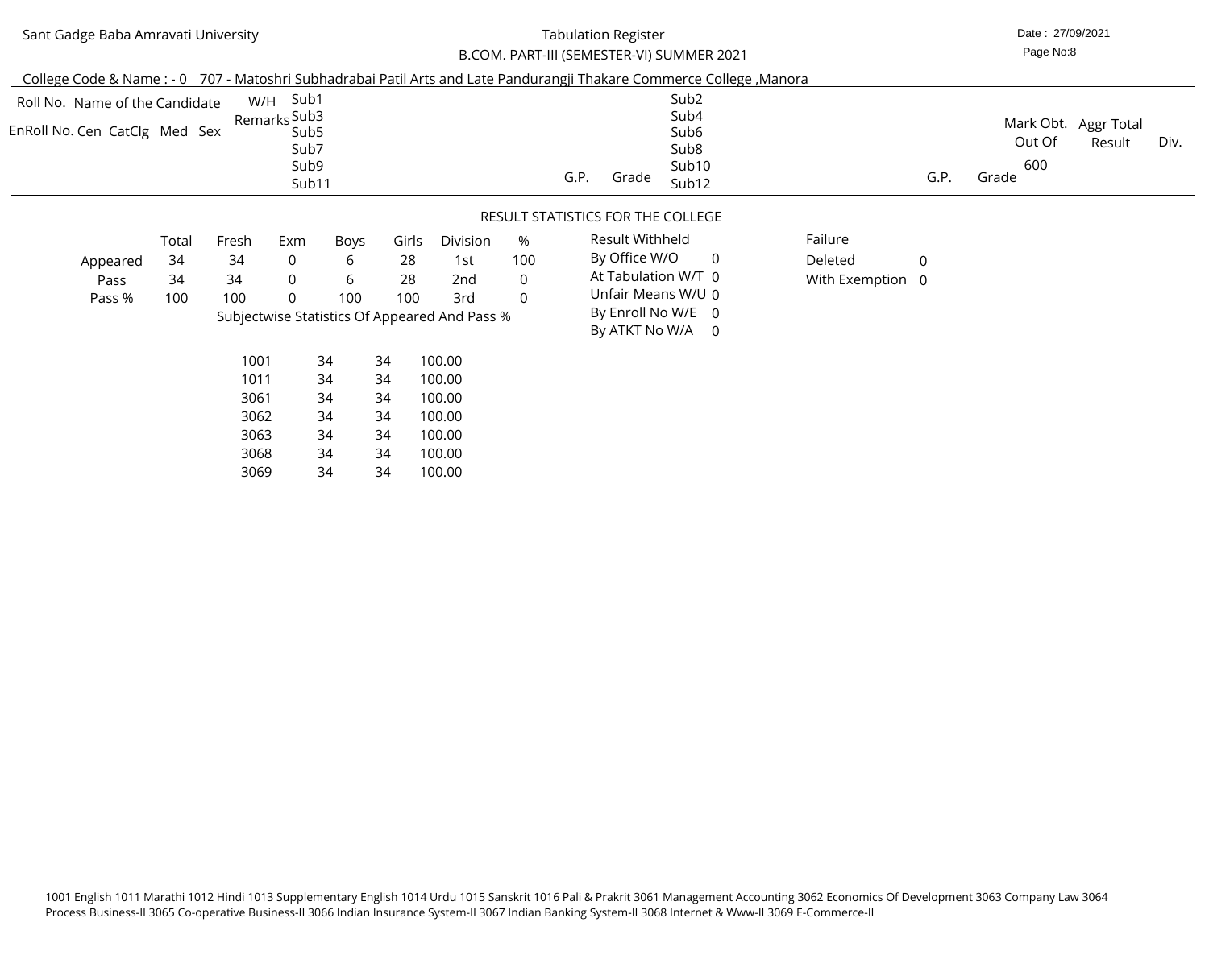Sant Gadge Baba Amravati University

Tabulation Register

B.COM. PART-III (SEMESTER-VI) SUMMER 2021

Date : 27/09/2021

College Code & Name : - 0 707 - Matoshri Subhadrabai Patil Arts and Late Pandurangji Thakare Commerce College ,Manora

| Roll No. Name of the Candidate / EnRoll No. Cen CatClg Med Sex | W/H Remarks | Sub1 / Sub3 / Sub5 / Sub7 / Sub9 / Sub11 | G.P. | Grade | Sub2 / Sub4 / Sub6 / Sub8 / Sub10 / Sub12 | G.P. | Grade | Mark Obt. Out Of 600 | Aggr Total Result | Div. |
|---|---|---|---|---|---|---|---|---|---|---|

## RESULT STATISTICS FOR THE COLLEGE

| | Total | Fresh | Exm | Boys | Girls | Division | % |
|---|---|---|---|---|---|---|---|
| Appeared | 34 | 34 | 0 | 6 | 28 | 1st | 100 |
| Pass | 34 | 34 | 0 | 6 | 28 | 2nd | 0 |
| Pass % | 100 | 100 | 0 | 100 | 100 | 3rd | 0 |

| Result Withheld | |
|---|---|
| By Office W/O | 0 |
| At Tabulation W/T | 0 |
| Unfair Means W/U | 0 |
| By Enroll No W/E | 0 |
| By ATKT No W/A | 0 |

| Failure | |
|---|---|
| Deleted | 0 |
| With Exemption | 0 |

Subjectwise Statistics Of Appeared And Pass %

| Subject | Appeared | Pass | Pass % |
|---|---|---|---|
| 1001 | 34 | 34 | 100.00 |
| 1011 | 34 | 34 | 100.00 |
| 3061 | 34 | 34 | 100.00 |
| 3062 | 34 | 34 | 100.00 |
| 3063 | 34 | 34 | 100.00 |
| 3068 | 34 | 34 | 100.00 |
| 3069 | 34 | 34 | 100.00 |

1001 English 1011 Marathi 1012 Hindi 1013 Supplementary English 1014 Urdu 1015 Sanskrit 1016 Pali & Prakrit 3061 Management Accounting 3062 Economics Of Development 3063 Company Law 3064 Process Business-II 3065 Co-operative Business-II 3066 Indian Insurance System-II 3067 Indian Banking System-II 3068 Internet & Www-II 3069 E-Commerce-II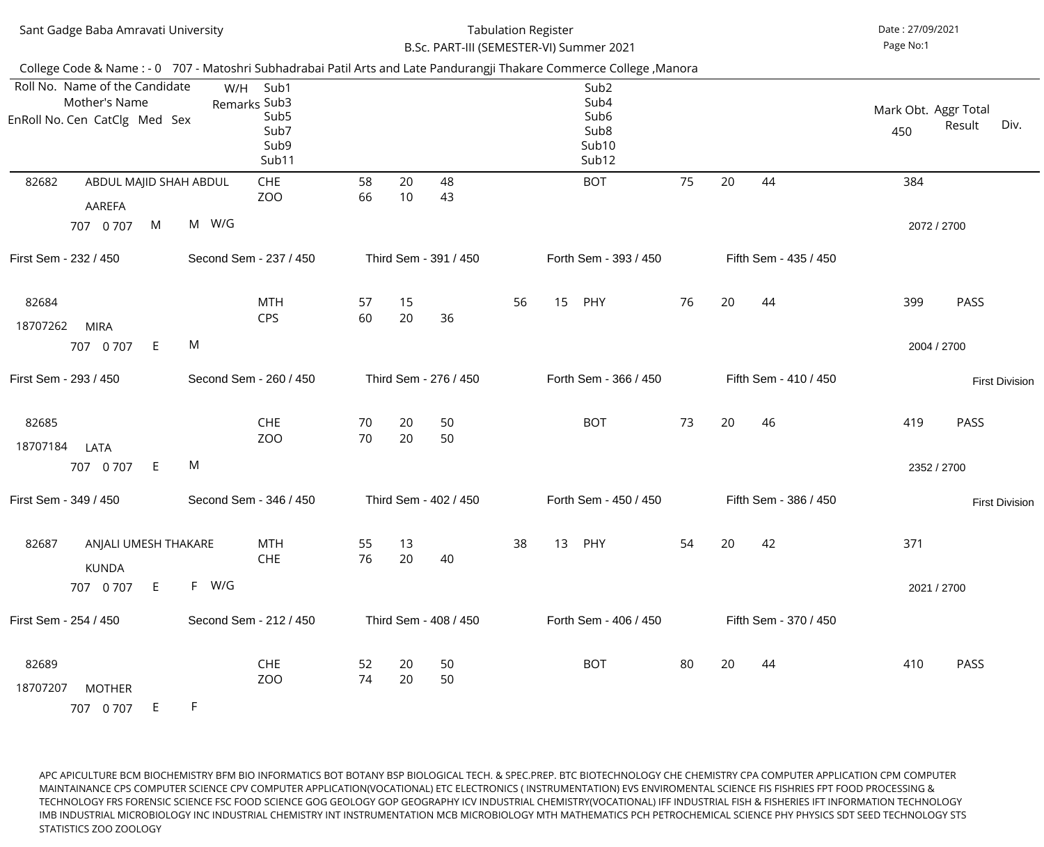Sant Gadge Baba Amravati University

Tabulation Register

B.Sc. PART-III (SEMESTER-VI) Summer 2021

Date : 27/09/2021

College Code & Name : - 0 707 - Matoshri Subhadrabai Patil Arts and Late Pandurangji Thakare Commerce College ,Manora

| Roll No. / Name of the Candidate / Mother's Name / EnRoll No. Cen CatClg Med Sex | W/H Remarks | Sub1 / Sub3 / Sub5 / Sub7 / Sub9 / Sub11 | | | | | | Sub2 / Sub4 / Sub6 / Sub8 / Sub10 / Sub12 | | | | Mark Obt. 450 / Aggr Total | Result | Div. |
|---|---|---|---|---|---|---|---|---|---|---|---|---|---|---|
| 82682 ABDUL MAJID SHAH ABDUL | | CHE | 58 | 20 | 48 | | | BOT | 75 | 20 | 44 | 384 | | |
| AAREFA | | ZOO | 66 | 10 | 43 | | | | | | | | | |
| 707 0 707 M M | W/G | | | | | | | | | | | 2072 / 2700 | | |
| First Sem - 232 / 450 | Second Sem - 237 / 450 | Third Sem - 391 / 450 | | | | | | Forth Sem - 393 / 450 | | | | Fifth Sem - 435 / 450 | | |
| 82684 | | MTH | 57 | 15 | | 56 | 15 | PHY | 76 | 20 | 44 | 399 | PASS | |
| 18707262 MIRA | | CPS | 60 | 20 | 36 | | | | | | | | | |
| 707 0 707 E M | | | | | | | | | | | | 2004 / 2700 | | |
| First Sem - 293 / 450 | Second Sem - 260 / 450 | Third Sem - 276 / 450 | | | | | | Forth Sem - 366 / 450 | | | | Fifth Sem - 410 / 450 | | First Division |
| 82685 | | CHE | 70 | 20 | 50 | | | BOT | 73 | 20 | 46 | 419 | PASS | |
| 18707184 LATA | | ZOO | 70 | 20 | 50 | | | | | | | | | |
| 707 0 707 E M | | | | | | | | | | | | 2352 / 2700 | | |
| First Sem - 349 / 450 | Second Sem - 346 / 450 | Third Sem - 402 / 450 | | | | | | Forth Sem - 450 / 450 | | | | Fifth Sem - 386 / 450 | | First Division |
| 82687 ANJALI UMESH THAKARE | | MTH | 55 | 13 | | 38 | 13 | PHY | 54 | 20 | 42 | 371 | | |
| KUNDA | | CHE | 76 | 20 | 40 | | | | | | | | | |
| 707 0 707 E F | W/G | | | | | | | | | | | 2021 / 2700 | | |
| First Sem - 254 / 450 | Second Sem - 212 / 450 | Third Sem - 408 / 450 | | | | | | Forth Sem - 406 / 450 | | | | Fifth Sem - 370 / 450 | | |
| 82689 | | CHE | 52 | 20 | 50 | | | BOT | 80 | 20 | 44 | 410 | PASS | |
| 18707207 MOTHER | | ZOO | 74 | 20 | 50 | | | | | | | | | |
| 707 0 707 E F | | | | | | | | | | | | | | |

APC APICULTURE BCM BIOCHEMISTRY BFM BIO INFORMATICS BOT BOTANY BSP BIOLOGICAL TECH. & SPEC.PREP. BTC BIOTECHNOLOGY CHE CHEMISTRY CPA COMPUTER APPLICATION CPM COMPUTER MAINTAINANCE CPS COMPUTER SCIENCE CPV COMPUTER APPLICATION(VOCATIONAL) ETC ELECTRONICS ( INSTRUMENTATION) EVS ENVIROMENTAL SCIENCE FIS FISHRIES FPT FOOD PROCESSING & TECHNOLOGY FRS FORENSIC SCIENCE FSC FOOD SCIENCE GOG GEOLOGY GOP GEOGRAPHY ICV INDUSTRIAL CHEMISTRY(VOCATIONAL) IFF INDUSTRIAL FISH & FISHERIES IFT INFORMATION TECHNOLOGY IMB INDUSTRIAL MICROBIOLOGY INC INDUSTRIAL CHEMISTRY INT INSTRUMENTATION MCB MICROBIOLOGY MTH MATHEMATICS PCH PETROCHEMICAL SCIENCE PHY PHYSICS SDT SEED TECHNOLOGY STS STATISTICS ZOO ZOOLOGY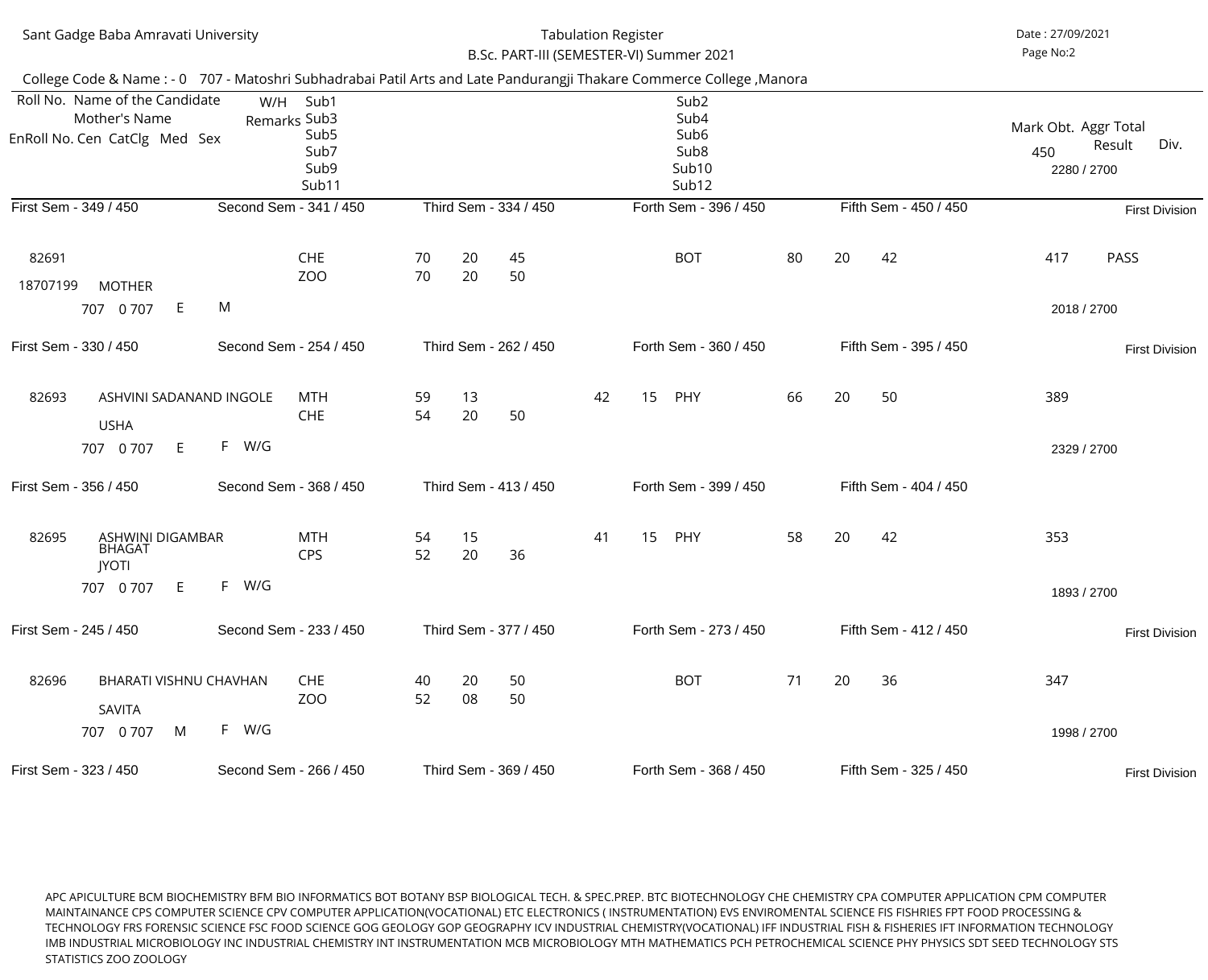Sant Gadge Baba Amravati University

Tabulation Register

B.Sc. PART-III (SEMESTER-VI) Summer 2021

Date : 27/09/2021

College Code & Name : - 0 707 - Matoshri Subhadrabai Patil Arts and Late Pandurangji Thakare Commerce College ,Manora

| Roll No. / Name of the Candidate / Mother's Name / EnRoll No. Cen CatClg Med Sex | W/H Remarks | Sub1 / Sub3 / Sub5 / Sub7 / Sub9 / Sub11 | | | | | | Sub2 / Sub4 / Sub6 / Sub8 / Sub10 / Sub12 | | | | Mark Obt. 450 | Aggr Total 2280 / 2700 Result | Div. |
|---|---|---|---|---|---|---|---|---|---|---|---|---|---|---|
| First Sem - 349 / 450 | Second Sem - 341 / 450 | Third Sem - 334 / 450 | | | | Forth Sem - 396 / 450 | | Fifth Sem - 450 / 450 | | | | | | First Division |
| 82691 | | CHE | 70 | 20 | 45 | | | BOT | 80 | 20 | 42 | 417 | PASS | |
| 18707199 MOTHER | | ZOO | 70 | 20 | 50 | | | | | | | | | |
| 707 0 707 E M | | | | | | | | | | | | | 2018 / 2700 | |
| First Sem - 330 / 450 | Second Sem - 254 / 450 | Third Sem - 262 / 450 | | | | Forth Sem - 360 / 450 | | Fifth Sem - 395 / 450 | | | | | | First Division |
| 82693 ASHVINI SADANAND INGOLE | | MTH | 59 | 13 | | 42 | 15 | PHY | 66 | 20 | 50 | 389 | | |
| USHA | | CHE | 54 | 20 | 50 | | | | | | | | | |
| 707 0 707 E F | W/G | | | | | | | | | | | | 2329 / 2700 | |
| First Sem - 356 / 450 | Second Sem - 368 / 450 | Third Sem - 413 / 450 | | | | Forth Sem - 399 / 450 | | Fifth Sem - 404 / 450 | | | | | | |
| 82695 ASHWINI DIGAMBAR BHAGAT | | MTH | 54 | 15 | | 41 | 15 | PHY | 58 | 20 | 42 | 353 | | |
| JYOTI | | CPS | 52 | 20 | 36 | | | | | | | | | |
| 707 0 707 E F | W/G | | | | | | | | | | | | 1893 / 2700 | |
| First Sem - 245 / 450 | Second Sem - 233 / 450 | Third Sem - 377 / 450 | | | | Forth Sem - 273 / 450 | | Fifth Sem - 412 / 450 | | | | | | First Division |
| 82696 BHARATI VISHNU CHAVHAN | | CHE | 40 | 20 | 50 | | | BOT | 71 | 20 | 36 | 347 | | |
| SAVITA | | ZOO | 52 | 08 | 50 | | | | | | | | | |
| 707 0 707 M F | W/G | | | | | | | | | | | | 1998 / 2700 | |
| First Sem - 323 / 450 | Second Sem - 266 / 450 | Third Sem - 369 / 450 | | | | Forth Sem - 368 / 450 | | Fifth Sem - 325 / 450 | | | | | | First Division |

APC APICULTURE BCM BIOCHEMISTRY BFM BIO INFORMATICS BOT BOTANY BSP BIOLOGICAL TECH. & SPEC.PREP. BTC BIOTECHNOLOGY CHE CHEMISTRY CPA COMPUTER APPLICATION CPM COMPUTER MAINTAINANCE CPS COMPUTER SCIENCE CPV COMPUTER APPLICATION(VOCATIONAL) ETC ELECTRONICS ( INSTRUMENTATION) EVS ENVIROMENTAL SCIENCE FIS FISHRIES FPT FOOD PROCESSING & TECHNOLOGY FRS FORENSIC SCIENCE FSC FOOD SCIENCE GOG GEOLOGY GOP GEOGRAPHY ICV INDUSTRIAL CHEMISTRY(VOCATIONAL) IFF INDUSTRIAL FISH & FISHERIES IFT INFORMATION TECHNOLOGY IMB INDUSTRIAL MICROBIOLOGY INC INDUSTRIAL CHEMISTRY INT INSTRUMENTATION MCB MICROBIOLOGY MTH MATHEMATICS PCH PETROCHEMICAL SCIENCE PHY PHYSICS SDT SEED TECHNOLOGY STS STATISTICS ZOO ZOOLOGY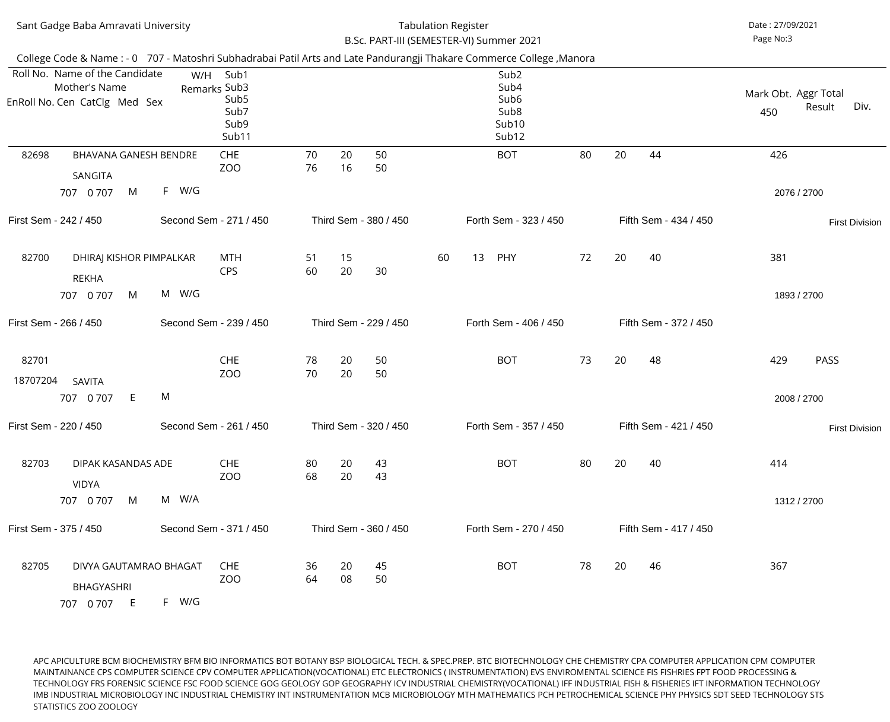Sant Gadge Baba Amravati University

Tabulation Register

B.Sc. PART-III (SEMESTER-VI) Summer 2021

Date : 27/09/2021

College Code & Name : - 0 707 - Matoshri Subhadrabai Patil Arts and Late Pandurangji Thakare Commerce College ,Manora

| Roll No. / EnRoll No. | Name of the Candidate / Mother's Name / Cen CatClg Med Sex | W/H Remarks | Sub1 / Sub3 / Sub5 / Sub7 / Sub9 / Sub11 | | | | | | Sub2 / Sub4 / Sub6 / Sub8 / Sub10 / Sub12 | | | | Mark Obt. 450 / Aggr Total | Result | Div. |
|---|---|---|---|---|---|---|---|---|---|---|---|---|---|---|---|
| 82698 | BHAVANA GANESH BENDRE / SANGITA / 707 0 707 M F | W/G | CHE | 70 | 20 | 50 | | | BOT | 80 | 20 | 44 | 426 | | |
| | | | ZOO | 76 | 16 | 50 | | | | | | | 2076 / 2700 | | First Division |
| First Sem - 242 / 450 | Second Sem - 271 / 450 | | Third Sem - 380 / 450 | | | | | | Forth Sem - 323 / 450 | | Fifth Sem - 434 / 450 | | | | |
| 82700 | DHIRAJ KISHOR PIMPALKAR / REKHA / 707 0 707 M M | W/G | MTH | 51 | 15 | | 60 | 13 | PHY | 72 | 20 | 40 | 381 | | |
| | | | CPS | 60 | 20 | 30 | | | | | | | 1893 / 2700 | | |
| First Sem - 266 / 450 | Second Sem - 239 / 450 | | Third Sem - 229 / 450 | | | | | | Forth Sem - 406 / 450 | | Fifth Sem - 372 / 450 | | | | |
| 82701 / 18707204 | SAVITA / 707 0 707 E M | | CHE | 78 | 20 | 50 | | | BOT | 73 | 20 | 48 | 429 | PASS | |
| | | | ZOO | 70 | 20 | 50 | | | | | | | 2008 / 2700 | | First Division |
| First Sem - 220 / 450 | Second Sem - 261 / 450 | | Third Sem - 320 / 450 | | | | | | Forth Sem - 357 / 450 | | Fifth Sem - 421 / 450 | | | | |
| 82703 | DIPAK KASANDAS ADE / VIDYA / 707 0 707 M M | W/A | CHE | 80 | 20 | 43 | | | BOT | 80 | 20 | 40 | 414 | | |
| | | | ZOO | 68 | 20 | 43 | | | | | | | 1312 / 2700 | | |
| First Sem - 375 / 450 | Second Sem - 371 / 450 | | Third Sem - 360 / 450 | | | | | | Forth Sem - 270 / 450 | | Fifth Sem - 417 / 450 | | | | |
| 82705 | DIVYA GAUTAMRAO BHAGAT / BHAGYASHRI / 707 0 707 E F | W/G | CHE | 36 | 20 | 45 | | | BOT | 78 | 20 | 46 | 367 | | |
| | | | ZOO | 64 | 08 | 50 | | | | | | | | | |

APC APICULTURE BCM BIOCHEMISTRY BFM BIO INFORMATICS BOT BOTANY BSP BIOLOGICAL TECH. & SPEC.PREP. BTC BIOTECHNOLOGY CHE CHEMISTRY CPA COMPUTER APPLICATION CPM COMPUTER MAINTAINANCE CPS COMPUTER SCIENCE CPV COMPUTER APPLICATION(VOCATIONAL) ETC ELECTRONICS ( INSTRUMENTATION) EVS ENVIROMENTAL SCIENCE FIS FISHRIES FPT FOOD PROCESSING & TECHNOLOGY FRS FORENSIC SCIENCE FSC FOOD SCIENCE GOG GEOLOGY GOP GEOGRAPHY ICV INDUSTRIAL CHEMISTRY(VOCATIONAL) IFF INDUSTRIAL FISH & FISHERIES IFT INFORMATION TECHNOLOGY IMB INDUSTRIAL MICROBIOLOGY INC INDUSTRIAL CHEMISTRY INT INSTRUMENTATION MCB MICROBIOLOGY MTH MATHEMATICS PCH PETROCHEMICAL SCIENCE PHY PHYSICS SDT SEED TECHNOLOGY STS STATISTICS ZOO ZOOLOGY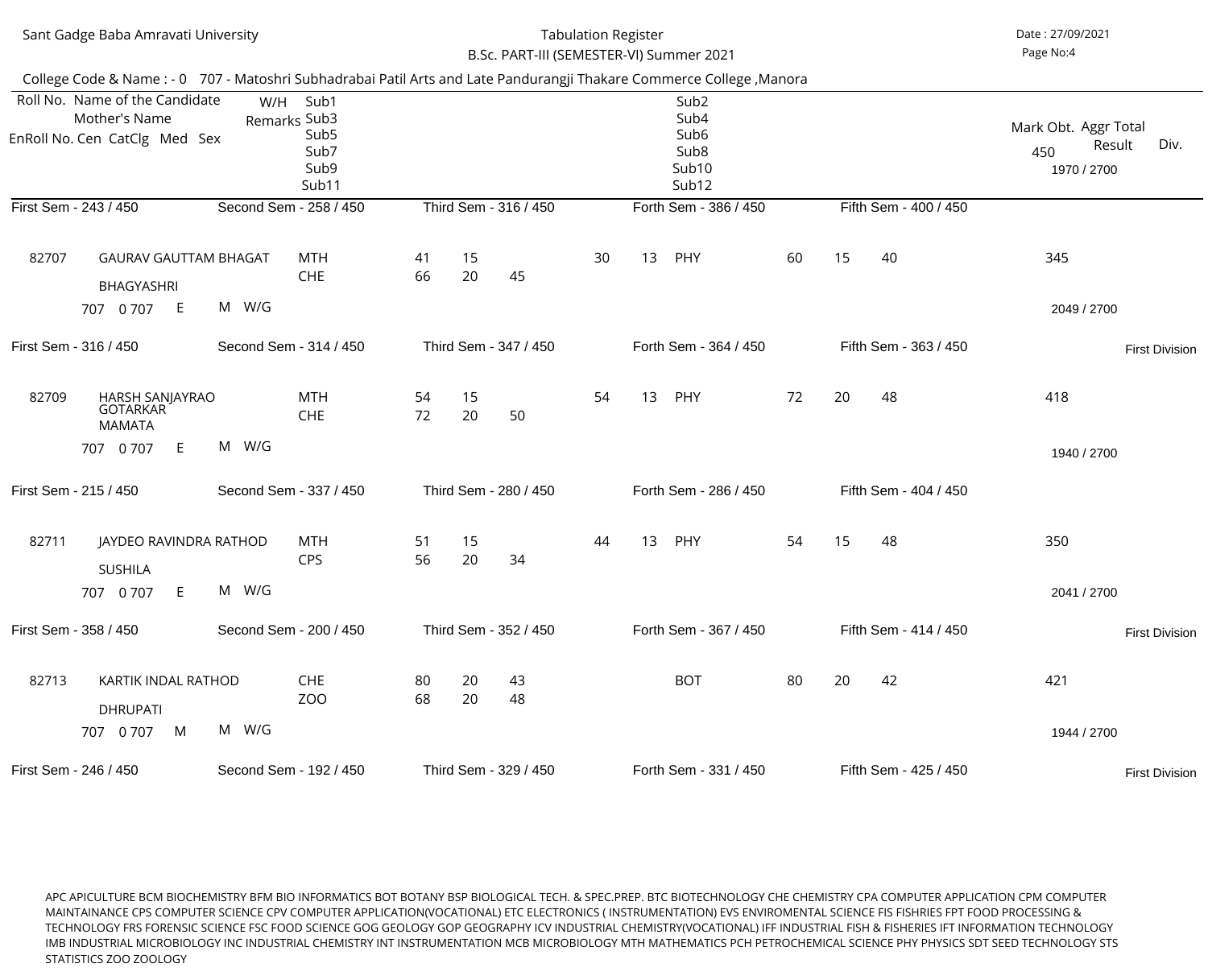Sant Gadge Baba Amravati University

Tabulation Register

B.Sc. PART-III (SEMESTER-VI) Summer 2021

Date : 27/09/2021

College Code & Name : - 0 707 - Matoshri Subhadrabai Patil Arts and Late Pandurangji Thakare Commerce College ,Manora

| Roll No. / Name of the Candidate / Mother's Name / EnRoll No. Cen CatClg Med Sex | W/H Remarks | Sub1 / Sub3 / Sub5 / Sub7 / Sub9 / Sub11 | | | | Sub2 / Sub4 / Sub6 / Sub8 / Sub10 / Sub12 | | | | | Mark Obt. 450 / Aggr Total 1970 / 2700 / Result | Div. |
|---|---|---|---|---|---|---|---|---|---|---|---|---|
| First Sem - 243 / 450 | Second Sem - 258 / 450 | Third Sem - 316 / 450 | | | | Forth Sem - 386 / 450 | | | | Fifth Sem - 400 / 450 | | |
| 82707 GAURAV GAUTTAM BHAGAT | | MTH | 41 | 15 | | 30 | 13 | PHY | 60 | 15 40 | 345 | |
| BHAGYASHRI | | CHE | 66 | 20 | 45 | | | | | | | |
| 707 0 707 E M | W/G | | | | | | | | | | 2049 / 2700 | |
| First Sem - 316 / 450 | Second Sem - 314 / 450 | Third Sem - 347 / 450 | | | | Forth Sem - 364 / 450 | | | | Fifth Sem - 363 / 450 | | First Division |
| 82709 HARSH SANJAYRAO GOTARKAR | | MTH | 54 | 15 | | 54 | 13 | PHY | 72 | 20 48 | 418 | |
| MAMATA | | CHE | 72 | 20 | 50 | | | | | | | |
| 707 0 707 E M | W/G | | | | | | | | | | 1940 / 2700 | |
| First Sem - 215 / 450 | Second Sem - 337 / 450 | Third Sem - 280 / 450 | | | | Forth Sem - 286 / 450 | | | | Fifth Sem - 404 / 450 | | |
| 82711 JAYDEO RAVINDRA RATHOD | | MTH | 51 | 15 | | 44 | 13 | PHY | 54 | 15 48 | 350 | |
| SUSHILA | | CPS | 56 | 20 | 34 | | | | | | | |
| 707 0 707 E M | W/G | | | | | | | | | | 2041 / 2700 | |
| First Sem - 358 / 450 | Second Sem - 200 / 450 | Third Sem - 352 / 450 | | | | Forth Sem - 367 / 450 | | | | Fifth Sem - 414 / 450 | | First Division |
| 82713 KARTIK INDAL RATHOD | | CHE | 80 | 20 | 43 | | | BOT | 80 | 20 42 | 421 | |
| DHRUPATI | | ZOO | 68 | 20 | 48 | | | | | | | |
| 707 0 707 M M | W/G | | | | | | | | | | 1944 / 2700 | |
| First Sem - 246 / 450 | Second Sem - 192 / 450 | Third Sem - 329 / 450 | | | | Forth Sem - 331 / 450 | | | | Fifth Sem - 425 / 450 | | First Division |

APC APICULTURE BCM BIOCHEMISTRY BFM BIO INFORMATICS BOT BOTANY BSP BIOLOGICAL TECH. & SPEC.PREP. BTC BIOTECHNOLOGY CHE CHEMISTRY CPA COMPUTER APPLICATION CPM COMPUTER MAINTAINANCE CPS COMPUTER SCIENCE CPV COMPUTER APPLICATION(VOCATIONAL) ETC ELECTRONICS ( INSTRUMENTATION) EVS ENVIROMENTAL SCIENCE FIS FISHRIES FPT FOOD PROCESSING & TECHNOLOGY FRS FORENSIC SCIENCE FSC FOOD SCIENCE GOG GEOLOGY GOP GEOGRAPHY ICV INDUSTRIAL CHEMISTRY(VOCATIONAL) IFF INDUSTRIAL FISH & FISHERIES IFT INFORMATION TECHNOLOGY IMB INDUSTRIAL MICROBIOLOGY INC INDUSTRIAL CHEMISTRY INT INSTRUMENTATION MCB MICROBIOLOGY MTH MATHEMATICS PCH PETROCHEMICAL SCIENCE PHY PHYSICS SDT SEED TECHNOLOGY STS STATISTICS ZOO ZOOLOGY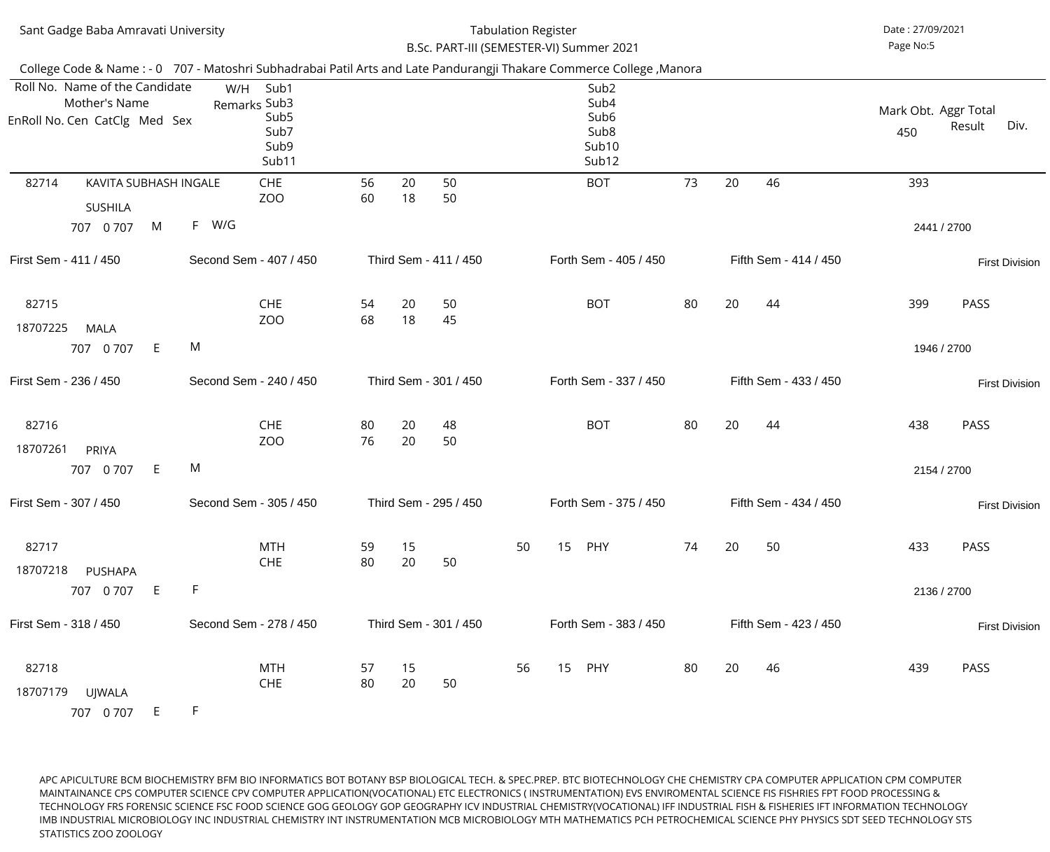Sant Gadge Baba Amravati University

Tabulation Register

B.Sc. PART-III (SEMESTER-VI) Summer 2021

Date : 27/09/2021

College Code & Name : - 0 707 - Matoshri Subhadrabai Patil Arts and Late Pandurangji Thakare Commerce College ,Manora

| Roll No. / EnRoll No. | Name of the Candidate / Mother's Name | Cen | CatClg | Med | Sex | W/H Remarks | Sub1 / Sub3 / Sub5 / Sub7 / Sub9 / Sub11 | | | | | | Sub2 / Sub4 / Sub6 / Sub8 / Sub10 / Sub12 | | | | Mark Obt. 450 | Aggr Total | Result | Div. |
|---|---|---|---|---|---|---|---|---|---|---|---|---|---|---|---|---|---|---|---|---|
| 82714 | KAVITA SUBHASH INGALE / SUSHILA | 707 | 0 707 | M | F | W/G | CHE | 56 | 20 | 50 | | | BOT | 73 | 20 | 46 | 393 | 2441 / 2700 | | First Division |
| | | | | | | | ZOO | 60 | 18 | 50 | | | | | | | | | | |
| 82715 / 18707225 | MALA | 707 | 0 707 | E | M | | CHE | 54 | 20 | 50 | | | BOT | 80 | 20 | 44 | 399 | 1946 / 2700 | PASS | First Division |
| | | | | | | | ZOO | 68 | 18 | 45 | | | | | | | | | | |
| 82716 / 18707261 | PRIYA | 707 | 0 707 | E | M | | CHE | 80 | 20 | 48 | | | BOT | 80 | 20 | 44 | 438 | 2154 / 2700 | PASS | First Division |
| | | | | | | | ZOO | 76 | 20 | 50 | | | | | | | | | | |
| 82717 / 18707218 | PUSHAPA | 707 | 0 707 | E | F | | MTH | 59 | 15 | | 50 | 15 | PHY | 74 | 20 | 50 | 433 | 2136 / 2700 | PASS | First Division |
| | | | | | | | CHE | 80 | 20 | 50 | | | | | | | | | | |
| 82718 / 18707179 | UJWALA | 707 | 0 707 | E | F | | MTH | 57 | 15 | | 56 | 15 | PHY | 80 | 20 | 46 | 439 | | PASS | |
| | | | | | | | CHE | 80 | 20 | 50 | | | | | | | | | | |

| Roll No. | First Sem | Second Sem | Third Sem | Forth Sem | Fifth Sem |
|---|---|---|---|---|---|
| 82714 | 411 / 450 | 407 / 450 | 411 / 450 | 405 / 450 | 414 / 450 |
| 82715 | 236 / 450 | 240 / 450 | 301 / 450 | 337 / 450 | 433 / 450 |
| 82716 | 307 / 450 | 305 / 450 | 295 / 450 | 375 / 450 | 434 / 450 |
| 82717 | 318 / 450 | 278 / 450 | 301 / 450 | 383 / 450 | 423 / 450 |

APC APICULTURE BCM BIOCHEMISTRY BFM BIO INFORMATICS BOT BOTANY BSP BIOLOGICAL TECH. & SPEC.PREP. BTC BIOTECHNOLOGY CHE CHEMISTRY CPA COMPUTER APPLICATION CPM COMPUTER MAINTAINANCE CPS COMPUTER SCIENCE CPV COMPUTER APPLICATION(VOCATIONAL) ETC ELECTRONICS ( INSTRUMENTATION) EVS ENVIROMENTAL SCIENCE FIS FISHRIES FPT FOOD PROCESSING & TECHNOLOGY FRS FORENSIC SCIENCE FSC FOOD SCIENCE GOG GEOLOGY GOP GEOGRAPHY ICV INDUSTRIAL CHEMISTRY(VOCATIONAL) IFF INDUSTRIAL FISH & FISHERIES IFT INFORMATION TECHNOLOGY IMB INDUSTRIAL MICROBIOLOGY INC INDUSTRIAL CHEMISTRY INT INSTRUMENTATION MCB MICROBIOLOGY MTH MATHEMATICS PCH PETROCHEMICAL SCIENCE PHY PHYSICS SDT SEED TECHNOLOGY STS STATISTICS ZOO ZOOLOGY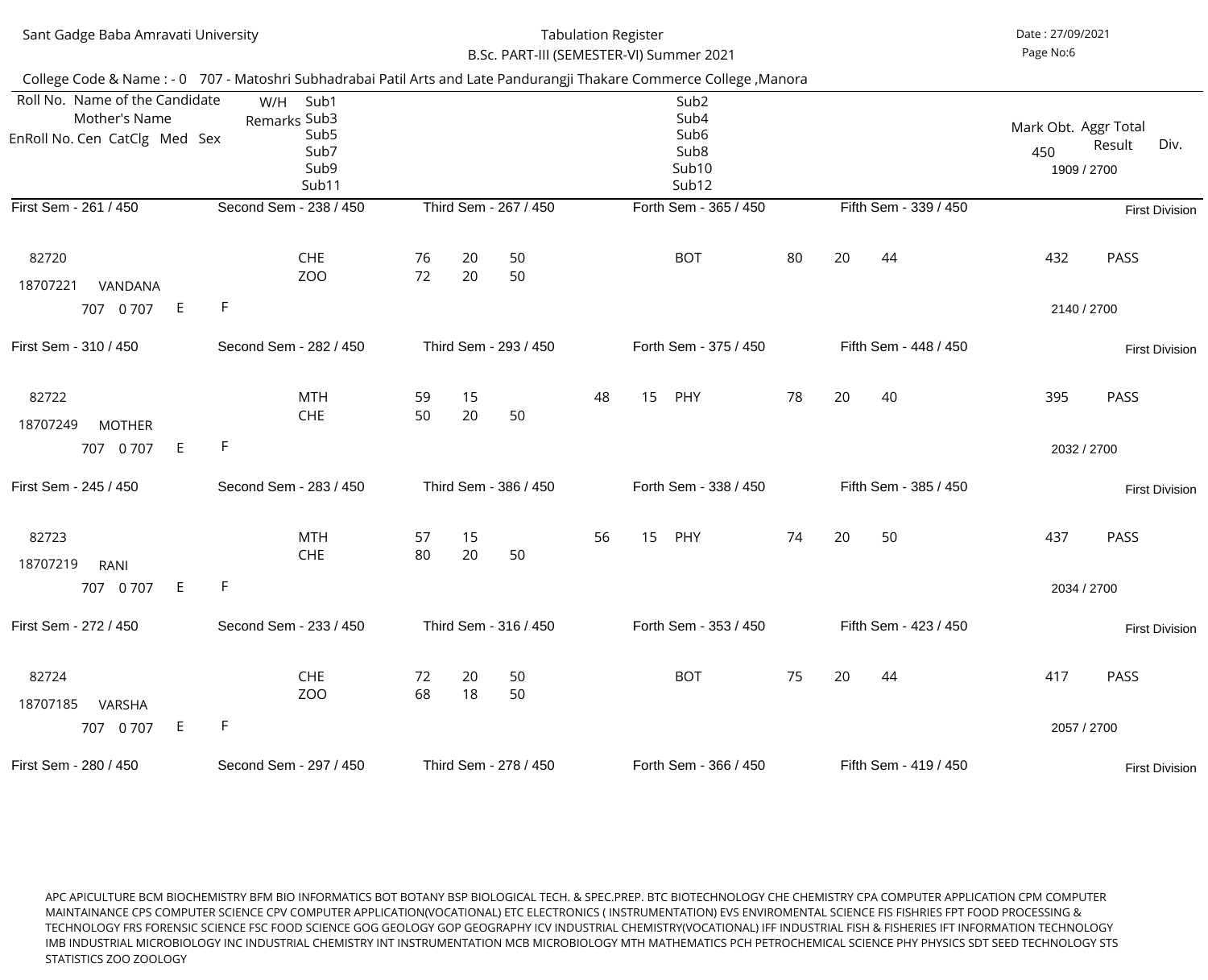Sant Gadge Baba Amravati University

Tabulation Register

B.Sc. PART-III (SEMESTER-VI) Summer 2021

Date : 27/09/2021

College Code & Name : - 0 707 - Matoshri Subhadrabai Patil Arts and Late Pandurangji Thakare Commerce College ,Manora

| Roll No. / Name of the Candidate / Mother's Name / EnRoll No. Cen CatClg Med Sex | W/H Remarks | Sub1 / Sub3 / Sub5 / Sub7 / Sub9 / Sub11 | | | | | | Sub2 / Sub4 / Sub6 / Sub8 / Sub10 / Sub12 | | | | Mark Obt. 450 | Aggr Total / Result | Div. |
|---|---|---|---|---|---|---|---|---|---|---|---|---|---|---|
| First Sem - 261 / 450 | Second Sem - 238 / 450 | Third Sem - 267 / 450 | | | | | | Forth Sem - 365 / 450 | | | Fifth Sem - 339 / 450 | | 1909 / 2700 | First Division |
| 82720 | | CHE | 76 | 20 | 50 | | | BOT | 80 | 20 | 44 | 432 | PASS | |
| 18707221 VANDANA | | ZOO | 72 | 20 | 50 | | | | | | | | | |
| 707 0 707 E F | | | | | | | | | | | | | 2140 / 2700 | |
| First Sem - 310 / 450 | Second Sem - 282 / 450 | Third Sem - 293 / 450 | | | | | | Forth Sem - 375 / 450 | | | Fifth Sem - 448 / 450 | | | First Division |
| 82722 | | MTH | 59 | 15 | | 48 | 15 | PHY | 78 | 20 | 40 | 395 | PASS | |
| 18707249 MOTHER | | CHE | 50 | 20 | 50 | | | | | | | | | |
| 707 0 707 E F | | | | | | | | | | | | | 2032 / 2700 | |
| First Sem - 245 / 450 | Second Sem - 283 / 450 | Third Sem - 386 / 450 | | | | | | Forth Sem - 338 / 450 | | | Fifth Sem - 385 / 450 | | | First Division |
| 82723 | | MTH | 57 | 15 | | 56 | 15 | PHY | 74 | 20 | 50 | 437 | PASS | |
| 18707219 RANI | | CHE | 80 | 20 | 50 | | | | | | | | | |
| 707 0 707 E F | | | | | | | | | | | | | 2034 / 2700 | |
| First Sem - 272 / 450 | Second Sem - 233 / 450 | Third Sem - 316 / 450 | | | | | | Forth Sem - 353 / 450 | | | Fifth Sem - 423 / 450 | | | First Division |
| 82724 | | CHE | 72 | 20 | 50 | | | BOT | 75 | 20 | 44 | 417 | PASS | |
| 18707185 VARSHA | | ZOO | 68 | 18 | 50 | | | | | | | | | |
| 707 0 707 E F | | | | | | | | | | | | | 2057 / 2700 | |
| First Sem - 280 / 450 | Second Sem - 297 / 450 | Third Sem - 278 / 450 | | | | | | Forth Sem - 366 / 450 | | | Fifth Sem - 419 / 450 | | | First Division |

APC APICULTURE BCM BIOCHEMISTRY BFM BIO INFORMATICS BOT BOTANY BSP BIOLOGICAL TECH. & SPEC.PREP. BTC BIOTECHNOLOGY CHE CHEMISTRY CPA COMPUTER APPLICATION CPM COMPUTER MAINTAINANCE CPS COMPUTER SCIENCE CPV COMPUTER APPLICATION(VOCATIONAL) ETC ELECTRONICS ( INSTRUMENTATION) EVS ENVIROMENTAL SCIENCE FIS FISHRIES FPT FOOD PROCESSING & TECHNOLOGY FRS FORENSIC SCIENCE FSC FOOD SCIENCE GOG GEOLOGY GOP GEOGRAPHY ICV INDUSTRIAL CHEMISTRY(VOCATIONAL) IFF INDUSTRIAL FISH & FISHERIES IFT INFORMATION TECHNOLOGY IMB INDUSTRIAL MICROBIOLOGY INC INDUSTRIAL CHEMISTRY INT INSTRUMENTATION MCB MICROBIOLOGY MTH MATHEMATICS PCH PETROCHEMICAL SCIENCE PHY PHYSICS SDT SEED TECHNOLOGY STS STATISTICS ZOO ZOOLOGY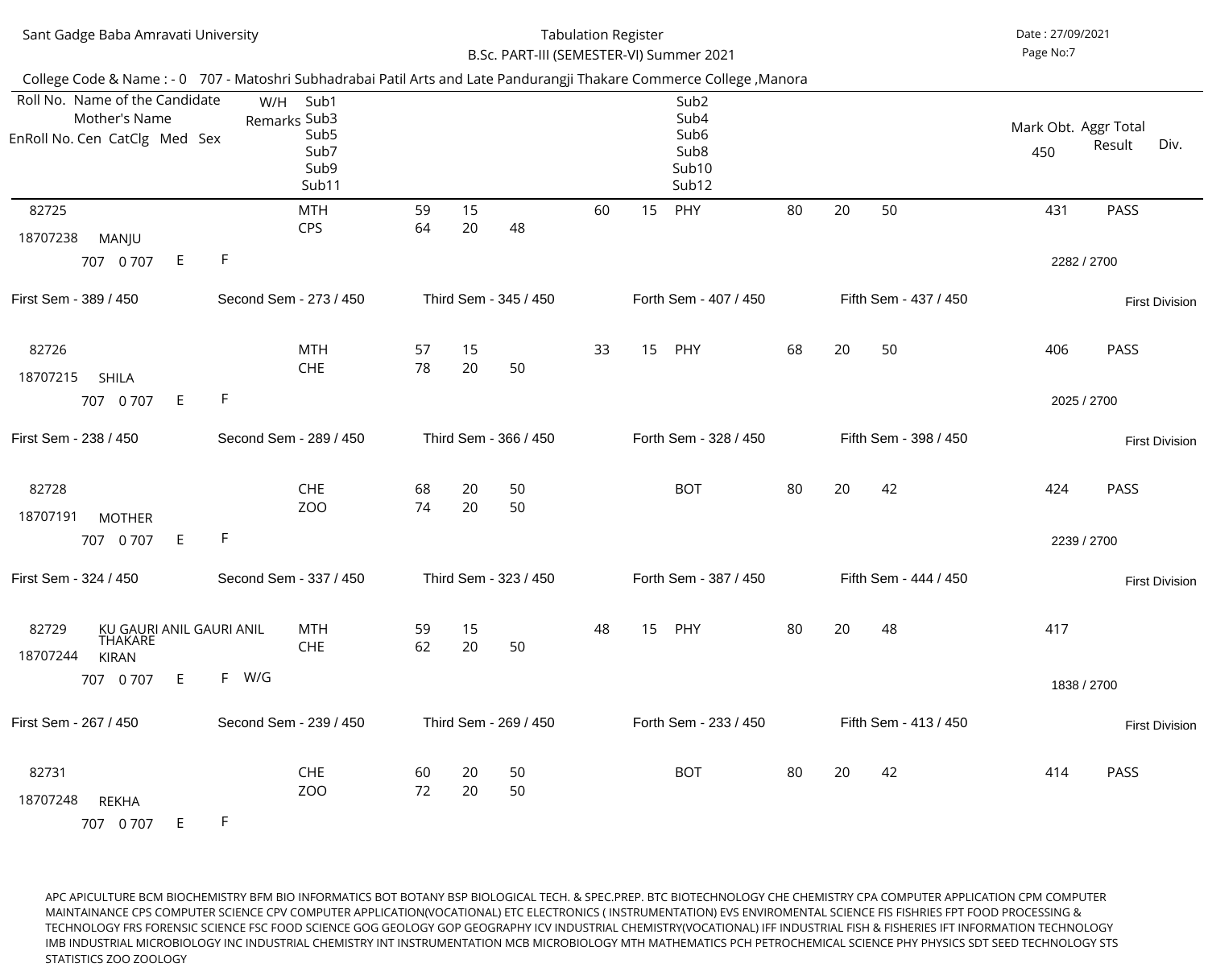Sant Gadge Baba Amravati University

Tabulation Register

B.Sc. PART-III (SEMESTER-VI) Summer 2021

Date : 27/09/2021

College Code & Name : - 0 707 - Matoshri Subhadrabai Patil Arts and Late Pandurangji Thakare Commerce College ,Manora

| Roll No. / Name of the Candidate / Mother's Name / EnRoll No. Cen CatClg Med Sex | W/H Remarks | Sub1 / Sub3 / Sub5 / Sub7 / Sub9 / Sub11 | | | | Sub2 / Sub4 / Sub6 / Sub8 / Sub10 / Sub12 | | | | | Mark Obt. 450 | Aggr Total / Result | Div. |
|---|---|---|---|---|---|---|---|---|---|---|---|---|---|
| 82725 | | MTH | 59 | 15 | | 60 | 15 | PHY | 80 | 20 | 50 | 431 | PASS |
| 18707238 MANJU | | CPS | 64 | 20 | 48 | | | | | | | | |
| 707 0 707 E F | | | | | | | | | | | | 2282 / 2700 | |
| First Sem - 389 / 450 | Second Sem - 273 / 450 | Third Sem - 345 / 450 | | | | Forth Sem - 407 / 450 | | | Fifth Sem - 437 / 450 | | | | First Division |
| 82726 | | MTH | 57 | 15 | | 33 | 15 | PHY | 68 | 20 | 50 | 406 | PASS |
| 18707215 SHILA | | CHE | 78 | 20 | 50 | | | | | | | | |
| 707 0 707 E F | | | | | | | | | | | | 2025 / 2700 | |
| First Sem - 238 / 450 | Second Sem - 289 / 450 | Third Sem - 366 / 450 | | | | Forth Sem - 328 / 450 | | | Fifth Sem - 398 / 450 | | | | First Division |
| 82728 | | CHE | 68 | 20 | 50 | | | BOT | 80 | 20 | 42 | 424 | PASS |
| 18707191 MOTHER | | ZOO | 74 | 20 | 50 | | | | | | | | |
| 707 0 707 E F | | | | | | | | | | | | 2239 / 2700 | |
| First Sem - 324 / 450 | Second Sem - 337 / 450 | Third Sem - 323 / 450 | | | | Forth Sem - 387 / 450 | | | Fifth Sem - 444 / 450 | | | | First Division |
| 82729 KU GAURI ANIL GAURI ANIL THAKARE | | MTH | 59 | 15 | | 48 | 15 | PHY | 80 | 20 | 48 | 417 | |
| 18707244 KIRAN | | CHE | 62 | 20 | 50 | | | | | | | | |
| 707 0 707 E F | W/G | | | | | | | | | | | 1838 / 2700 | |
| First Sem - 267 / 450 | Second Sem - 239 / 450 | Third Sem - 269 / 450 | | | | Forth Sem - 233 / 450 | | | Fifth Sem - 413 / 450 | | | | First Division |
| 82731 | | CHE | 60 | 20 | 50 | | | BOT | 80 | 20 | 42 | 414 | PASS |
| 18707248 REKHA | | ZOO | 72 | 20 | 50 | | | | | | | | |
| 707 0 707 E F | | | | | | | | | | | | | |

APC APICULTURE BCM BIOCHEMISTRY BFM BIO INFORMATICS BOT BOTANY BSP BIOLOGICAL TECH. & SPEC.PREP. BTC BIOTECHNOLOGY CHE CHEMISTRY CPA COMPUTER APPLICATION CPM COMPUTER MAINTAINANCE CPS COMPUTER SCIENCE CPV COMPUTER APPLICATION(VOCATIONAL) ETC ELECTRONICS ( INSTRUMENTATION) EVS ENVIROMENTAL SCIENCE FIS FISHRIES FPT FOOD PROCESSING & TECHNOLOGY FRS FORENSIC SCIENCE FSC FOOD SCIENCE GOG GEOLOGY GOP GEOGRAPHY ICV INDUSTRIAL CHEMISTRY(VOCATIONAL) IFF INDUSTRIAL FISH & FISHERIES IFT INFORMATION TECHNOLOGY IMB INDUSTRIAL MICROBIOLOGY INC INDUSTRIAL CHEMISTRY INT INSTRUMENTATION MCB MICROBIOLOGY MTH MATHEMATICS PCH PETROCHEMICAL SCIENCE PHY PHYSICS SDT SEED TECHNOLOGY STS STATISTICS ZOO ZOOLOGY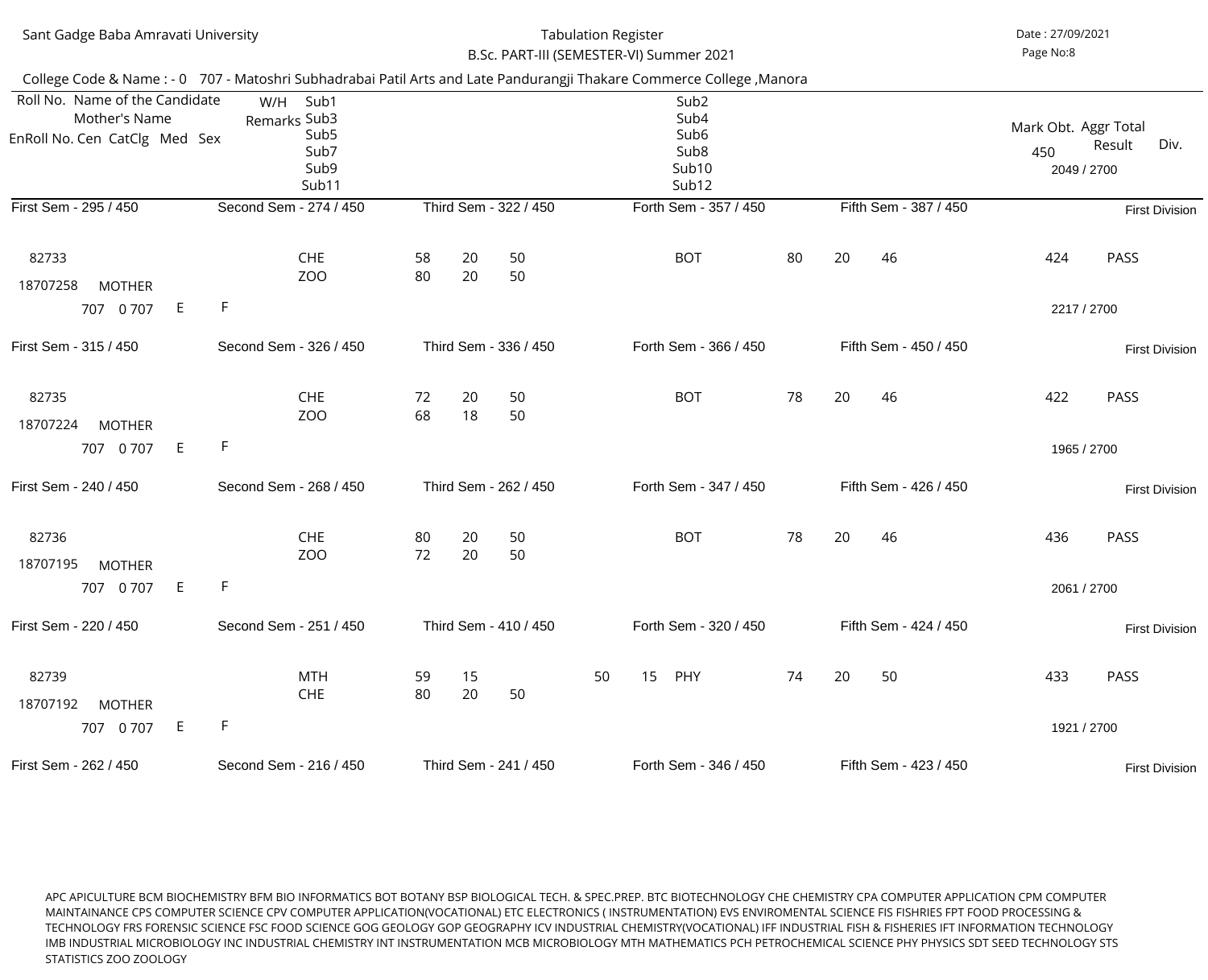Sant Gadge Baba Amravati University

Tabulation Register

B.Sc. PART-III (SEMESTER-VI) Summer 2021

Date : 27/09/2021

College Code & Name : - 0 707 - Matoshri Subhadrabai Patil Arts and Late Pandurangji Thakare Commerce College ,Manora

| Roll No. / Name of the Candidate / Mother's Name / EnRoll No. Cen CatClg Med Sex | W/H Remarks | Sub1 / Sub3 / Sub5 / Sub7 / Sub9 / Sub11 | | | | | Sub2 / Sub4 / Sub6 / Sub8 / Sub10 / Sub12 | | | | Mark Obt. 450 | Result | Aggr Total / Div. |
|---|---|---|---|---|---|---|---|---|---|---|---|---|---|
| First Sem - 295 / 450 | | Second Sem - 274 / 450 | | Third Sem - 322 / 450 | | | Forth Sem - 357 / 450 | | Fifth Sem - 387 / 450 | | | | 2049 / 2700 First Division |
| 82733 | | CHE | 58 | 20 | 50 | | BOT | 80 | 20 | 46 | 424 | PASS | |
| 18707258 MOTHER | | ZOO | 80 | 20 | 50 | | | | | | | | |
| 707 0 707 E F | | | | | | | | | | | | | 2217 / 2700 |
| First Sem - 315 / 450 | | Second Sem - 326 / 450 | | Third Sem - 336 / 450 | | | Forth Sem - 366 / 450 | | Fifth Sem - 450 / 450 | | | | First Division |
| 82735 | | CHE | 72 | 20 | 50 | | BOT | 78 | 20 | 46 | 422 | PASS | |
| 18707224 MOTHER | | ZOO | 68 | 18 | 50 | | | | | | | | |
| 707 0 707 E F | | | | | | | | | | | | | 1965 / 2700 |
| First Sem - 240 / 450 | | Second Sem - 268 / 450 | | Third Sem - 262 / 450 | | | Forth Sem - 347 / 450 | | Fifth Sem - 426 / 450 | | | | First Division |
| 82736 | | CHE | 80 | 20 | 50 | | BOT | 78 | 20 | 46 | 436 | PASS | |
| 18707195 MOTHER | | ZOO | 72 | 20 | 50 | | | | | | | | |
| 707 0 707 E F | | | | | | | | | | | | | 2061 / 2700 |
| First Sem - 220 / 450 | | Second Sem - 251 / 450 | | Third Sem - 410 / 450 | | | Forth Sem - 320 / 450 | | Fifth Sem - 424 / 450 | | | | First Division |
| 82739 | | MTH | 59 | 15 | | 50 15 | PHY | 74 | 20 | 50 | 433 | PASS | |
| 18707192 MOTHER | | CHE | 80 | 20 | 50 | | | | | | | | |
| 707 0 707 E F | | | | | | | | | | | | | 1921 / 2700 |
| First Sem - 262 / 450 | | Second Sem - 216 / 450 | | Third Sem - 241 / 450 | | | Forth Sem - 346 / 450 | | Fifth Sem - 423 / 450 | | | | First Division |

APC APICULTURE BCM BIOCHEMISTRY BFM BIO INFORMATICS BOT BOTANY BSP BIOLOGICAL TECH. & SPEC.PREP. BTC BIOTECHNOLOGY CHE CHEMISTRY CPA COMPUTER APPLICATION CPM COMPUTER MAINTAINANCE CPS COMPUTER SCIENCE CPV COMPUTER APPLICATION(VOCATIONAL) ETC ELECTRONICS ( INSTRUMENTATION) EVS ENVIROMENTAL SCIENCE FIS FISHRIES FPT FOOD PROCESSING & TECHNOLOGY FRS FORENSIC SCIENCE FSC FOOD SCIENCE GOG GEOLOGY GOP GEOGRAPHY ICV INDUSTRIAL CHEMISTRY(VOCATIONAL) IFF INDUSTRIAL FISH & FISHERIES IFT INFORMATION TECHNOLOGY IMB INDUSTRIAL MICROBIOLOGY INC INDUSTRIAL CHEMISTRY INT INSTRUMENTATION MCB MICROBIOLOGY MTH MATHEMATICS PCH PETROCHEMICAL SCIENCE PHY PHYSICS SDT SEED TECHNOLOGY STS STATISTICS ZOO ZOOLOGY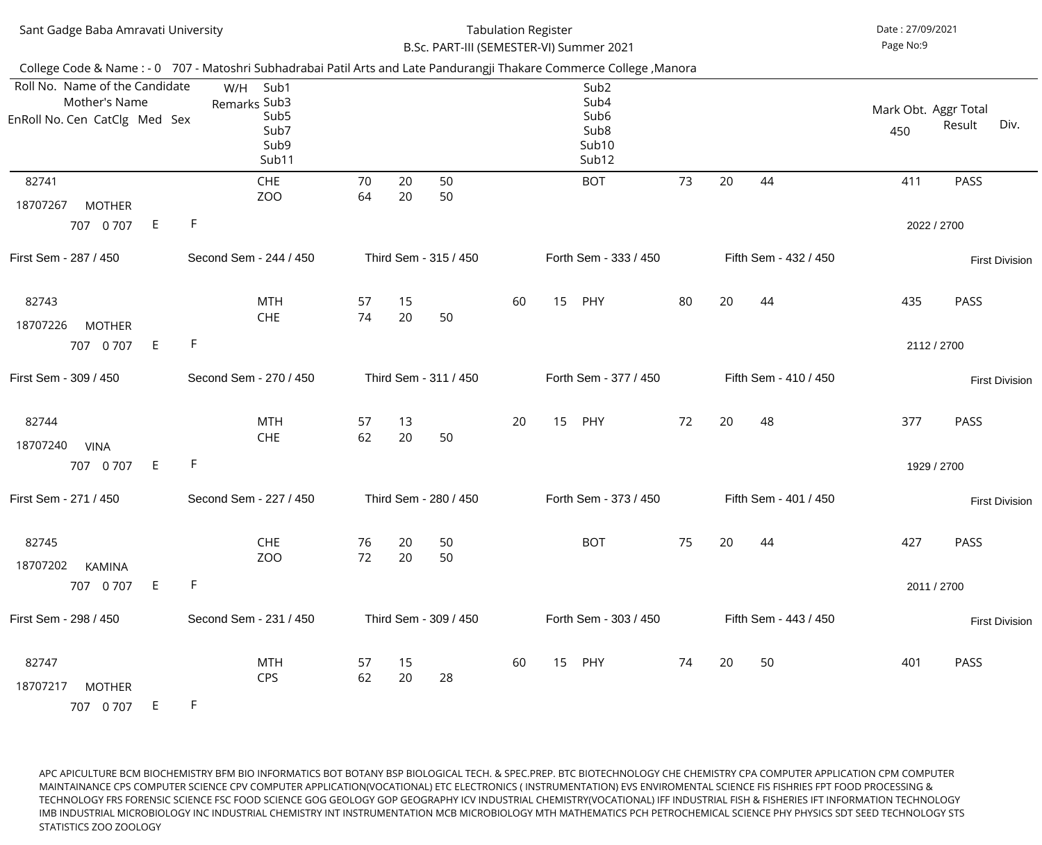Sant Gadge Baba Amravati University

Tabulation Register

B.Sc. PART-III (SEMESTER-VI) Summer 2021

Date : 27/09/2021

College Code & Name : - 0 707 - Matoshri Subhadrabai Patil Arts and Late Pandurangji Thakare Commerce College ,Manora

| Roll No. Name of the Candidate / Mother's Name / EnRoll No. Cen CatClg Med Sex | W/H Remarks | Sub1 / Sub3 / Sub5 / Sub7 / Sub9 / Sub11 | | | | | | Sub2 / Sub4 / Sub6 / Sub8 / Sub10 / Sub12 | | | | Mark Obt. 450 | Aggr Total Result | Div. |
|---|---|---|---|---|---|---|---|---|---|---|---|---|---|---|
| 82741 / 18707267 MOTHER / 707 0 707 E F | | CHE | 70 | 20 | 50 | | | BOT | 73 | 20 | 44 | 411 | PASS | |
| | | ZOO | 64 | 20 | 50 | | | | | | | | 2022 / 2700 | |
| First Sem - 287 / 450 | Second Sem - 244 / 450 | Third Sem - 315 / 450 | | | | | | Forth Sem - 333 / 450 | | | Fifth Sem - 432 / 450 | | | First Division |
| 82743 / 18707226 MOTHER / 707 0 707 E F | | MTH | 57 | 15 | | 60 | 15 | PHY | 80 | 20 | 44 | 435 | PASS | |
| | | CHE | 74 | 20 | 50 | | | | | | | | 2112 / 2700 | |
| First Sem - 309 / 450 | Second Sem - 270 / 450 | Third Sem - 311 / 450 | | | | | | Forth Sem - 377 / 450 | | | Fifth Sem - 410 / 450 | | | First Division |
| 82744 / 18707240 VINA / 707 0 707 E F | | MTH | 57 | 13 | | 20 | 15 | PHY | 72 | 20 | 48 | 377 | PASS | |
| | | CHE | 62 | 20 | 50 | | | | | | | | 1929 / 2700 | |
| First Sem - 271 / 450 | Second Sem - 227 / 450 | Third Sem - 280 / 450 | | | | | | Forth Sem - 373 / 450 | | | Fifth Sem - 401 / 450 | | | First Division |
| 82745 / 18707202 KAMINA / 707 0 707 E F | | CHE | 76 | 20 | 50 | | | BOT | 75 | 20 | 44 | 427 | PASS | |
| | | ZOO | 72 | 20 | 50 | | | | | | | | 2011 / 2700 | |
| First Sem - 298 / 450 | Second Sem - 231 / 450 | Third Sem - 309 / 450 | | | | | | Forth Sem - 303 / 450 | | | Fifth Sem - 443 / 450 | | | First Division |
| 82747 / 18707217 MOTHER / 707 0 707 E F | | MTH | 57 | 15 | | 60 | 15 | PHY | 74 | 20 | 50 | 401 | PASS | |
| | | CPS | 62 | 20 | 28 | | | | | | | | | |

APC APICULTURE BCM BIOCHEMISTRY BFM BIO INFORMATICS BOT BOTANY BSP BIOLOGICAL TECH. & SPEC.PREP. BTC BIOTECHNOLOGY CHE CHEMISTRY CPA COMPUTER APPLICATION CPM COMPUTER MAINTAINANCE CPS COMPUTER SCIENCE CPV COMPUTER APPLICATION(VOCATIONAL) ETC ELECTRONICS ( INSTRUMENTATION) EVS ENVIROMENTAL SCIENCE FIS FISHRIES FPT FOOD PROCESSING & TECHNOLOGY FRS FORENSIC SCIENCE FSC FOOD SCIENCE GOG GEOLOGY GOP GEOGRAPHY ICV INDUSTRIAL CHEMISTRY(VOCATIONAL) IFF INDUSTRIAL FISH & FISHERIES IFT INFORMATION TECHNOLOGY IMB INDUSTRIAL MICROBIOLOGY INC INDUSTRIAL CHEMISTRY INT INSTRUMENTATION MCB MICROBIOLOGY MTH MATHEMATICS PCH PETROCHEMICAL SCIENCE PHY PHYSICS SDT SEED TECHNOLOGY STS STATISTICS ZOO ZOOLOGY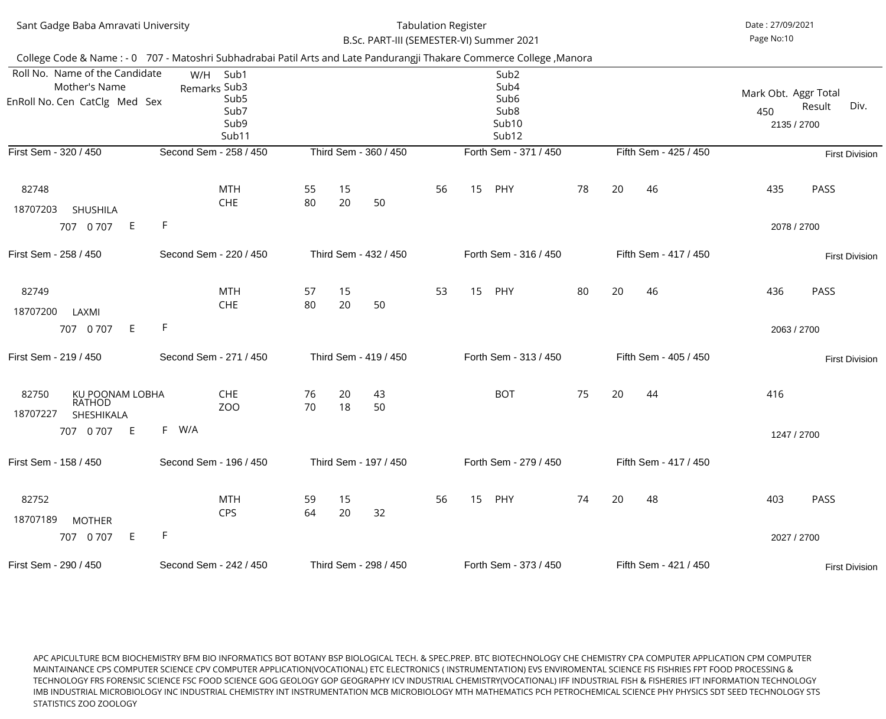Sant Gadge Baba Amravati University

Tabulation Register

B.Sc. PART-III (SEMESTER-VI) Summer 2021

Date : 27/09/2021

College Code & Name : - 0 707 - Matoshri Subhadrabai Patil Arts and Late Pandurangji Thakare Commerce College ,Manora

| Roll No. / EnRoll No. Cen CatClg Med Sex | Name of the Candidate / Mother's Name | W/H Remarks | Sub1 / Sub3 / Sub5 / Sub7 / Sub9 / Sub11 | | | | Sub2 / Sub4 / Sub6 / Sub8 / Sub10 / Sub12 | | | | | Mark Obt. 450 | Aggr Total Result | Div. |
|---|---|---|---|---|---|---|---|---|---|---|---|---|---|---|
| | | | | | | | | | | | | | 2135 / 2700 | |
| First Sem - 320 / 450 | Second Sem - 258 / 450 | | Third Sem - 360 / 450 | | | | Forth Sem - 371 / 450 | | | | Fifth Sem - 425 / 450 | | | First Division |
| 82748 | | | MTH | 55 | 15 | | 56 | 15 | PHY | 78 | 20 | 435 | PASS | |
| | | | | | | | | | | | 46 | | | |
| 18707203 | SHUSHILA | | CHE | 80 | 20 | 50 | | | | | | | | |
| 707 0 707 E F | | | | | | | | | | | | | 2078 / 2700 | |
| First Sem - 258 / 450 | Second Sem - 220 / 450 | | Third Sem - 432 / 450 | | | | Forth Sem - 316 / 450 | | | | Fifth Sem - 417 / 450 | | | First Division |
| 82749 | | | MTH | 57 | 15 | | 53 | 15 | PHY | 80 | 20 | 436 | PASS | |
| | | | | | | | | | | | 46 | | | |
| 18707200 | LAXMI | | CHE | 80 | 20 | 50 | | | | | | | | |
| 707 0 707 E F | | | | | | | | | | | | | 2063 / 2700 | |
| First Sem - 219 / 450 | Second Sem - 271 / 450 | | Third Sem - 419 / 450 | | | | Forth Sem - 313 / 450 | | | | Fifth Sem - 405 / 450 | | | First Division |
| 82750 | KU POONAM LOBHA RATHOD | | CHE | 76 | 20 | 43 | | | BOT | 75 | 20 | 416 | | |
| | | | | | | | | | | | 44 | | | |
| 18707227 | SHESHIKALA | | ZOO | 70 | 18 | 50 | | | | | | | | |
| 707 0 707 E F | | W/A | | | | | | | | | | | 1247 / 2700 | |
| First Sem - 158 / 450 | Second Sem - 196 / 450 | | Third Sem - 197 / 450 | | | | Forth Sem - 279 / 450 | | | | Fifth Sem - 417 / 450 | | | |
| 82752 | | | MTH | 59 | 15 | | 56 | 15 | PHY | 74 | 20 | 403 | PASS | |
| | | | | | | | | | | | 48 | | | |
| 18707189 | MOTHER | | CPS | 64 | 20 | 32 | | | | | | | | |
| 707 0 707 E F | | | | | | | | | | | | | 2027 / 2700 | |
| First Sem - 290 / 450 | Second Sem - 242 / 450 | | Third Sem - 298 / 450 | | | | Forth Sem - 373 / 450 | | | | Fifth Sem - 421 / 450 | | | First Division |

APC APICULTURE BCM BIOCHEMISTRY BFM BIO INFORMATICS BOT BOTANY BSP BIOLOGICAL TECH. & SPEC.PREP. BTC BIOTECHNOLOGY CHE CHEMISTRY CPA COMPUTER APPLICATION CPM COMPUTER MAINTAINANCE CPS COMPUTER SCIENCE CPV COMPUTER APPLICATION(VOCATIONAL) ETC ELECTRONICS ( INSTRUMENTATION) EVS ENVIROMENTAL SCIENCE FIS FISHRIES FPT FOOD PROCESSING & TECHNOLOGY FRS FORENSIC SCIENCE FSC FOOD SCIENCE GOG GEOLOGY GOP GEOGRAPHY ICV INDUSTRIAL CHEMISTRY(VOCATIONAL) IFF INDUSTRIAL FISH & FISHERIES IFT INFORMATION TECHNOLOGY IMB INDUSTRIAL MICROBIOLOGY INC INDUSTRIAL CHEMISTRY INT INSTRUMENTATION MCB MICROBIOLOGY MTH MATHEMATICS PCH PETROCHEMICAL SCIENCE PHY PHYSICS SDT SEED TECHNOLOGY STS STATISTICS ZOO ZOOLOGY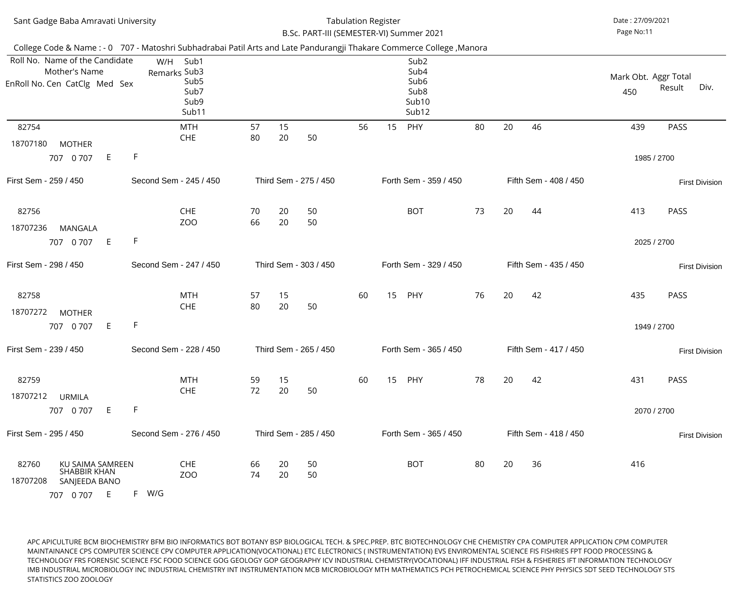Sant Gadge Baba Amravati University

Tabulation Register

B.Sc. PART-III (SEMESTER-VI) Summer 2021

Date : 27/09/2021

College Code & Name : - 0 707 - Matoshri Subhadrabai Patil Arts and Late Pandurangji Thakare Commerce College ,Manora

| Roll No. / EnRoll No. | Name of the Candidate / Mother's Name | Cen | CatClg | Med | Sex | W/H Remarks | Sub1/Sub3/Sub5/Sub7/Sub9/Sub11 | | | | Sub2/Sub4/Sub6/Sub8/Sub10/Sub12 | | | | | Mark Obt. 450 | Aggr Total | Result | Div. |
|---|---|---|---|---|---|---|---|---|---|---|---|---|---|---|---|---|---|---|---|
| 82754 / 18707180 | MOTHER | 707 | 0 707 | E | F | | MTH | 57 | 15 | | 56 | 15 | PHY | 80 | 20 | 46 | 439 | 1985 / 2700 | PASS | First Division |
| | | | | | | | CHE | 80 | 20 | 50 | | | | | | | | | | |
| 82756 / 18707236 | MANGALA | 707 | 0 707 | E | F | | CHE | 70 | 20 | 50 | | | BOT | 73 | 20 | 44 | 413 | 2025 / 2700 | PASS | First Division |
| | | | | | | | ZOO | 66 | 20 | 50 | | | | | | | | | | |
| 82758 / 18707272 | MOTHER | 707 | 0 707 | E | F | | MTH | 57 | 15 | | 60 | 15 | PHY | 76 | 20 | 42 | 435 | 1949 / 2700 | PASS | First Division |
| | | | | | | | CHE | 80 | 20 | 50 | | | | | | | | | | |
| 82759 / 18707212 | URMILA | 707 | 0 707 | E | F | | MTH | 59 | 15 | | 60 | 15 | PHY | 78 | 20 | 42 | 431 | 2070 / 2700 | PASS | First Division |
| | | | | | | | CHE | 72 | 20 | 50 | | | | | | | | | | |
| 82760 / 18707208 | KU SAIMA SAMREEN SHABBIR KHAN / SANJEEDA BANO | 707 | 0 707 | E | F | W/G | CHE | 66 | 20 | 50 | | | BOT | 80 | 20 | 36 | 416 | | | |
| | | | | | | | ZOO | 74 | 20 | 50 | | | | | | | | | | |

Semester-wise marks:

| Roll No. | First Sem | Second Sem | Third Sem | Forth Sem | Fifth Sem |
|---|---|---|---|---|---|
| 82754 | 259 / 450 | 245 / 450 | 275 / 450 | 359 / 450 | 408 / 450 |
| 82756 | 298 / 450 | 247 / 450 | 303 / 450 | 329 / 450 | 435 / 450 |
| 82758 | 239 / 450 | 228 / 450 | 265 / 450 | 365 / 450 | 417 / 450 |
| 82759 | 295 / 450 | 276 / 450 | 285 / 450 | 365 / 450 | 418 / 450 |

APC APICULTURE BCM BIOCHEMISTRY BFM BIO INFORMATICS BOT BOTANY BSP BIOLOGICAL TECH. & SPEC.PREP. BTC BIOTECHNOLOGY CHE CHEMISTRY CPA COMPUTER APPLICATION CPM COMPUTER MAINTAINANCE CPS COMPUTER SCIENCE CPV COMPUTER APPLICATION(VOCATIONAL) ETC ELECTRONICS ( INSTRUMENTATION) EVS ENVIROMENTAL SCIENCE FIS FISHRIES FPT FOOD PROCESSING & TECHNOLOGY FRS FORENSIC SCIENCE FSC FOOD SCIENCE GOG GEOLOGY GOP GEOGRAPHY ICV INDUSTRIAL CHEMISTRY(VOCATIONAL) IFF INDUSTRIAL FISH & FISHERIES IFT INFORMATION TECHNOLOGY IMB INDUSTRIAL MICROBIOLOGY INC INDUSTRIAL CHEMISTRY INT INSTRUMENTATION MCB MICROBIOLOGY MTH MATHEMATICS PCH PETROCHEMICAL SCIENCE PHY PHYSICS SDT SEED TECHNOLOGY STS STATISTICS ZOO ZOOLOGY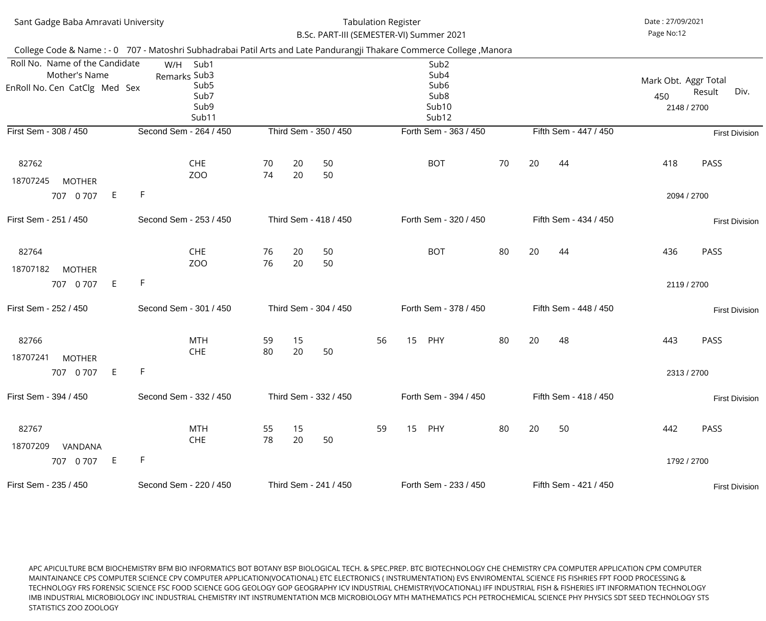Sant Gadge Baba Amravati University

Tabulation Register

B.Sc. PART-III (SEMESTER-VI) Summer 2021

Date : 27/09/2021

College Code & Name : - 0 707 - Matoshri Subhadrabai Patil Arts and Late Pandurangji Thakare Commerce College ,Manora

| Roll No. Name of the Candidate / Mother's Name / EnRoll No. Cen CatClg Med Sex | W/H Remarks | Sub1 / Sub3 / Sub5 / Sub7 / Sub9 / Sub11 | | | | | | Sub2 / Sub4 / Sub6 / Sub8 / Sub10 / Sub12 | | | | Mark Obt. 450 | Aggr Total | Result | Div. |
|---|---|---|---|---|---|---|---|---|---|---|---|---|---|---|---|
| | | | | | | | | | | | | | 2148 / 2700 | | |
| First Sem - 308 / 450 | Second Sem - 264 / 450 | Third Sem - 350 / 450 | | | | | | Forth Sem - 363 / 450 | Fifth Sem - 447 / 450 | | | | | | First Division |
| 82762 | | CHE | 70 | 20 | 50 | | | BOT | 70 | 20 | 44 | 418 | | PASS | |
| 18707245 MOTHER | | ZOO | 74 | 20 | 50 | | | | | | | | | | |
| 707 0 707 E F | | | | | | | | | | | | | 2094 / 2700 | | |
| First Sem - 251 / 450 | Second Sem - 253 / 450 | Third Sem - 418 / 450 | | | | | | Forth Sem - 320 / 450 | Fifth Sem - 434 / 450 | | | | | | First Division |
| 82764 | | CHE | 76 | 20 | 50 | | | BOT | 80 | 20 | 44 | 436 | | PASS | |
| 18707182 MOTHER | | ZOO | 76 | 20 | 50 | | | | | | | | | | |
| 707 0 707 E F | | | | | | | | | | | | | 2119 / 2700 | | |
| First Sem - 252 / 450 | Second Sem - 301 / 450 | Third Sem - 304 / 450 | | | | | | Forth Sem - 378 / 450 | Fifth Sem - 448 / 450 | | | | | | First Division |
| 82766 | | MTH | 59 | 15 | | 56 | 15 | PHY | 80 | 20 | 48 | 443 | | PASS | |
| 18707241 MOTHER | | CHE | 80 | 20 | 50 | | | | | | | | | | |
| 707 0 707 E F | | | | | | | | | | | | | 2313 / 2700 | | |
| First Sem - 394 / 450 | Second Sem - 332 / 450 | Third Sem - 332 / 450 | | | | | | Forth Sem - 394 / 450 | Fifth Sem - 418 / 450 | | | | | | First Division |
| 82767 | | MTH | 55 | 15 | | 59 | 15 | PHY | 80 | 20 | 50 | 442 | | PASS | |
| 18707209 VANDANA | | CHE | 78 | 20 | 50 | | | | | | | | | | |
| 707 0 707 E F | | | | | | | | | | | | | 1792 / 2700 | | |
| First Sem - 235 / 450 | Second Sem - 220 / 450 | Third Sem - 241 / 450 | | | | | | Forth Sem - 233 / 450 | Fifth Sem - 421 / 450 | | | | | | First Division |

APC APICULTURE BCM BIOCHEMISTRY BFM BIO INFORMATICS BOT BOTANY BSP BIOLOGICAL TECH. & SPEC.PREP. BTC BIOTECHNOLOGY CHE CHEMISTRY CPA COMPUTER APPLICATION CPM COMPUTER MAINTAINANCE CPS COMPUTER SCIENCE CPV COMPUTER APPLICATION(VOCATIONAL) ETC ELECTRONICS ( INSTRUMENTATION) EVS ENVIROMENTAL SCIENCE FIS FISHRIES FPT FOOD PROCESSING & TECHNOLOGY FRS FORENSIC SCIENCE FSC FOOD SCIENCE GOG GEOLOGY GOP GEOGRAPHY ICV INDUSTRIAL CHEMISTRY(VOCATIONAL) IFF INDUSTRIAL FISH & FISHERIES IFT INFORMATION TECHNOLOGY IMB INDUSTRIAL MICROBIOLOGY INC INDUSTRIAL CHEMISTRY INT INSTRUMENTATION MCB MICROBIOLOGY MTH MATHEMATICS PCH PETROCHEMICAL SCIENCE PHY PHYSICS SDT SEED TECHNOLOGY STS STATISTICS ZOO ZOOLOGY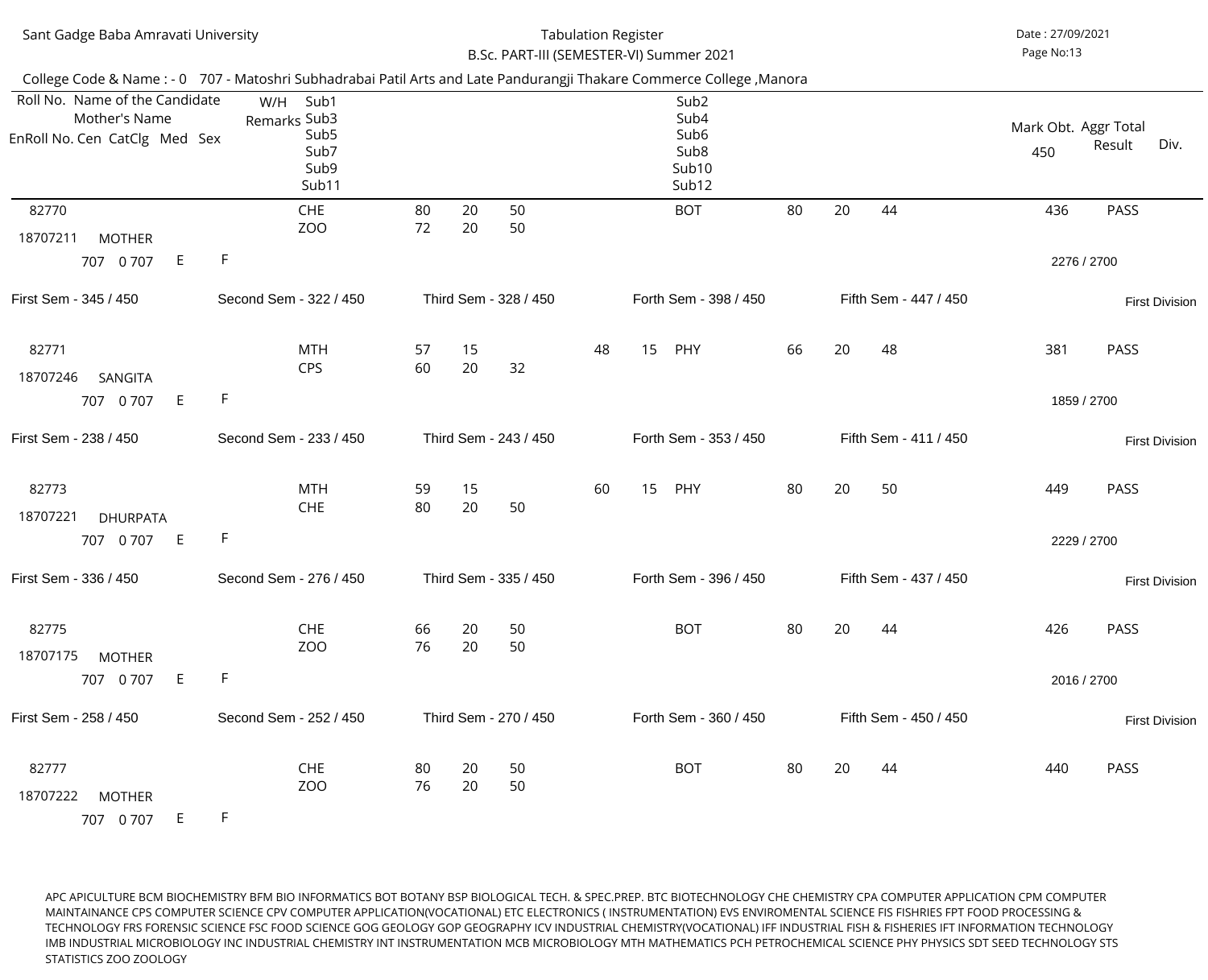Sant Gadge Baba Amravati University

Tabulation Register

B.Sc. PART-III (SEMESTER-VI) Summer 2021

Date : 27/09/2021

College Code & Name : - 0 707 - Matoshri Subhadrabai Patil Arts and Late Pandurangji Thakare Commerce College ,Manora

| Roll No. Name of the Candidate / Mother's Name / EnRoll No. Cen CatClg Med Sex | W/H Remarks | Sub1 / Sub3 / Sub5 / Sub7 / Sub9 / Sub11 | | | | | | Sub2 / Sub4 / Sub6 / Sub8 / Sub10 / Sub12 | | | | Mark Obt. 450 | Aggr Total Result | Div. |
|---|---|---|---|---|---|---|---|---|---|---|---|---|---|---|
| 82770 | | CHE | 80 | 20 | 50 | | | BOT | 80 | 20 | 44 | 436 | PASS | |
| 18707211 MOTHER | | ZOO | 72 | 20 | 50 | | | | | | | | | |
| 707 0 707 E F | | | | | | | | | | | | | 2276 / 2700 | |
| First Sem - 345 / 450 | | Second Sem - 322 / 450 | Third Sem - 328 / 450 | | | | | Forth Sem - 398 / 450 | | Fifth Sem - 447 / 450 | | | | First Division |
| 82771 | | MTH | 57 | 15 | | 48 | 15 | PHY | 66 | 20 | 48 | 381 | PASS | |
| 18707246 SANGITA | | CPS | 60 | 20 | 32 | | | | | | | | | |
| 707 0 707 E F | | | | | | | | | | | | | 1859 / 2700 | |
| First Sem - 238 / 450 | | Second Sem - 233 / 450 | Third Sem - 243 / 450 | | | | | Forth Sem - 353 / 450 | | Fifth Sem - 411 / 450 | | | | First Division |
| 82773 | | MTH | 59 | 15 | | 60 | 15 | PHY | 80 | 20 | 50 | 449 | PASS | |
| 18707221 DHURPATA | | CHE | 80 | 20 | 50 | | | | | | | | | |
| 707 0 707 E F | | | | | | | | | | | | | 2229 / 2700 | |
| First Sem - 336 / 450 | | Second Sem - 276 / 450 | Third Sem - 335 / 450 | | | | | Forth Sem - 396 / 450 | | Fifth Sem - 437 / 450 | | | | First Division |
| 82775 | | CHE | 66 | 20 | 50 | | | BOT | 80 | 20 | 44 | 426 | PASS | |
| 18707175 MOTHER | | ZOO | 76 | 20 | 50 | | | | | | | | | |
| 707 0 707 E F | | | | | | | | | | | | | 2016 / 2700 | |
| First Sem - 258 / 450 | | Second Sem - 252 / 450 | Third Sem - 270 / 450 | | | | | Forth Sem - 360 / 450 | | Fifth Sem - 450 / 450 | | | | First Division |
| 82777 | | CHE | 80 | 20 | 50 | | | BOT | 80 | 20 | 44 | 440 | PASS | |
| 18707222 MOTHER | | ZOO | 76 | 20 | 50 | | | | | | | | | |
| 707 0 707 E F | | | | | | | | | | | | | | |

APC APICULTURE BCM BIOCHEMISTRY BFM BIO INFORMATICS BOT BOTANY BSP BIOLOGICAL TECH. & SPEC.PREP. BTC BIOTECHNOLOGY CHE CHEMISTRY CPA COMPUTER APPLICATION CPM COMPUTER MAINTAINANCE CPS COMPUTER SCIENCE CPV COMPUTER APPLICATION(VOCATIONAL) ETC ELECTRONICS ( INSTRUMENTATION) EVS ENVIROMENTAL SCIENCE FIS FISHRIES FPT FOOD PROCESSING & TECHNOLOGY FRS FORENSIC SCIENCE FSC FOOD SCIENCE GOG GEOLOGY GOP GEOGRAPHY ICV INDUSTRIAL CHEMISTRY(VOCATIONAL) IFF INDUSTRIAL FISH & FISHERIES IFT INFORMATION TECHNOLOGY IMB INDUSTRIAL MICROBIOLOGY INC INDUSTRIAL CHEMISTRY INT INSTRUMENTATION MCB MICROBIOLOGY MTH MATHEMATICS PCH PETROCHEMICAL SCIENCE PHY PHYSICS SDT SEED TECHNOLOGY STS STATISTICS ZOO ZOOLOGY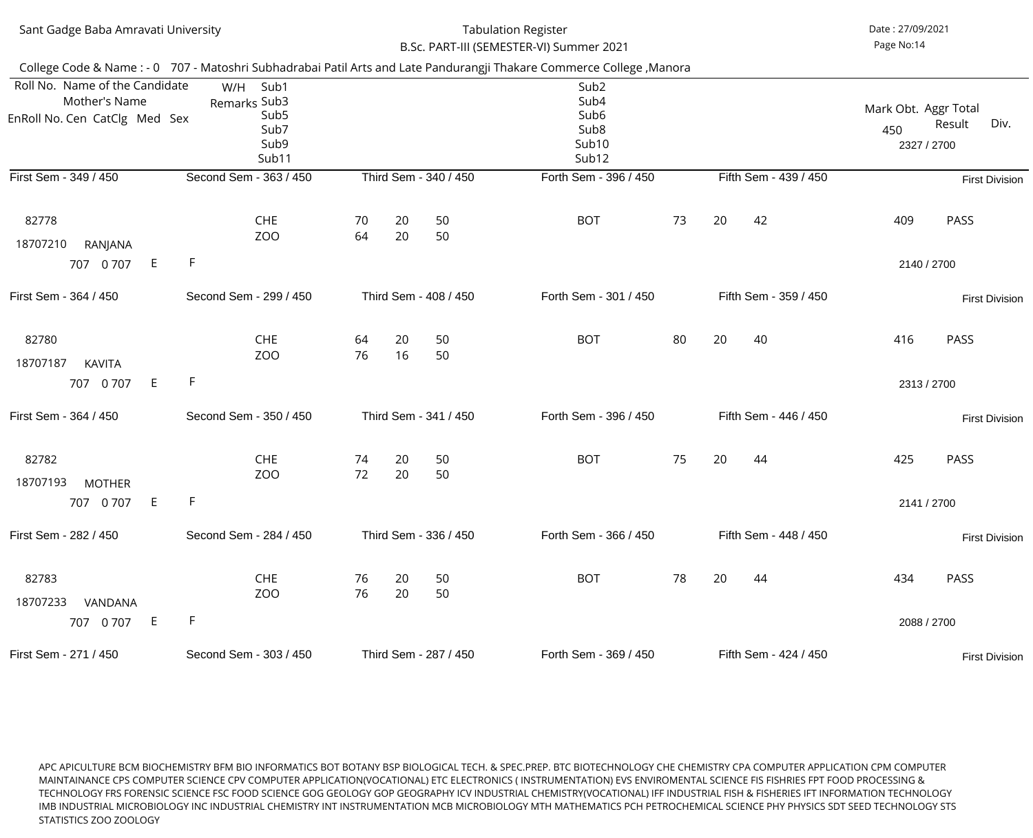Sant Gadge Baba Amravati University

Tabulation Register

B.Sc. PART-III (SEMESTER-VI) Summer 2021

Date : 27/09/2021

College Code & Name : - 0 707 - Matoshri Subhadrabai Patil Arts and Late Pandurangji Thakare Commerce College ,Manora

| Roll No. / EnRoll No. | Name of the Candidate / Mother's Name / Cen CatClg Med Sex | W/H Remarks | Sub1 / Sub3 / Sub5 / Sub7 / Sub9 / Sub11 | | | | Sub2 / Sub4 / Sub6 / Sub8 / Sub10 / Sub12 | | | | Mark Obt. 450 | Aggr Total 2327 / 2700 / Result | Div. |
|---|---|---|---|---|---|---|---|---|---|---|---|---|---|
| | First Sem - 349 / 450 | Second Sem - 363 / 450 | Third Sem - 340 / 450 | | | | Forth Sem - 396 / 450 | | | Fifth Sem - 439 / 450 | | | First Division |
| 82778 / 18707210 | RANJANA / 707 0 707 E F | | CHE | 70 | 20 | 50 | BOT | 73 | 20 | 42 | 409 | PASS | |
| | | | ZOO | 64 | 20 | 50 | | | | | | 2140 / 2700 | |
| | First Sem - 364 / 450 | Second Sem - 299 / 450 | Third Sem - 408 / 450 | | | | Forth Sem - 301 / 450 | | | Fifth Sem - 359 / 450 | | | First Division |
| 82780 / 18707187 | KAVITA / 707 0 707 E F | | CHE | 64 | 20 | 50 | BOT | 80 | 20 | 40 | 416 | PASS | |
| | | | ZOO | 76 | 16 | 50 | | | | | | 2313 / 2700 | |
| | First Sem - 364 / 450 | Second Sem - 350 / 450 | Third Sem - 341 / 450 | | | | Forth Sem - 396 / 450 | | | Fifth Sem - 446 / 450 | | | First Division |
| 82782 / 18707193 | MOTHER / 707 0 707 E F | | CHE | 74 | 20 | 50 | BOT | 75 | 20 | 44 | 425 | PASS | |
| | | | ZOO | 72 | 20 | 50 | | | | | | 2141 / 2700 | |
| | First Sem - 282 / 450 | Second Sem - 284 / 450 | Third Sem - 336 / 450 | | | | Forth Sem - 366 / 450 | | | Fifth Sem - 448 / 450 | | | First Division |
| 82783 / 18707233 | VANDANA / 707 0 707 E F | | CHE | 76 | 20 | 50 | BOT | 78 | 20 | 44 | 434 | PASS | |
| | | | ZOO | 76 | 20 | 50 | | | | | | 2088 / 2700 | |
| | First Sem - 271 / 450 | Second Sem - 303 / 450 | Third Sem - 287 / 450 | | | | Forth Sem - 369 / 450 | | | Fifth Sem - 424 / 450 | | | First Division |

APC APICULTURE BCM BIOCHEMISTRY BFM BIO INFORMATICS BOT BOTANY BSP BIOLOGICAL TECH. & SPEC.PREP. BTC BIOTECHNOLOGY CHE CHEMISTRY CPA COMPUTER APPLICATION CPM COMPUTER MAINTAINANCE CPS COMPUTER SCIENCE CPV COMPUTER APPLICATION(VOCATIONAL) ETC ELECTRONICS ( INSTRUMENTATION) EVS ENVIROMENTAL SCIENCE FIS FISHRIES FPT FOOD PROCESSING & TECHNOLOGY FRS FORENSIC SCIENCE FSC FOOD SCIENCE GOG GEOLOGY GOP GEOGRAPHY ICV INDUSTRIAL CHEMISTRY(VOCATIONAL) IFF INDUSTRIAL FISH & FISHERIES IFT INFORMATION TECHNOLOGY IMB INDUSTRIAL MICROBIOLOGY INC INDUSTRIAL CHEMISTRY INT INSTRUMENTATION MCB MICROBIOLOGY MTH MATHEMATICS PCH PETROCHEMICAL SCIENCE PHY PHYSICS SDT SEED TECHNOLOGY STS STATISTICS ZOO ZOOLOGY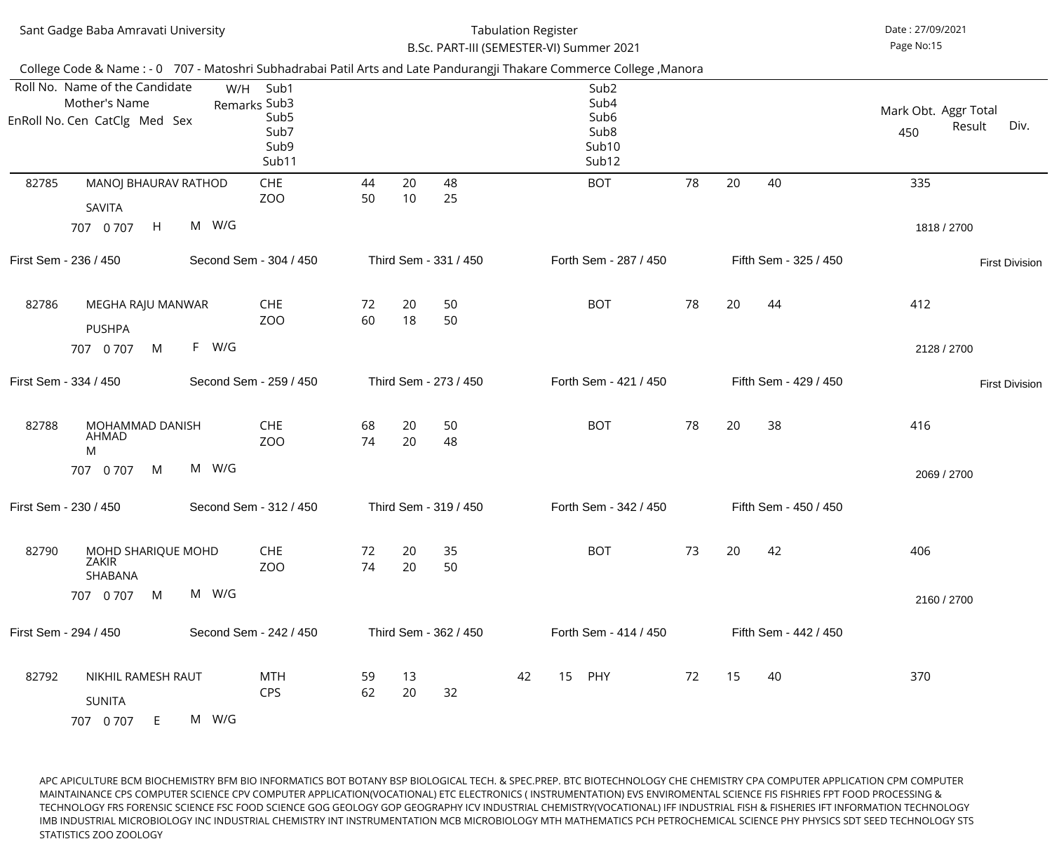Sant Gadge Baba Amravati University

Tabulation Register

B.Sc. PART-III (SEMESTER-VI) Summer 2021

Date : 27/09/2021

College Code & Name : - 0 707 - Matoshri Subhadrabai Patil Arts and Late Pandurangji Thakare Commerce College ,Manora

| Roll No. / EnRoll No. Cen CatClg Med Sex | Name of the Candidate / Mother's Name | W/H Remarks | Sub1 / Sub3 / Sub5 / Sub7 / Sub9 / Sub11 | | | | | | Sub2 / Sub4 / Sub6 / Sub8 / Sub10 / Sub12 | | | | Mark Obt. 450 | Aggr Total Result | Div. |
|---|---|---|---|---|---|---|---|---|---|---|---|---|---|---|---|
| 82785 | MANOJ BHAURAV RATHOD | | CHE | 44 | 20 | 48 | | | BOT | 78 | 20 | 40 | 335 | | |
| | SAVITA | | ZOO | 50 | 10 | 25 | | | | | | | | | |
| 707 0 707 H M | | W/G | | | | | | | | | | | | 1818 / 2700 | |
| First Sem - 236 / 450 | Second Sem - 304 / 450 | | Third Sem - 331 / 450 | | | | | | Forth Sem - 287 / 450 | | | Fifth Sem - 325 / 450 | | | First Division |
| 82786 | MEGHA RAJU MANWAR | | CHE | 72 | 20 | 50 | | | BOT | 78 | 20 | 44 | 412 | | |
| | PUSHPA | | ZOO | 60 | 18 | 50 | | | | | | | | | |
| 707 0 707 M F | | W/G | | | | | | | | | | | | 2128 / 2700 | |
| First Sem - 334 / 450 | Second Sem - 259 / 450 | | Third Sem - 273 / 450 | | | | | | Forth Sem - 421 / 450 | | | Fifth Sem - 429 / 450 | | | First Division |
| 82788 | MOHAMMAD DANISH AHMAD | | CHE | 68 | 20 | 50 | | | BOT | 78 | 20 | 38 | 416 | | |
| | M | | ZOO | 74 | 20 | 48 | | | | | | | | | |
| 707 0 707 M M | | W/G | | | | | | | | | | | | 2069 / 2700 | |
| First Sem - 230 / 450 | Second Sem - 312 / 450 | | Third Sem - 319 / 450 | | | | | | Forth Sem - 342 / 450 | | | Fifth Sem - 450 / 450 | | | |
| 82790 | MOHD SHARIQUE MOHD ZAKIR | | CHE | 72 | 20 | 35 | | | BOT | 73 | 20 | 42 | 406 | | |
| | SHABANA | | ZOO | 74 | 20 | 50 | | | | | | | | | |
| 707 0 707 M M | | W/G | | | | | | | | | | | | 2160 / 2700 | |
| First Sem - 294 / 450 | Second Sem - 242 / 450 | | Third Sem - 362 / 450 | | | | | | Forth Sem - 414 / 450 | | | Fifth Sem - 442 / 450 | | | |
| 82792 | NIKHIL RAMESH RAUT | | MTH | 59 | 13 | | 42 | 15 | PHY | 72 | 15 | 40 | 370 | | |
| | SUNITA | | CPS | 62 | 20 | 32 | | | | | | | | | |
| 707 0 707 E M | | W/G | | | | | | | | | | | | | |

APC APICULTURE BCM BIOCHEMISTRY BFM BIO INFORMATICS BOT BOTANY BSP BIOLOGICAL TECH. & SPEC.PREP. BTC BIOTECHNOLOGY CHE CHEMISTRY CPA COMPUTER APPLICATION CPM COMPUTER MAINTAINANCE CPS COMPUTER SCIENCE CPV COMPUTER APPLICATION(VOCATIONAL) ETC ELECTRONICS ( INSTRUMENTATION) EVS ENVIROMENTAL SCIENCE FIS FISHRIES FPT FOOD PROCESSING & TECHNOLOGY FRS FORENSIC SCIENCE FSC FOOD SCIENCE GOG GEOLOGY GOP GEOGRAPHY ICV INDUSTRIAL CHEMISTRY(VOCATIONAL) IFF INDUSTRIAL FISH & FISHERIES IFT INFORMATION TECHNOLOGY IMB INDUSTRIAL MICROBIOLOGY INC INDUSTRIAL CHEMISTRY INT INSTRUMENTATION MCB MICROBIOLOGY MTH MATHEMATICS PCH PETROCHEMICAL SCIENCE PHY PHYSICS SDT SEED TECHNOLOGY STS STATISTICS ZOO ZOOLOGY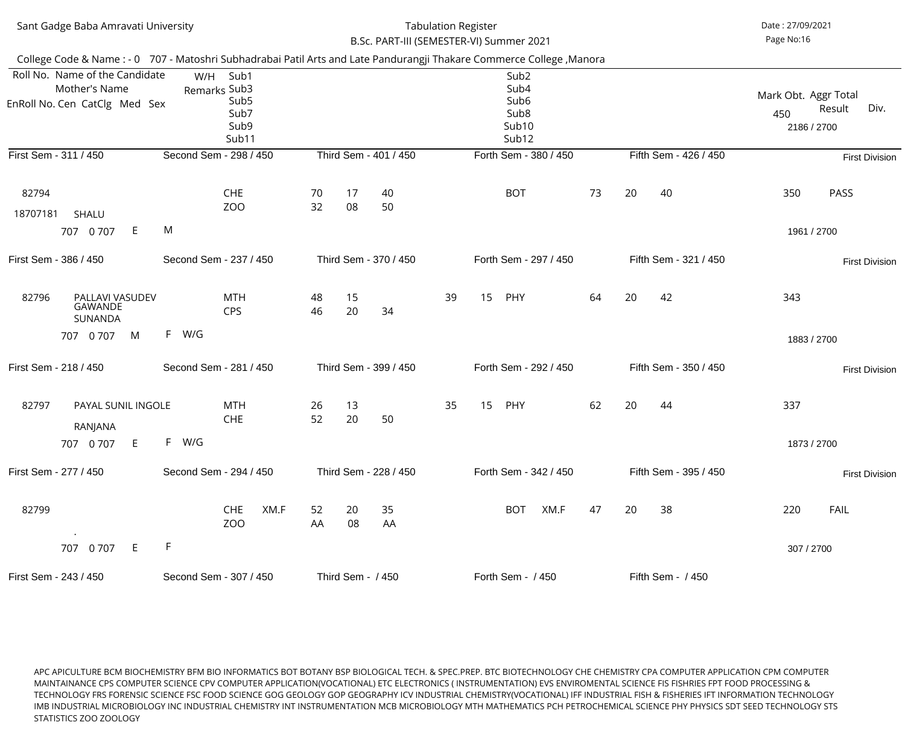Sant Gadge Baba Amravati University

Tabulation Register

B.Sc. PART-III (SEMESTER-VI) Summer 2021

Date : 27/09/2021

College Code & Name : - 0 707 - Matoshri Subhadrabai Patil Arts and Late Pandurangji Thakare Commerce College ,Manora

| Roll No. / EnRoll No. Cen CatClg Med Sex | Name of the Candidate / Mother's Name | W/H Remarks | Sub1 / Sub3 / Sub5 / Sub7 / Sub9 / Sub11 | | | | | | Sub2 / Sub4 / Sub6 / Sub8 / Sub10 / Sub12 | | | | Mark Obt. 450 | Aggr Total / Result | Div. |
|---|---|---|---|---|---|---|---|---|---|---|---|---|---|---|---|
| First Sem - 311 / 450 | Second Sem - 298 / 450 | | Third Sem - 401 / 450 | | | | | | Forth Sem - 380 / 450 | | | Fifth Sem - 426 / 450 | | 2186 / 2700 | First Division |
| 82794 | | | CHE | 70 | 17 | 40 | | | BOT | 73 | 20 | 40 | 350 | PASS | |
| 18707181 | SHALU | | ZOO | 32 | 08 | 50 | | | | | | | | | |
| 707 0 707 E M | | | | | | | | | | | | | | 1961 / 2700 | |
| First Sem - 386 / 450 | Second Sem - 237 / 450 | | Third Sem - 370 / 450 | | | | | | Forth Sem - 297 / 450 | | | Fifth Sem - 321 / 450 | | | First Division |
| 82796 | PALLAVI VASUDEV GAWANDE | | MTH | 48 | 15 | | 39 | 15 | PHY | 64 | 20 | 42 | 343 | | |
| | SUNANDA | | CPS | 46 | 20 | 34 | | | | | | | | | |
| 707 0 707 M F | | W/G | | | | | | | | | | | | 1883 / 2700 | |
| First Sem - 218 / 450 | Second Sem - 281 / 450 | | Third Sem - 399 / 450 | | | | | | Forth Sem - 292 / 450 | | | Fifth Sem - 350 / 450 | | | First Division |
| 82797 | PAYAL SUNIL INGOLE | | MTH | 26 | 13 | | 35 | 15 | PHY | 62 | 20 | 44 | 337 | | |
| | RANJANA | | CHE | 52 | 20 | 50 | | | | | | | | | |
| 707 0 707 E F | | W/G | | | | | | | | | | | | 1873 / 2700 | |
| First Sem - 277 / 450 | Second Sem - 294 / 450 | | Third Sem - 228 / 450 | | | | | | Forth Sem - 342 / 450 | | | Fifth Sem - 395 / 450 | | | First Division |
| 82799 | | | CHE XM.F | 52 | 20 | 35 | | | BOT XM.F | 47 | 20 | 38 | 220 | FAIL | |
| | . | | ZOO | AA | 08 | AA | | | | | | | | | |
| 707 0 707 E F | | | | | | | | | | | | | | 307 / 2700 | |
| First Sem - 243 / 450 | Second Sem - 307 / 450 | | Third Sem - / 450 | | | | | | Forth Sem - / 450 | | | Fifth Sem - / 450 | | | |

APC APICULTURE BCM BIOCHEMISTRY BFM BIO INFORMATICS BOT BOTANY BSP BIOLOGICAL TECH. & SPEC.PREP. BTC BIOTECHNOLOGY CHE CHEMISTRY CPA COMPUTER APPLICATION CPM COMPUTER MAINTAINANCE CPS COMPUTER SCIENCE CPV COMPUTER APPLICATION(VOCATIONAL) ETC ELECTRONICS ( INSTRUMENTATION) EVS ENVIROMENTAL SCIENCE FIS FISHRIES FPT FOOD PROCESSING & TECHNOLOGY FRS FORENSIC SCIENCE FSC FOOD SCIENCE GOG GEOLOGY GOP GEOGRAPHY ICV INDUSTRIAL CHEMISTRY(VOCATIONAL) IFF INDUSTRIAL FISH & FISHERIES IFT INFORMATION TECHNOLOGY IMB INDUSTRIAL MICROBIOLOGY INC INDUSTRIAL CHEMISTRY INT INSTRUMENTATION MCB MICROBIOLOGY MTH MATHEMATICS PCH PETROCHEMICAL SCIENCE PHY PHYSICS SDT SEED TECHNOLOGY STS STATISTICS ZOO ZOOLOGY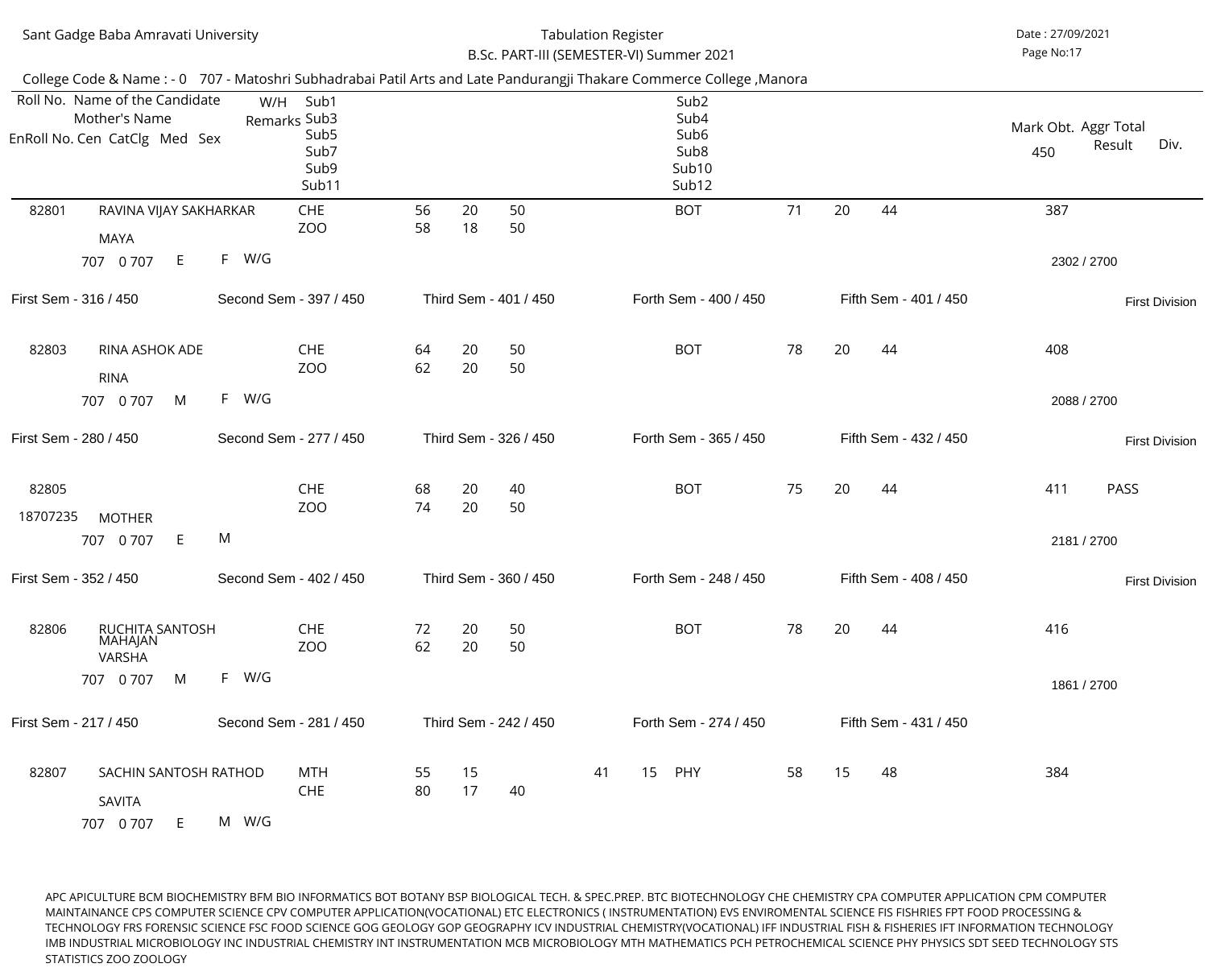Sant Gadge Baba Amravati University

Tabulation Register

B.Sc. PART-III (SEMESTER-VI) Summer 2021

Date : 27/09/2021

College Code & Name : - 0 707 - Matoshri Subhadrabai Patil Arts and Late Pandurangji Thakare Commerce College ,Manora

| Roll No. / EnRoll No. | Name of the Candidate / Mother's Name / Cen CatClg Med Sex | W/H Remarks | Sub1 / Sub3 / Sub5 / Sub7 / Sub9 / Sub11 | | | | | | Sub2 / Sub4 / Sub6 / Sub8 / Sub10 / Sub12 | | | | Mark Obt. 450 / Aggr Total | Result | Div. |
|---|---|---|---|---|---|---|---|---|---|---|---|---|---|---|---|
| 82801 | RAVINA VIJAY SAKHARKAR / MAYA / 707 0 707 E F | W/G | CHE | 56 | 20 | 50 | | | BOT | 71 | 20 | 44 | 387 | | |
| | | | ZOO | 58 | 18 | 50 | | | | | | | 2302 / 2700 | | First Division |
| First Sem - 316 / 450 | Second Sem - 397 / 450 | | Third Sem - 401 / 450 | | | | | | Forth Sem - 400 / 450 | | | | Fifth Sem - 401 / 450 | | |
| 82803 | RINA ASHOK ADE / RINA / 707 0 707 M F | W/G | CHE | 64 | 20 | 50 | | | BOT | 78 | 20 | 44 | 408 | | |
| | | | ZOO | 62 | 20 | 50 | | | | | | | 2088 / 2700 | | First Division |
| First Sem - 280 / 450 | Second Sem - 277 / 450 | | Third Sem - 326 / 450 | | | | | | Forth Sem - 365 / 450 | | | | Fifth Sem - 432 / 450 | | |
| 82805 / 18707235 | MOTHER / 707 0 707 E M | | CHE | 68 | 20 | 40 | | | BOT | 75 | 20 | 44 | 411 | PASS | |
| | | | ZOO | 74 | 20 | 50 | | | | | | | 2181 / 2700 | | First Division |
| First Sem - 352 / 450 | Second Sem - 402 / 450 | | Third Sem - 360 / 450 | | | | | | Forth Sem - 248 / 450 | | | | Fifth Sem - 408 / 450 | | |
| 82806 | RUCHITA SANTOSH MAHAJAN / VARSHA / 707 0 707 M F | W/G | CHE | 72 | 20 | 50 | | | BOT | 78 | 20 | 44 | 416 | | |
| | | | ZOO | 62 | 20 | 50 | | | | | | | 1861 / 2700 | | |
| First Sem - 217 / 450 | Second Sem - 281 / 450 | | Third Sem - 242 / 450 | | | | | | Forth Sem - 274 / 450 | | | | Fifth Sem - 431 / 450 | | |
| 82807 | SACHIN SANTOSH RATHOD / SAVITA / 707 0 707 E M | W/G | MTH | 55 | 15 | | 41 | 15 | PHY | 58 | 15 | 48 | 384 | | |
| | | | CHE | 80 | 17 | 40 | | | | | | | | | |

APC APICULTURE BCM BIOCHEMISTRY BFM BIO INFORMATICS BOT BOTANY BSP BIOLOGICAL TECH. & SPEC.PREP. BTC BIOTECHNOLOGY CHE CHEMISTRY CPA COMPUTER APPLICATION CPM COMPUTER MAINTAINANCE CPS COMPUTER SCIENCE CPV COMPUTER APPLICATION(VOCATIONAL) ETC ELECTRONICS ( INSTRUMENTATION) EVS ENVIROMENTAL SCIENCE FIS FISHRIES FPT FOOD PROCESSING & TECHNOLOGY FRS FORENSIC SCIENCE FSC FOOD SCIENCE GOG GEOLOGY GOP GEOGRAPHY ICV INDUSTRIAL CHEMISTRY(VOCATIONAL) IFF INDUSTRIAL FISH & FISHERIES IFT INFORMATION TECHNOLOGY IMB INDUSTRIAL MICROBIOLOGY INC INDUSTRIAL CHEMISTRY INT INSTRUMENTATION MCB MICROBIOLOGY MTH MATHEMATICS PCH PETROCHEMICAL SCIENCE PHY PHYSICS SDT SEED TECHNOLOGY STS STATISTICS ZOO ZOOLOGY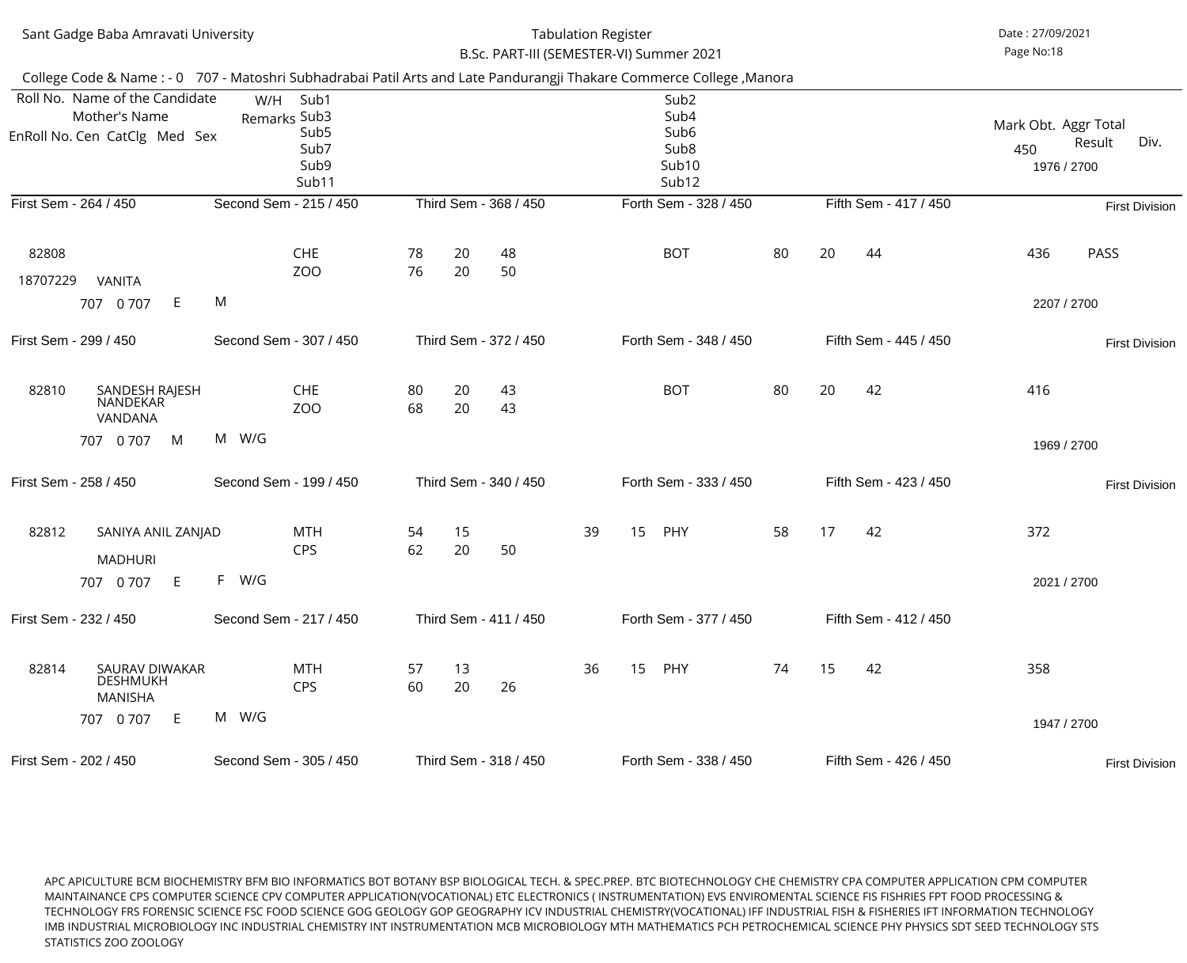Sant Gadge Baba Amravati University

Tabulation Register

B.Sc. PART-III (SEMESTER-VI) Summer 2021

Date : 27/09/2021

College Code & Name : - 0 707 - Matoshri Subhadrabai Patil Arts and Late Pandurangji Thakare Commerce College ,Manora

| Roll No. / EnRoll No. | Name of the Candidate / Mother's Name | Cen | CatClg | Med | Sex | W/H Remarks | Sub1/Sub3 | | | | | | Sub2/Sub4 | | | | Mark Obt. 450 | Result | Aggr Total | Div. |
|---|---|---|---|---|---|---|---|---|---|---|---|---|---|---|---|---|---|---|---|---|
| First Sem - 264 / 450 | | Second Sem - 215 / 450 | | | | | Third Sem - 368 / 450 | | | | | | Forth Sem - 328 / 450 | | | | Fifth Sem - 417 / 450 | | 1976 / 2700 | First Division |
| 82808 / 18707229 | VANITA | 707 | 0 707 | E | M | | CHE | 78 | 20 | 48 | | | BOT | 80 | 20 | 44 | 436 | PASS | | |
| | | | | | | | ZOO | 76 | 20 | 50 | | | | | | | | | 2207 / 2700 | |
| First Sem - 299 / 450 | | Second Sem - 307 / 450 | | | | | Third Sem - 372 / 450 | | | | | | Forth Sem - 348 / 450 | | | | Fifth Sem - 445 / 450 | | | First Division |
| 82810 | SANDESH RAJESH NANDEKAR / VANDANA | 707 | 0 707 | M | M | W/G | CHE | 80 | 20 | 43 | | | BOT | 80 | 20 | 42 | 416 | | | |
| | | | | | | | ZOO | 68 | 20 | 43 | | | | | | | | | 1969 / 2700 | |
| First Sem - 258 / 450 | | Second Sem - 199 / 450 | | | | | Third Sem - 340 / 450 | | | | | | Forth Sem - 333 / 450 | | | | Fifth Sem - 423 / 450 | | | First Division |
| 82812 | SANIYA ANIL ZANJAD / MADHURI | 707 | 0 707 | E | F | W/G | MTH | 54 | 15 | | 39 | 15 | PHY | 58 | 17 | 42 | 372 | | | |
| | | | | | | | CPS | 62 | 20 | 50 | | | | | | | | | 2021 / 2700 | |
| First Sem - 232 / 450 | | Second Sem - 217 / 450 | | | | | Third Sem - 411 / 450 | | | | | | Forth Sem - 377 / 450 | | | | Fifth Sem - 412 / 450 | | | |
| 82814 | SAURAV DIWAKAR DESHMUKH / MANISHA | 707 | 0 707 | E | M | W/G | MTH | 57 | 13 | | 36 | 15 | PHY | 74 | 15 | 42 | 358 | | | |
| | | | | | | | CPS | 60 | 20 | 26 | | | | | | | | | 1947 / 2700 | |
| First Sem - 202 / 450 | | Second Sem - 305 / 450 | | | | | Third Sem - 318 / 450 | | | | | | Forth Sem - 338 / 450 | | | | Fifth Sem - 426 / 450 | | | First Division |

APC APICULTURE BCM BIOCHEMISTRY BFM BIO INFORMATICS BOT BOTANY BSP BIOLOGICAL TECH. & SPEC.PREP. BTC BIOTECHNOLOGY CHE CHEMISTRY CPA COMPUTER APPLICATION CPM COMPUTER MAINTAINANCE CPS COMPUTER SCIENCE CPV COMPUTER APPLICATION(VOCATIONAL) ETC ELECTRONICS ( INSTRUMENTATION) EVS ENVIROMENTAL SCIENCE FIS FISHRIES FPT FOOD PROCESSING & TECHNOLOGY FRS FORENSIC SCIENCE FSC FOOD SCIENCE GOG GEOLOGY GOP GEOGRAPHY ICV INDUSTRIAL CHEMISTRY(VOCATIONAL) IFF INDUSTRIAL FISH & FISHERIES IFT INFORMATION TECHNOLOGY IMB INDUSTRIAL MICROBIOLOGY INC INDUSTRIAL CHEMISTRY INT INSTRUMENTATION MCB MICROBIOLOGY MTH MATHEMATICS PCH PETROCHEMICAL SCIENCE PHY PHYSICS SDT SEED TECHNOLOGY STS STATISTICS ZOO ZOOLOGY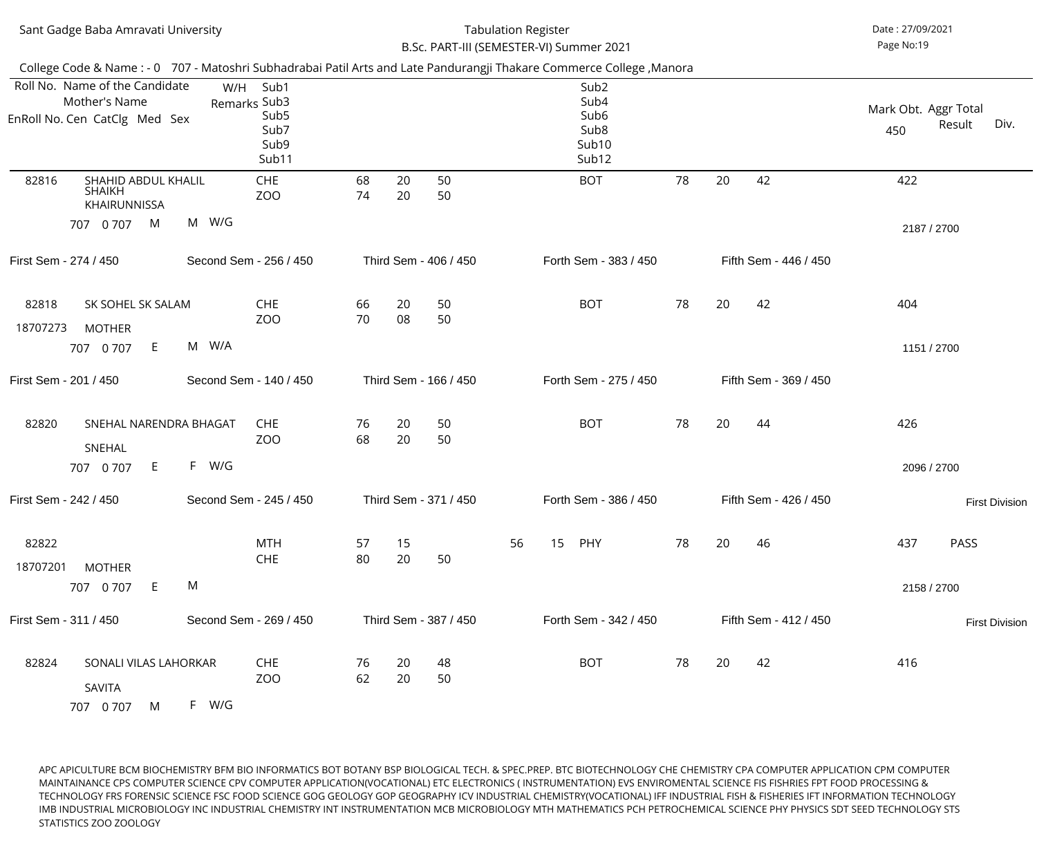Sant Gadge Baba Amravati University

Tabulation Register

B.Sc. PART-III (SEMESTER-VI) Summer 2021

Date : 27/09/2021

College Code & Name : - 0 707 - Matoshri Subhadrabai Patil Arts and Late Pandurangji Thakare Commerce College ,Manora

| Roll No. / EnRoll No. | Name of the Candidate / Mother's Name / Cen CatClg Med Sex | W/H Remarks | Sub1/Sub3/Sub5... | | | | | | Sub2/Sub4/Sub6... | | | | Mark Obt. 450 | Aggr Total / Result | Div. |
|---|---|---|---|---|---|---|---|---|---|---|---|---|---|---|---|
| 82816 | SHAHID ABDUL KHALIL SHAIKH / KHAIRUNNISSA / 707 0 707 M M | W/G | CHE | 68 | 20 | 50 | | | BOT | 78 | 20 | 42 | 422 | 2187 / 2700 | |
| | | | ZOO | 74 | 20 | 50 | | | | | | | | | |
| | First Sem - 274 / 450 | | Second Sem - 256 / 450 | | | Third Sem - 406 / 450 | | | Forth Sem - 383 / 450 | | | Fifth Sem - 446 / 450 | | | |
| 82818 / 18707273 | SK SOHEL SK SALAM / MOTHER / 707 0 707 E M | W/A | CHE | 66 | 20 | 50 | | | BOT | 78 | 20 | 42 | 404 | 1151 / 2700 | |
| | | | ZOO | 70 | 08 | 50 | | | | | | | | | |
| | First Sem - 201 / 450 | | Second Sem - 140 / 450 | | | Third Sem - 166 / 450 | | | Forth Sem - 275 / 450 | | | Fifth Sem - 369 / 450 | | | |
| 82820 | SNEHAL NARENDRA BHAGAT / SNEHAL / 707 0 707 E F | W/G | CHE | 76 | 20 | 50 | | | BOT | 78 | 20 | 44 | 426 | 2096 / 2700 | |
| | | | ZOO | 68 | 20 | 50 | | | | | | | | | |
| | First Sem - 242 / 450 | | Second Sem - 245 / 450 | | | Third Sem - 371 / 450 | | | Forth Sem - 386 / 450 | | | Fifth Sem - 426 / 450 | | | First Division |
| 82822 / 18707201 | MOTHER / 707 0 707 E M | | MTH | 57 | 15 | | 56 | 15 | PHY | 78 | 20 | 46 | 437 | PASS / 2158 / 2700 | |
| | | | CHE | 80 | 20 | 50 | | | | | | | | | |
| | First Sem - 311 / 450 | | Second Sem - 269 / 450 | | | Third Sem - 387 / 450 | | | Forth Sem - 342 / 450 | | | Fifth Sem - 412 / 450 | | | First Division |
| 82824 | SONALI VILAS LAHORKAR / SAVITA / 707 0 707 M F | W/G | CHE | 76 | 20 | 48 | | | BOT | 78 | 20 | 42 | 416 | | |
| | | | ZOO | 62 | 20 | 50 | | | | | | | | | |

APC APICULTURE BCM BIOCHEMISTRY BFM BIO INFORMATICS BOT BOTANY BSP BIOLOGICAL TECH. & SPEC.PREP. BTC BIOTECHNOLOGY CHE CHEMISTRY CPA COMPUTER APPLICATION CPM COMPUTER MAINTAINANCE CPS COMPUTER SCIENCE CPV COMPUTER APPLICATION(VOCATIONAL) ETC ELECTRONICS ( INSTRUMENTATION) EVS ENVIROMENTAL SCIENCE FIS FISHRIES FPT FOOD PROCESSING & TECHNOLOGY FRS FORENSIC SCIENCE FSC FOOD SCIENCE GOG GEOLOGY GOP GEOGRAPHY ICV INDUSTRIAL CHEMISTRY(VOCATIONAL) IFF INDUSTRIAL FISH & FISHERIES IFT INFORMATION TECHNOLOGY IMB INDUSTRIAL MICROBIOLOGY INC INDUSTRIAL CHEMISTRY INT INSTRUMENTATION MCB MICROBIOLOGY MTH MATHEMATICS PCH PETROCHEMICAL SCIENCE PHY PHYSICS SDT SEED TECHNOLOGY STS STATISTICS ZOO ZOOLOGY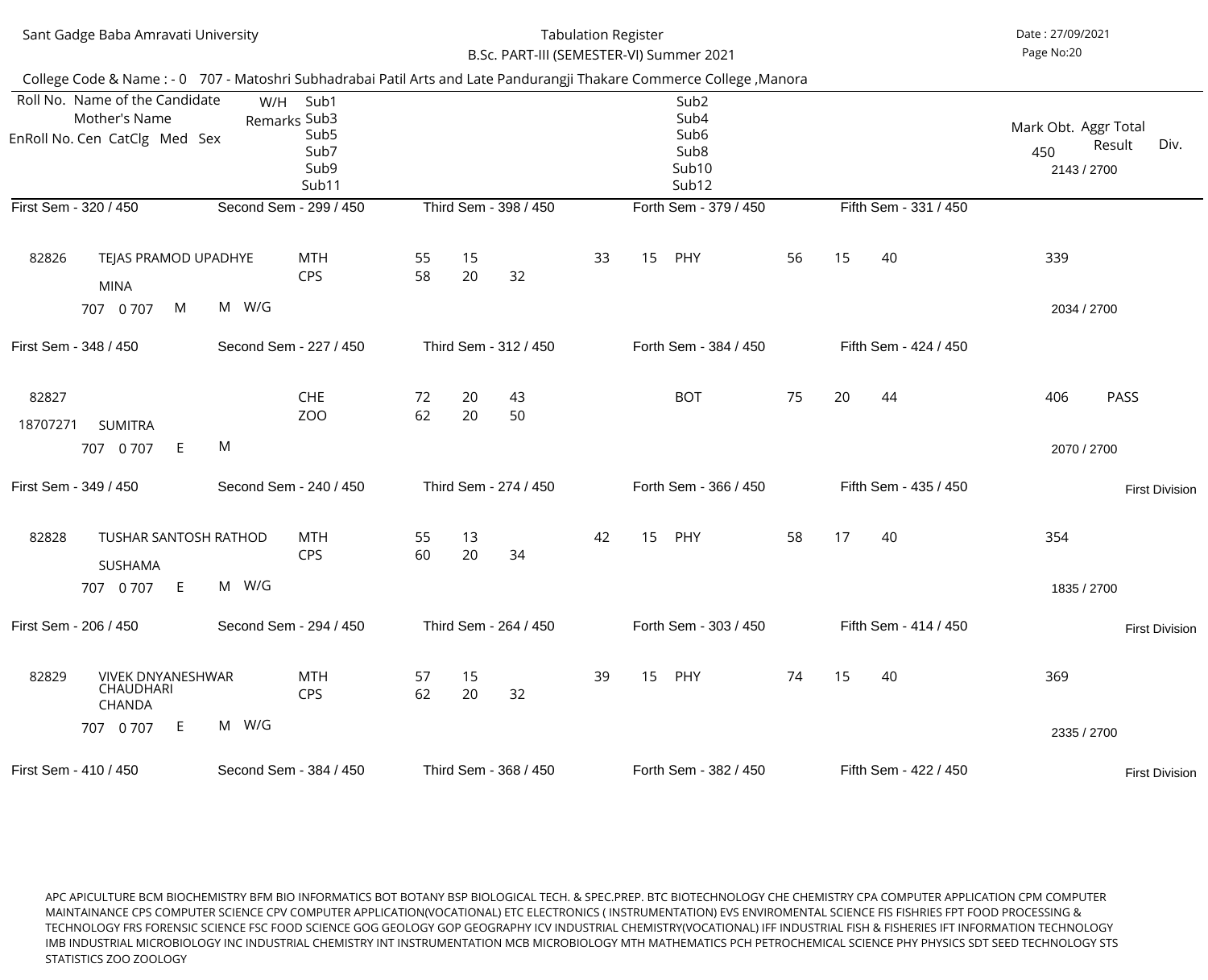Sant Gadge Baba Amravati University

Tabulation Register

B.Sc. PART-III (SEMESTER-VI) Summer 2021

Date : 27/09/2021

College Code & Name : - 0 707 - Matoshri Subhadrabai Patil Arts and Late Pandurangji Thakare Commerce College ,Manora

| Roll No. / EnRoll No. | Name of the Candidate / Mother's Name | Cen | CatClg | Med | Sex | W/H Remarks | Sub | | | | | | Sub | | | | Mark Obt. 450 | Aggr Total 2143 / 2700 | Result | Div. |
|---|---|---|---|---|---|---|---|---|---|---|---|---|---|---|---|---|---|---|---|---|
| | First Sem - 320 / 450 | | | | | | Second Sem - 299 / 450 | | | Third Sem - 398 / 450 | | | Forth Sem - 379 / 450 | | | Fifth Sem - 331 / 450 | | | | |
| 82826 | TEJAS PRAMOD UPADHYE | | | | | | MTH | 55 | 15 | | 33 | 15 | PHY | 56 | 15 | 40 | 339 | | | |
| | MINA | | | | | | CPS | 58 | 20 | 32 | | | | | | | | | | |
| | | 707 | 0 707 | M | M | W/G | | | | | | | | | | | | 2034 / 2700 | | |
| | First Sem - 348 / 450 | | | | | | Second Sem - 227 / 450 | | | Third Sem - 312 / 450 | | | Forth Sem - 384 / 450 | | | Fifth Sem - 424 / 450 | | | | |
| 82827 | | | | | | | CHE | 72 | 20 | 43 | | | BOT | 75 | 20 | 44 | 406 | | PASS | |
| 18707271 | SUMITRA | | | | | | ZOO | 62 | 20 | 50 | | | | | | | | | | |
| | | 707 | 0 707 | E | M | | | | | | | | | | | | | 2070 / 2700 | | |
| | First Sem - 349 / 450 | | | | | | Second Sem - 240 / 450 | | | Third Sem - 274 / 450 | | | Forth Sem - 366 / 450 | | | Fifth Sem - 435 / 450 | | | | First Division |
| 82828 | TUSHAR SANTOSH RATHOD | | | | | | MTH | 55 | 13 | | 42 | 15 | PHY | 58 | 17 | 40 | 354 | | | |
| | SUSHAMA | | | | | | CPS | 60 | 20 | 34 | | | | | | | | | | |
| | | 707 | 0 707 | E | M | W/G | | | | | | | | | | | | 1835 / 2700 | | |
| | First Sem - 206 / 450 | | | | | | Second Sem - 294 / 450 | | | Third Sem - 264 / 450 | | | Forth Sem - 303 / 450 | | | Fifth Sem - 414 / 450 | | | | First Division |
| 82829 | VIVEK DNYANESHWAR CHAUDHARI | | | | | | MTH | 57 | 15 | | 39 | 15 | PHY | 74 | 15 | 40 | 369 | | | |
| | CHANDA | | | | | | CPS | 62 | 20 | 32 | | | | | | | | | | |
| | | 707 | 0 707 | E | M | W/G | | | | | | | | | | | | 2335 / 2700 | | |
| | First Sem - 410 / 450 | | | | | | Second Sem - 384 / 450 | | | Third Sem - 368 / 450 | | | Forth Sem - 382 / 450 | | | Fifth Sem - 422 / 450 | | | | First Division |

APC APICULTURE BCM BIOCHEMISTRY BFM BIO INFORMATICS BOT BOTANY BSP BIOLOGICAL TECH. & SPEC.PREP. BTC BIOTECHNOLOGY CHE CHEMISTRY CPA COMPUTER APPLICATION CPM COMPUTER MAINTAINANCE CPS COMPUTER SCIENCE CPV COMPUTER APPLICATION(VOCATIONAL) ETC ELECTRONICS ( INSTRUMENTATION) EVS ENVIROMENTAL SCIENCE FIS FISHRIES FPT FOOD PROCESSING & TECHNOLOGY FRS FORENSIC SCIENCE FSC FOOD SCIENCE GOG GEOLOGY GOP GEOGRAPHY ICV INDUSTRIAL CHEMISTRY(VOCATIONAL) IFF INDUSTRIAL FISH & FISHERIES IFT INFORMATION TECHNOLOGY IMB INDUSTRIAL MICROBIOLOGY INC INDUSTRIAL CHEMISTRY INT INSTRUMENTATION MCB MICROBIOLOGY MTH MATHEMATICS PCH PETROCHEMICAL SCIENCE PHY PHYSICS SDT SEED TECHNOLOGY STS STATISTICS ZOO ZOOLOGY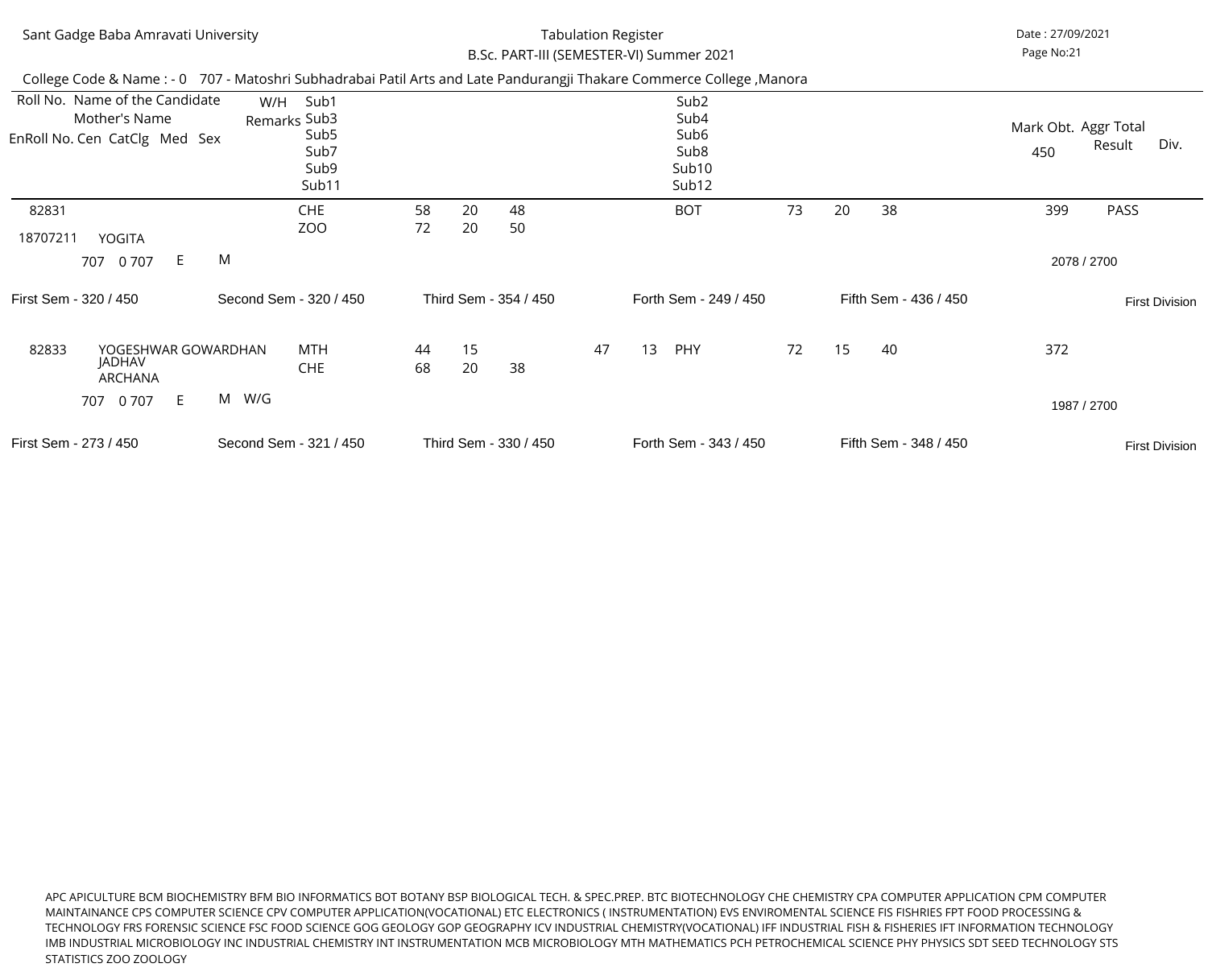Sant Gadge Baba Amravati University

Tabulation Register

B.Sc. PART-III (SEMESTER-VI) Summer 2021

Date : 27/09/2021

College Code & Name : - 0 707 - Matoshri Subhadrabai Patil Arts and Late Pandurangji Thakare Commerce College ,Manora

| Roll No. Name of the Candidate / Mother's Name / EnRoll No. Cen CatClg Med Sex | W/H Remarks | Sub1 / Sub3 / Sub5 / Sub7 / Sub9 / Sub11 | | | | | | Sub2 / Sub4 / Sub6 / Sub8 / Sub10 / Sub12 | | | | Mark Obt. 450 | Aggr Total Result | Div. |
|---|---|---|---|---|---|---|---|---|---|---|---|---|---|---|
| 82831 | | CHE | 58 | 20 | 48 | | | BOT | 73 | 20 | 38 | 399 | PASS | |
| 18707211 YOGITA | | ZOO | 72 | 20 | 50 | | | | | | | | | |
| 707 0 707 E M | | | | | | | | | | | | | 2078 / 2700 | |
| First Sem - 320 / 450 | Second Sem - 320 / 450 | Third Sem - 354 / 450 | | | | | | Forth Sem - 249 / 450 | | Fifth Sem - 436 / 450 | | | | First Division |
| 82833 YOGESHWAR GOWARDHAN JADHAV | | MTH | 44 | 15 | | 47 | 13 | PHY | 72 | 15 | 40 | 372 | | |
| ARCHANA | | CHE | 68 | 20 | 38 | | | | | | | | | |
| 707 0 707 E M | W/G | | | | | | | | | | | | 1987 / 2700 | |
| First Sem - 273 / 450 | Second Sem - 321 / 450 | Third Sem - 330 / 450 | | | | | | Forth Sem - 343 / 450 | | Fifth Sem - 348 / 450 | | | | First Division |

APC APICULTURE BCM BIOCHEMISTRY BFM BIO INFORMATICS BOT BOTANY BSP BIOLOGICAL TECH. & SPEC.PREP. BTC BIOTECHNOLOGY CHE CHEMISTRY CPA COMPUTER APPLICATION CPM COMPUTER MAINTAINANCE CPS COMPUTER SCIENCE CPV COMPUTER APPLICATION(VOCATIONAL) ETC ELECTRONICS ( INSTRUMENTATION) EVS ENVIROMENTAL SCIENCE FIS FISHRIES FPT FOOD PROCESSING & TECHNOLOGY FRS FORENSIC SCIENCE FSC FOOD SCIENCE GOG GEOLOGY GOP GEOGRAPHY ICV INDUSTRIAL CHEMISTRY(VOCATIONAL) IFF INDUSTRIAL FISH & FISHERIES IFT INFORMATION TECHNOLOGY IMB INDUSTRIAL MICROBIOLOGY INC INDUSTRIAL CHEMISTRY INT INSTRUMENTATION MCB MICROBIOLOGY MTH MATHEMATICS PCH PETROCHEMICAL SCIENCE PHY PHYSICS SDT SEED TECHNOLOGY STS STATISTICS ZOO ZOOLOGY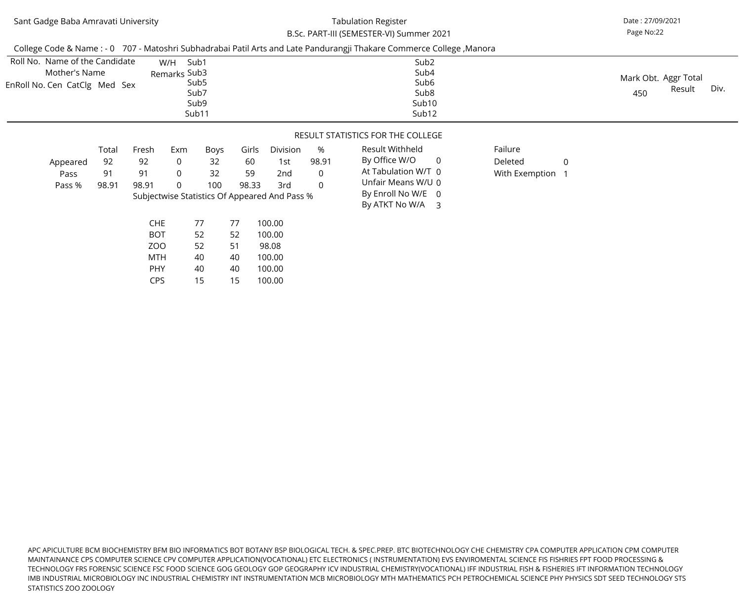Sant Gadge Baba Amravati University

Tabulation Register

B.Sc. PART-III (SEMESTER-VI) Summer 2021

Date : 27/09/2021

College Code & Name : - 0 707 - Matoshri Subhadrabai Patil Arts and Late Pandurangji Thakare Commerce College ,Manora

| Roll No. Name of the Candidate / Mother's Name / EnRoll No. Cen CatClg Med Sex | W/H Remarks | Sub1 / Sub3 / Sub5 / Sub7 / Sub9 / Sub11 | Sub2 / Sub4 / Sub6 / Sub8 / Sub10 / Sub12 | Mark Obt. 450 | Aggr Total Result | Div. |
|---|---|---|---|---|---|---|

## RESULT STATISTICS FOR THE COLLEGE

| | Total | Fresh | Exm | Boys | Girls | Division | % |
|---|---|---|---|---|---|---|---|
| Appeared | 92 | 92 | 0 | 32 | 60 | 1st | 98.91 |
| Pass | 91 | 91 | 0 | 32 | 59 | 2nd | 0 |
| Pass % | 98.91 | 98.91 | 0 | 100 | 98.33 | 3rd | 0 |

| Result Withheld | |
|---|---|
| By Office W/O | 0 |
| At Tabulation W/T | 0 |
| Unfair Means W/U | 0 |
| By Enroll No W/E | 0 |
| By ATKT No W/A | 3 |

| Failure | |
|---|---|
| Deleted | 0 |
| With Exemption | 1 |

Subjectwise Statistics Of Appeared And Pass %

| Subject | Appeared | Pass | Pass % |
|---|---|---|---|
| CHE | 77 | 77 | 100.00 |
| BOT | 52 | 52 | 100.00 |
| ZOO | 52 | 51 | 98.08 |
| MTH | 40 | 40 | 100.00 |
| PHY | 40 | 40 | 100.00 |
| CPS | 15 | 15 | 100.00 |

APC APICULTURE BCM BIOCHEMISTRY BFM BIO INFORMATICS BOT BOTANY BSP BIOLOGICAL TECH. & SPEC.PREP. BTC BIOTECHNOLOGY CHE CHEMISTRY CPA COMPUTER APPLICATION CPM COMPUTER MAINTAINANCE CPS COMPUTER SCIENCE CPV COMPUTER APPLICATION(VOCATIONAL) ETC ELECTRONICS ( INSTRUMENTATION) EVS ENVIROMENTAL SCIENCE FIS FISHRIES FPT FOOD PROCESSING & TECHNOLOGY FRS FORENSIC SCIENCE FSC FOOD SCIENCE GOG GEOLOGY GOP GEOGRAPHY ICV INDUSTRIAL CHEMISTRY(VOCATIONAL) IFF INDUSTRIAL FISH & FISHERIES IFT INFORMATION TECHNOLOGY IMB INDUSTRIAL MICROBIOLOGY INC INDUSTRIAL CHEMISTRY INT INSTRUMENTATION MCB MICROBIOLOGY MTH MATHEMATICS PCH PETROCHEMICAL SCIENCE PHY PHYSICS SDT SEED TECHNOLOGY STS STATISTICS ZOO ZOOLOGY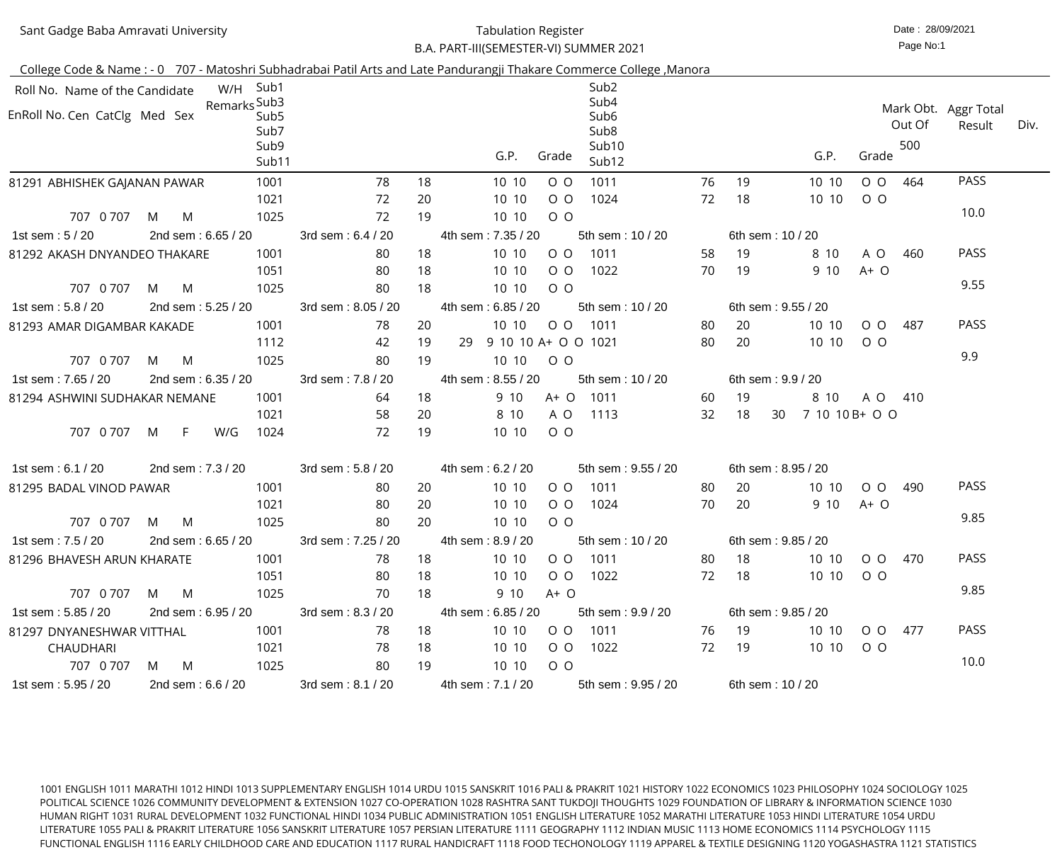Sant Gadge Baba Amravati University

Tabulation Register

B.A. PART-III(SEMESTER-VI) SUMMER 2021

Date : 28/09/2021

College Code & Name : - 0 707 - Matoshri Subhadrabai Patil Arts and Late Pandurangji Thakare Commerce College ,Manora

| Roll No. Name of the Candidate / EnRoll No. Cen CatClg Med Sex | W/H Remarks | Sub1 / Sub3 / Sub5 / Sub7 / Sub9 / Sub11 | | | | G.P. | Grade | Sub2 / Sub4 / Sub6 / Sub8 / Sub10 / Sub12 | | | | G.P. | Grade | Mark Obt. Out Of 500 | Aggr Total Result | Div. |
|---|---|---|---|---|---|---|---|---|---|---|---|---|---|---|---|---|
| 81291 ABHISHEK GAJANAN PAWAR | | 1001 | 78 | 18 | | 10 10 | O O | 1011 | 76 | 19 | | 10 10 | O O | 464 | PASS | |
| | | 1021 | 72 | 20 | | 10 10 | O O | 1024 | 72 | 18 | | 10 10 | O O | | | |
| 707 0 707 M M | | 1025 | 72 | 19 | | 10 10 | O O | | | | | | | | 10.0 | |
| 1st sem : 5 / 20 | 2nd sem : 6.65 / 20 | 3rd sem : 6.4 / 20 | | | | 4th sem : 7.35 / 20 | | 5th sem : 10 / 20 | | 6th sem : 10 / 20 | | | | | | |
| 81292 AKASH DNYANDEO THAKARE | | 1001 | 80 | 18 | | 10 10 | O O | 1011 | 58 | 19 | | 8 10 | A O | 460 | PASS | |
| | | 1051 | 80 | 18 | | 10 10 | O O | 1022 | 70 | 19 | | 9 10 | A+ O | | | |
| 707 0 707 M M | | 1025 | 80 | 18 | | 10 10 | O O | | | | | | | | 9.55 | |
| 1st sem : 5.8 / 20 | 2nd sem : 5.25 / 20 | 3rd sem : 8.05 / 20 | | | | 4th sem : 6.85 / 20 | | 5th sem : 10 / 20 | | 6th sem : 9.55 / 20 | | | | | | |
| 81293 AMAR DIGAMBAR KAKADE | | 1001 | 78 | 20 | | 10 10 | O O | 1011 | 80 | 20 | | 10 10 | O O | 487 | PASS | |
| | | 1112 | 42 | 19 | 29 | 9 10 10 | A+ O O | 1021 | 80 | 20 | | 10 10 | O O | | | |
| 707 0 707 M M | | 1025 | 80 | 19 | | 10 10 | O O | | | | | | | | 9.9 | |
| 1st sem : 7.65 / 20 | 2nd sem : 6.35 / 20 | 3rd sem : 7.8 / 20 | | | | 4th sem : 8.55 / 20 | | 5th sem : 10 / 20 | | 6th sem : 9.9 / 20 | | | | | | |
| 81294 ASHWINI SUDHAKAR NEMANE | | 1001 | 64 | 18 | | 9 10 | A+ O | 1011 | 60 | 19 | | 8 10 | A O | 410 | | |
| | | 1021 | 58 | 20 | | 8 10 | A O | 1113 | 32 | 18 | 30 | 7 10 10 | B+ O O | | | |
| 707 0 707 M F | W/G | 1024 | 72 | 19 | | 10 10 | O O | | | | | | | | | |
| 1st sem : 6.1 / 20 | 2nd sem : 7.3 / 20 | 3rd sem : 5.8 / 20 | | | | 4th sem : 6.2 / 20 | | 5th sem : 9.55 / 20 | | 6th sem : 8.95 / 20 | | | | | | |
| 81295 BADAL VINOD PAWAR | | 1001 | 80 | 20 | | 10 10 | O O | 1011 | 80 | 20 | | 10 10 | O O | 490 | PASS | |
| | | 1021 | 80 | 20 | | 10 10 | O O | 1024 | 70 | 20 | | 9 10 | A+ O | | | |
| 707 0 707 M M | | 1025 | 80 | 20 | | 10 10 | O O | | | | | | | | 9.85 | |
| 1st sem : 7.5 / 20 | 2nd sem : 6.65 / 20 | 3rd sem : 7.25 / 20 | | | | 4th sem : 8.9 / 20 | | 5th sem : 10 / 20 | | 6th sem : 9.85 / 20 | | | | | | |
| 81296 BHAVESH ARUN KHARATE | | 1001 | 78 | 18 | | 10 10 | O O | 1011 | 80 | 18 | | 10 10 | O O | 470 | PASS | |
| | | 1051 | 80 | 18 | | 10 10 | O O | 1022 | 72 | 18 | | 10 10 | O O | | | |
| 707 0 707 M M | | 1025 | 70 | 18 | | 9 10 | A+ O | | | | | | | | 9.85 | |
| 1st sem : 5.85 / 20 | 2nd sem : 6.95 / 20 | 3rd sem : 8.3 / 20 | | | | 4th sem : 6.85 / 20 | | 5th sem : 9.9 / 20 | | 6th sem : 9.85 / 20 | | | | | | |
| 81297 DNYANESHWAR VITTHAL CHAUDHARI | | 1001 | 78 | 18 | | 10 10 | O O | 1011 | 76 | 19 | | 10 10 | O O | 477 | PASS | |
| | | 1021 | 78 | 18 | | 10 10 | O O | 1022 | 72 | 19 | | 10 10 | O O | | | |
| 707 0 707 M M | | 1025 | 80 | 19 | | 10 10 | O O | | | | | | | | 10.0 | |
| 1st sem : 5.95 / 20 | 2nd sem : 6.6 / 20 | 3rd sem : 8.1 / 20 | | | | 4th sem : 7.1 / 20 | | 5th sem : 9.95 / 20 | | 6th sem : 10 / 20 | | | | | | |

1001 ENGLISH 1011 MARATHI 1012 HINDI 1013 SUPPLEMENTARY ENGLISH 1014 URDU 1015 SANSKRIT 1016 PALI & PRAKRIT 1021 HISTORY 1022 ECONOMICS 1023 PHILOSOPHY 1024 SOCIOLOGY 1025 POLITICAL SCIENCE 1026 COMMUNITY DEVELOPMENT & EXTENSION 1027 CO-OPERATION 1028 RASHTRA SANT TUKDOJI THOUGHTS 1029 FOUNDATION OF LIBRARY & INFORMATION SCIENCE 1030 HUMAN RIGHT 1031 RURAL DEVELOPMENT 1032 FUNCTIONAL HINDI 1034 PUBLIC ADMINISTRATION 1051 ENGLISH LITERATURE 1052 MARATHI LITERATURE 1053 HINDI LITERATURE 1054 URDU LITERATURE 1055 PALI & PRAKRIT LITERATURE 1056 SANSKRIT LITERATURE 1057 PERSIAN LITERATURE 1111 GEOGRAPHY 1112 INDIAN MUSIC 1113 HOME ECONOMICS 1114 PSYCHOLOGY 1115 FUNCTIONAL ENGLISH 1116 EARLY CHILDHOOD CARE AND EDUCATION 1117 RURAL HANDICRAFT 1118 FOOD TECHONOLOGY 1119 APPAREL & TEXTILE DESIGNING 1120 YOGASHASTRA 1121 STATISTICS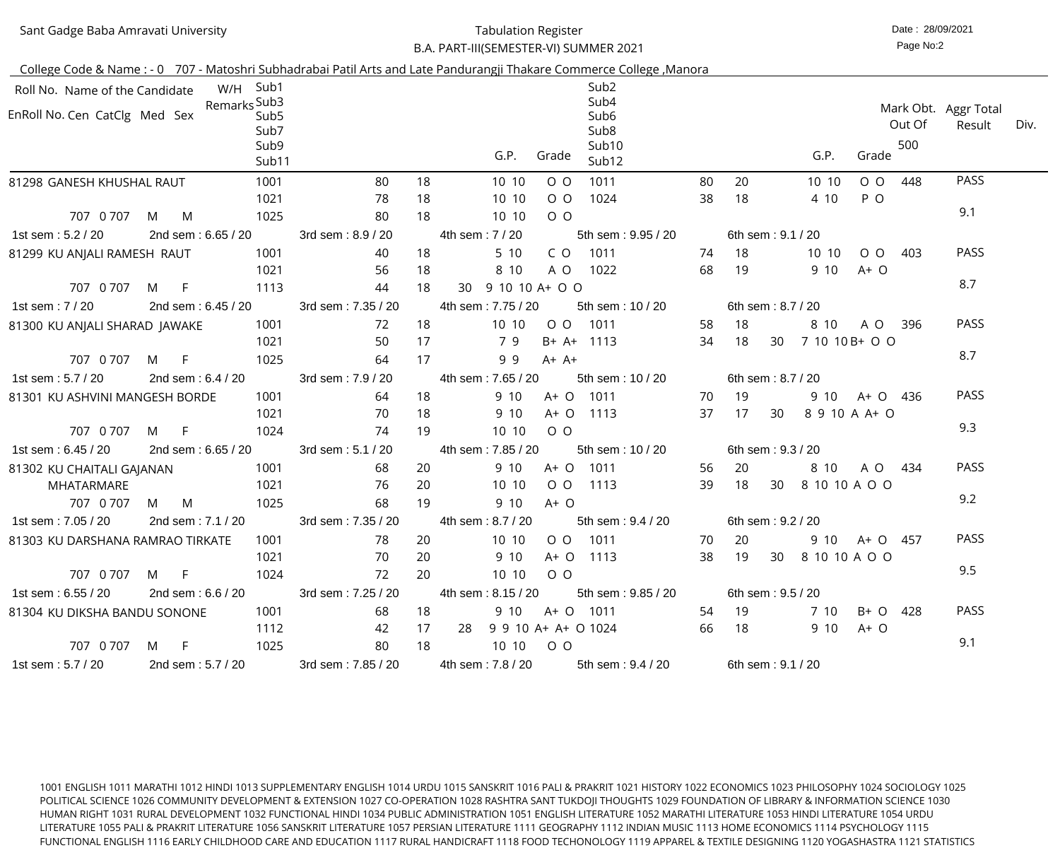Sant Gadge Baba Amravati University

Tabulation Register

B.A. PART-III(SEMESTER-VI) SUMMER 2021

Date : 28/09/2021

Page No:2

College Code & Name : - 0 707 - Matoshri Subhadrabai Patil Arts and Late Pandurangji Thakare Commerce College ,Manora

| Roll No. Name of the Candidate / EnRoll No. Cen CatClg Med Sex | W/H Remarks | Sub1 Sub3 Sub5 Sub7 Sub9 Sub11 | | | | G.P. | Grade | Sub2 Sub4 Sub6 Sub8 Sub10 Sub12 | | | | G.P. | Grade | Mark Obt. Out Of 500 | Aggr Total Result | Div. |
|---|---|---|---|---|---|---|---|---|---|---|---|---|---|---|---|---|
| 81298 GANESH KHUSHAL RAUT | | 1001 | 80 | 18 | | 10 10 | O O | 1011 | 80 | 20 | | 10 10 | O O | 448 | PASS | |
| | | 1021 | 78 | 18 | | 10 10 | O O | 1024 | 38 | 18 | | 4 10 | P O | | | |
| 707 0 707 M M | | 1025 | 80 | 18 | | 10 10 | O O | | | | | | | | 9.1 | |
| 1st sem : 5.2 / 20 | 2nd sem : 6.65 / 20 | 3rd sem : 8.9 / 20 | | 4th sem : 7 / 20 | | | | 5th sem : 9.95 / 20 | | 6th sem : 9.1 / 20 | | | | | | |
| 81299 KU ANJALI RAMESH RAUT | | 1001 | 40 | 18 | | 5 10 | C O | 1011 | 74 | 18 | | 10 10 | O O | 403 | PASS | |
| | | 1021 | 56 | 18 | | 8 10 | A O | 1022 | 68 | 19 | | 9 10 | A+ O | | | |
| 707 0 707 M F | | 1113 | 44 | 18 | 30 | 9 10 10 | A+ O O | | | | | | | | 8.7 | |
| 1st sem : 7 / 20 | 2nd sem : 6.45 / 20 | 3rd sem : 7.35 / 20 | | 4th sem : 7.75 / 20 | | | | 5th sem : 10 / 20 | | 6th sem : 8.7 / 20 | | | | | | |
| 81300 KU ANJALI SHARAD JAWAKE | | 1001 | 72 | 18 | | 10 10 | O O | 1011 | 58 | 18 | | 8 10 | A O | 396 | PASS | |
| | | 1021 | 50 | 17 | | 7 9 | B+ A+ | 1113 | 34 | 18 | 30 | 7 10 10 | B+ O O | | | |
| 707 0 707 M F | | 1025 | 64 | 17 | | 9 9 | A+ A+ | | | | | | | | 8.7 | |
| 1st sem : 5.7 / 20 | 2nd sem : 6.4 / 20 | 3rd sem : 7.9 / 20 | | 4th sem : 7.65 / 20 | | | | 5th sem : 10 / 20 | | 6th sem : 8.7 / 20 | | | | | | |
| 81301 KU ASHVINI MANGESH BORDE | | 1001 | 64 | 18 | | 9 10 | A+ O | 1011 | 70 | 19 | | 9 10 | A+ O | 436 | PASS | |
| | | 1021 | 70 | 18 | | 9 10 | A+ O | 1113 | 37 | 17 | 30 | 8 9 10 | A A+ O | | | |
| 707 0 707 M F | | 1024 | 74 | 19 | | 10 10 | O O | | | | | | | | 9.3 | |
| 1st sem : 6.45 / 20 | 2nd sem : 6.65 / 20 | 3rd sem : 5.1 / 20 | | 4th sem : 7.85 / 20 | | | | 5th sem : 10 / 20 | | 6th sem : 9.3 / 20 | | | | | | |
| 81302 KU CHAITALI GAJANAN MHATARMARE | | 1001 | 68 | 20 | | 9 10 | A+ O | 1011 | 56 | 20 | | 8 10 | A O | 434 | PASS | |
| | | 1021 | 76 | 20 | | 10 10 | O O | 1113 | 39 | 18 | 30 | 8 10 10 | A O O | | | |
| 707 0 707 M M | | 1025 | 68 | 19 | | 9 10 | A+ O | | | | | | | | 9.2 | |
| 1st sem : 7.05 / 20 | 2nd sem : 7.1 / 20 | 3rd sem : 7.35 / 20 | | 4th sem : 8.7 / 20 | | | | 5th sem : 9.4 / 20 | | 6th sem : 9.2 / 20 | | | | | | |
| 81303 KU DARSHANA RAMRAO TIRKATE | | 1001 | 78 | 20 | | 10 10 | O O | 1011 | 70 | 20 | | 9 10 | A+ O | 457 | PASS | |
| | | 1021 | 70 | 20 | | 9 10 | A+ O | 1113 | 38 | 19 | 30 | 8 10 10 | A O O | | | |
| 707 0 707 M F | | 1024 | 72 | 20 | | 10 10 | O O | | | | | | | | 9.5 | |
| 1st sem : 6.55 / 20 | 2nd sem : 6.6 / 20 | 3rd sem : 7.25 / 20 | | 4th sem : 8.15 / 20 | | | | 5th sem : 9.85 / 20 | | 6th sem : 9.5 / 20 | | | | | | |
| 81304 KU DIKSHA BANDU SONONE | | 1001 | 68 | 18 | | 9 10 | A+ O | 1011 | 54 | 19 | | 7 10 | B+ O | 428 | PASS | |
| | | 1112 | 42 | 17 | 28 | 9 9 10 | A+ A+ O | 1024 | 66 | 18 | | 9 10 | A+ O | | | |
| 707 0 707 M F | | 1025 | 80 | 18 | | 10 10 | O O | | | | | | | | 9.1 | |
| 1st sem : 5.7 / 20 | 2nd sem : 5.7 / 20 | 3rd sem : 7.85 / 20 | | 4th sem : 7.8 / 20 | | | | 5th sem : 9.4 / 20 | | 6th sem : 9.1 / 20 | | | | | | |

1001 ENGLISH 1011 MARATHI 1012 HINDI 1013 SUPPLEMENTARY ENGLISH 1014 URDU 1015 SANSKRIT 1016 PALI & PRAKRIT 1021 HISTORY 1022 ECONOMICS 1023 PHILOSOPHY 1024 SOCIOLOGY 1025 POLITICAL SCIENCE 1026 COMMUNITY DEVELOPMENT & EXTENSION 1027 CO-OPERATION 1028 RASHTRA SANT TUKDOJI THOUGHTS 1029 FOUNDATION OF LIBRARY & INFORMATION SCIENCE 1030 HUMAN RIGHT 1031 RURAL DEVELOPMENT 1032 FUNCTIONAL HINDI 1034 PUBLIC ADMINISTRATION 1051 ENGLISH LITERATURE 1052 MARATHI LITERATURE 1053 HINDI LITERATURE 1054 URDU LITERATURE 1055 PALI & PRAKRIT LITERATURE 1056 SANSKRIT LITERATURE 1057 PERSIAN LITERATURE 1111 GEOGRAPHY 1112 INDIAN MUSIC 1113 HOME ECONOMICS 1114 PSYCHOLOGY 1115 FUNCTIONAL ENGLISH 1116 EARLY CHILDHOOD CARE AND EDUCATION 1117 RURAL HANDICRAFT 1118 FOOD TECHONOLOGY 1119 APPAREL & TEXTILE DESIGNING 1120 YOGASHASTRA 1121 STATISTICS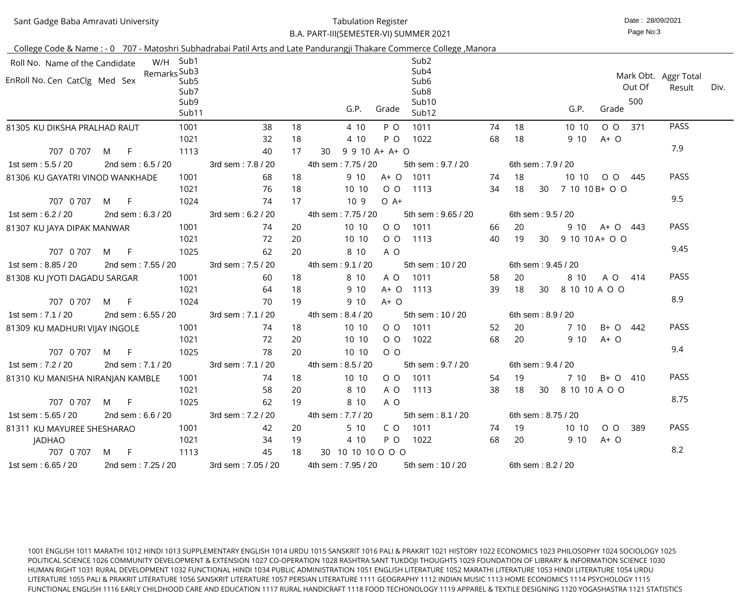Sant Gadge Baba Amravati University

Tabulation Register

B.A. PART-III(SEMESTER-VI) SUMMER 2021

Date : 28/09/2021

Page No:3

College Code & Name : - 0 707 - Matoshri Subhadrabai Patil Arts and Late Pandurangji Thakare Commerce College ,Manora

| Roll No. Name of the Candidate / EnRoll No. Cen CatClg Med Sex | W/H Remarks | Sub1 / Sub3 / Sub5 / Sub7 / Sub9 / Sub11 | | | | G.P. | Grade | Sub2 / Sub4 / Sub6 / Sub8 / Sub10 / Sub12 | | | | G.P. | Grade | Mark Obt. Out Of 500 | Aggr Total Result | Div. |
|---|---|---|---|---|---|---|---|---|---|---|---|---|---|---|---|---|
| 81305 KU DIKSHA PRALHAD RAUT | | 1001 | 38 | 18 | | 4 10 | P O | 1011 | 74 | 18 | | 10 10 | O O | 371 | PASS | |
| | | 1021 | 32 | 18 | | 4 10 | P O | 1022 | 68 | 18 | | 9 10 | A+ O | | | |
| 707 0 707 M F | | 1113 | 40 | 17 | 30 | 9 9 10 | A+ A+ O | | | | | | | | 7.9 | |
| 1st sem : 5.5 / 20 | 2nd sem : 6.5 / 20 | 3rd sem : 7.8 / 20 | | | | 4th sem : 7.75 / 20 | | 5th sem : 9.7 / 20 | | | | 6th sem : 7.9 / 20 | | | | |
| 81306 KU GAYATRI VINOD WANKHADE | | 1001 | 68 | 18 | | 9 10 | A+ O | 1011 | 74 | 18 | | 10 10 | O O | 445 | PASS | |
| | | 1021 | 76 | 18 | | 10 10 | O O | 1113 | 34 | 18 | 30 | 7 10 10 | B+ O O | | | |
| 707 0 707 M F | | 1024 | 74 | 17 | | 10 9 | O A+ | | | | | | | | 9.5 | |
| 1st sem : 6.2 / 20 | 2nd sem : 6.3 / 20 | 3rd sem : 6.2 / 20 | | | | 4th sem : 7.75 / 20 | | 5th sem : 9.65 / 20 | | | | 6th sem : 9.5 / 20 | | | | |
| 81307 KU JAYA DIPAK MANWAR | | 1001 | 74 | 20 | | 10 10 | O O | 1011 | 66 | 20 | | 9 10 | A+ O | 443 | PASS | |
| | | 1021 | 72 | 20 | | 10 10 | O O | 1113 | 40 | 19 | 30 | 9 10 10 | A+ O O | | | |
| 707 0 707 M F | | 1025 | 62 | 20 | | 8 10 | A O | | | | | | | | 9.45 | |
| 1st sem : 8.85 / 20 | 2nd sem : 7.55 / 20 | 3rd sem : 7.5 / 20 | | | | 4th sem : 9.1 / 20 | | 5th sem : 10 / 20 | | | | 6th sem : 9.45 / 20 | | | | |
| 81308 KU JYOTI DAGADU SARGAR | | 1001 | 60 | 18 | | 8 10 | A O | 1011 | 58 | 20 | | 8 10 | A O | 414 | PASS | |
| | | 1021 | 64 | 18 | | 9 10 | A+ O | 1113 | 39 | 18 | 30 | 8 10 10 | A O O | | | |
| 707 0 707 M F | | 1024 | 70 | 19 | | 9 10 | A+ O | | | | | | | | 8.9 | |
| 1st sem : 7.1 / 20 | 2nd sem : 6.55 / 20 | 3rd sem : 7.1 / 20 | | | | 4th sem : 8.4 / 20 | | 5th sem : 10 / 20 | | | | 6th sem : 8.9 / 20 | | | | |
| 81309 KU MADHURI VIJAY INGOLE | | 1001 | 74 | 18 | | 10 10 | O O | 1011 | 52 | 20 | | 7 10 | B+ O | 442 | PASS | |
| | | 1021 | 72 | 20 | | 10 10 | O O | 1022 | 68 | 20 | | 9 10 | A+ O | | | |
| 707 0 707 M F | | 1025 | 78 | 20 | | 10 10 | O O | | | | | | | | 9.4 | |
| 1st sem : 7.2 / 20 | 2nd sem : 7.1 / 20 | 3rd sem : 7.1 / 20 | | | | 4th sem : 8.5 / 20 | | 5th sem : 9.7 / 20 | | | | 6th sem : 9.4 / 20 | | | | |
| 81310 KU MANISHA NIRANJAN KAMBLE | | 1001 | 74 | 18 | | 10 10 | O O | 1011 | 54 | 19 | | 7 10 | B+ O | 410 | PASS | |
| | | 1021 | 58 | 20 | | 8 10 | A O | 1113 | 38 | 18 | 30 | 8 10 10 | A O O | | | |
| 707 0 707 M F | | 1025 | 62 | 19 | | 8 10 | A O | | | | | | | | 8.75 | |
| 1st sem : 5.65 / 20 | 2nd sem : 6.6 / 20 | 3rd sem : 7.2 / 20 | | | | 4th sem : 7.7 / 20 | | 5th sem : 8.1 / 20 | | | | 6th sem : 8.75 / 20 | | | | |
| 81311 KU MAYUREE SHESHARAO JADHAO | | 1001 | 42 | 20 | | 5 10 | C O | 1011 | 74 | 19 | | 10 10 | O O | 389 | PASS | |
| | | 1021 | 34 | 19 | | 4 10 | P O | 1022 | 68 | 20 | | 9 10 | A+ O | | | |
| 707 0 707 M F | | 1113 | 45 | 18 | 30 | 10 10 10 | O O O | | | | | | | | 8.2 | |
| 1st sem : 6.65 / 20 | 2nd sem : 7.25 / 20 | 3rd sem : 7.05 / 20 | | | | 4th sem : 7.95 / 20 | | 5th sem : 10 / 20 | | | | 6th sem : 8.2 / 20 | | | | |

1001 ENGLISH 1011 MARATHI 1012 HINDI 1013 SUPPLEMENTARY ENGLISH 1014 URDU 1015 SANSKRIT 1016 PALI & PRAKRIT 1021 HISTORY 1022 ECONOMICS 1023 PHILOSOPHY 1024 SOCIOLOGY 1025 POLITICAL SCIENCE 1026 COMMUNITY DEVELOPMENT & EXTENSION 1027 CO-OPERATION 1028 RASHTRA SANT TUKDOJI THOUGHTS 1029 FOUNDATION OF LIBRARY & INFORMATION SCIENCE 1030 HUMAN RIGHT 1031 RURAL DEVELOPMENT 1032 FUNCTIONAL HINDI 1034 PUBLIC ADMINISTRATION 1051 ENGLISH LITERATURE 1052 MARATHI LITERATURE 1053 HINDI LITERATURE 1054 URDU LITERATURE 1055 PALI & PRAKRIT LITERATURE 1056 SANSKRIT LITERATURE 1057 PERSIAN LITERATURE 1111 GEOGRAPHY 1112 INDIAN MUSIC 1113 HOME ECONOMICS 1114 PSYCHOLOGY 1115 FUNCTIONAL ENGLISH 1116 EARLY CHILDHOOD CARE AND EDUCATION 1117 RURAL HANDICRAFT 1118 FOOD TECHONOLOGY 1119 APPAREL & TEXTILE DESIGNING 1120 YOGASHASTRA 1121 STATISTICS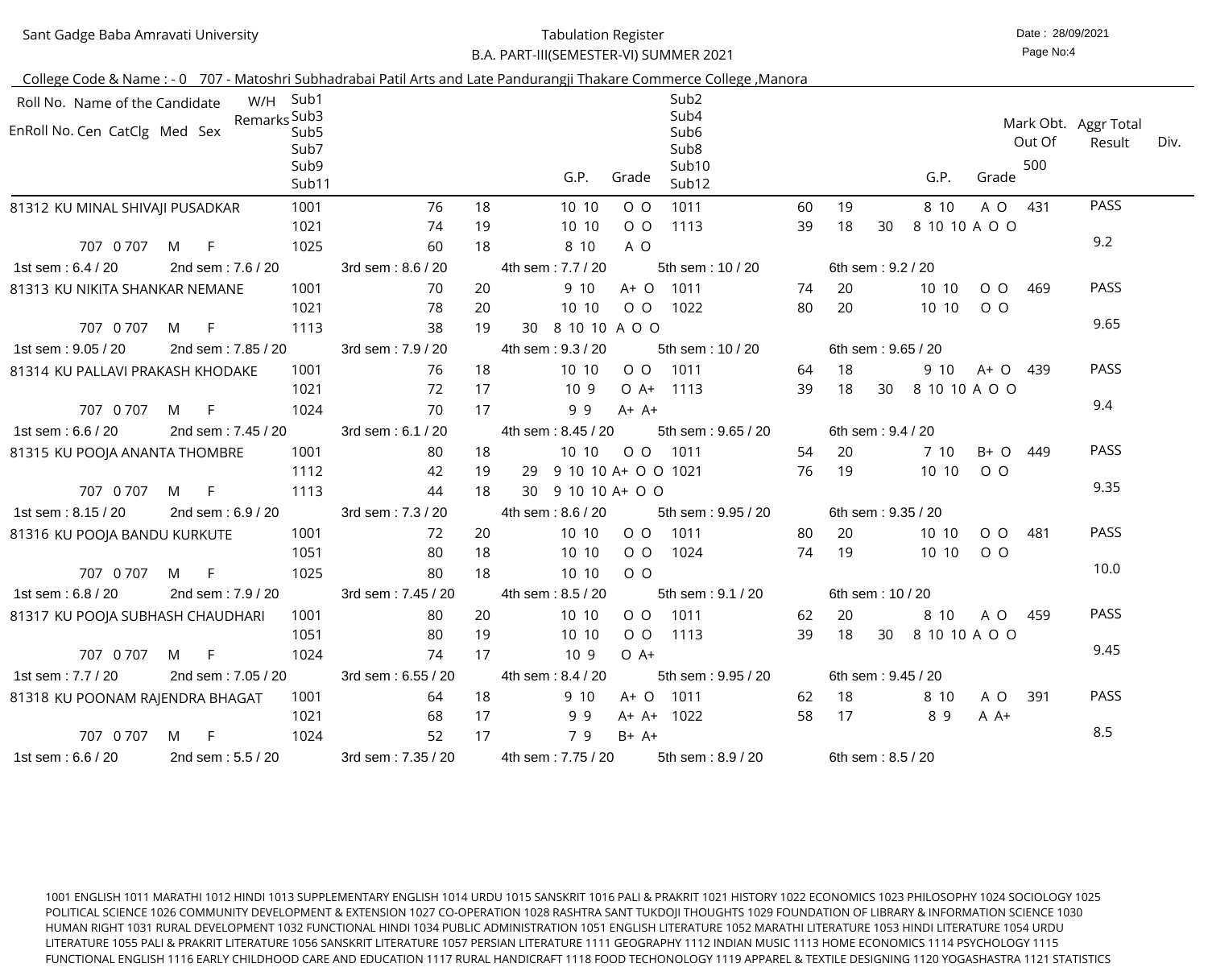Sant Gadge Baba Amravati University

Tabulation Register

B.A. PART-III(SEMESTER-VI) SUMMER 2021

Date : 28/09/2021

Page No:4

College Code & Name : - 0 707 - Matoshri Subhadrabai Patil Arts and Late Pandurangji Thakare Commerce College ,Manora

| Roll No. Name of the Candidate / EnRoll No. Cen CatClg Med Sex | W/H Remarks | Sub1 Sub3 Sub5 Sub7 Sub9 Sub11 | | | | G.P. | Grade | Sub2 Sub4 Sub6 Sub8 Sub10 Sub12 | | | | G.P. | Grade | Mark Obt. Out Of 500 | Aggr Total Result | Div. |
|---|---|---|---|---|---|---|---|---|---|---|---|---|---|---|---|---|
| 81312 KU MINAL SHIVAJI PUSADKAR | | 1001 | 76 | 18 | | 10 10 | O O | 1011 | 60 | 19 | | 8 10 | A O | 431 | PASS | |
| | | 1021 | 74 | 19 | | 10 10 | O O | 1113 | 39 | 18 | 30 | 8 10 10 | A O O | | | |
| 707 0 707 M F | | 1025 | 60 | 18 | | 8 10 | A O | | | | | | | | 9.2 | |
| 1st sem : 6.4 / 20 | 2nd sem : 7.6 / 20 | 3rd sem : 8.6 / 20 | | | | 4th sem : 7.7 / 20 | | 5th sem : 10 / 20 | | | | 6th sem : 9.2 / 20 | | | | |
| 81313 KU NIKITA SHANKAR NEMANE | | 1001 | 70 | 20 | | 9 10 | A+ O | 1011 | 74 | 20 | | 10 10 | O O | 469 | PASS | |
| | | 1021 | 78 | 20 | | 10 10 | O O | 1022 | 80 | 20 | | 10 10 | O O | | | |
| 707 0 707 M F | | 1113 | 38 | 19 | 30 | 8 10 10 | A O O | | | | | | | | 9.65 | |
| 1st sem : 9.05 / 20 | 2nd sem : 7.85 / 20 | 3rd sem : 7.9 / 20 | | | | 4th sem : 9.3 / 20 | | 5th sem : 10 / 20 | | | | 6th sem : 9.65 / 20 | | | | |
| 81314 KU PALLAVI PRAKASH KHODAKE | | 1001 | 76 | 18 | | 10 10 | O O | 1011 | 64 | 18 | | 9 10 | A+ O | 439 | PASS | |
| | | 1021 | 72 | 17 | | 10 9 | O A+ | 1113 | 39 | 18 | 30 | 8 10 10 | A O O | | | |
| 707 0 707 M F | | 1024 | 70 | 17 | | 9 9 | A+ A+ | | | | | | | | 9.4 | |
| 1st sem : 6.6 / 20 | 2nd sem : 7.45 / 20 | 3rd sem : 6.1 / 20 | | | | 4th sem : 8.45 / 20 | | 5th sem : 9.65 / 20 | | | | 6th sem : 9.4 / 20 | | | | |
| 81315 KU POOJA ANANTA THOMBRE | | 1001 | 80 | 18 | | 10 10 | O O | 1011 | 54 | 20 | | 7 10 | B+ O | 449 | PASS | |
| | | 1112 | 42 | 19 | 29 | 9 10 10 | A+ O O | 1021 | 76 | 19 | | 10 10 | O O | | | |
| 707 0 707 M F | | 1113 | 44 | 18 | 30 | 9 10 10 | A+ O O | | | | | | | | 9.35 | |
| 1st sem : 8.15 / 20 | 2nd sem : 6.9 / 20 | 3rd sem : 7.3 / 20 | | | | 4th sem : 8.6 / 20 | | 5th sem : 9.95 / 20 | | | | 6th sem : 9.35 / 20 | | | | |
| 81316 KU POOJA BANDU KURKUTE | | 1001 | 72 | 20 | | 10 10 | O O | 1011 | 80 | 20 | | 10 10 | O O | 481 | PASS | |
| | | 1051 | 80 | 18 | | 10 10 | O O | 1024 | 74 | 19 | | 10 10 | O O | | | |
| 707 0 707 M F | | 1025 | 80 | 18 | | 10 10 | O O | | | | | | | | 10.0 | |
| 1st sem : 6.8 / 20 | 2nd sem : 7.9 / 20 | 3rd sem : 7.45 / 20 | | | | 4th sem : 8.5 / 20 | | 5th sem : 9.1 / 20 | | | | 6th sem : 10 / 20 | | | | |
| 81317 KU POOJA SUBHASH CHAUDHARI | | 1001 | 80 | 20 | | 10 10 | O O | 1011 | 62 | 20 | | 8 10 | A O | 459 | PASS | |
| | | 1051 | 80 | 19 | | 10 10 | O O | 1113 | 39 | 18 | 30 | 8 10 10 | A O O | | | |
| 707 0 707 M F | | 1024 | 74 | 17 | | 10 9 | O A+ | | | | | | | | 9.45 | |
| 1st sem : 7.7 / 20 | 2nd sem : 7.05 / 20 | 3rd sem : 6.55 / 20 | | | | 4th sem : 8.4 / 20 | | 5th sem : 9.95 / 20 | | | | 6th sem : 9.45 / 20 | | | | |
| 81318 KU POONAM RAJENDRA BHAGAT | | 1001 | 64 | 18 | | 9 10 | A+ O | 1011 | 62 | 18 | | 8 10 | A O | 391 | PASS | |
| | | 1021 | 68 | 17 | | 9 9 | A+ A+ | 1022 | 58 | 17 | | 8 9 | A A+ | | | |
| 707 0 707 M F | | 1024 | 52 | 17 | | 7 9 | B+ A+ | | | | | | | | 8.5 | |
| 1st sem : 6.6 / 20 | 2nd sem : 5.5 / 20 | 3rd sem : 7.35 / 20 | | | | 4th sem : 7.75 / 20 | | 5th sem : 8.9 / 20 | | | | 6th sem : 8.5 / 20 | | | | |

1001 ENGLISH 1011 MARATHI 1012 HINDI 1013 SUPPLEMENTARY ENGLISH 1014 URDU 1015 SANSKRIT 1016 PALI & PRAKRIT 1021 HISTORY 1022 ECONOMICS 1023 PHILOSOPHY 1024 SOCIOLOGY 1025 POLITICAL SCIENCE 1026 COMMUNITY DEVELOPMENT & EXTENSION 1027 CO-OPERATION 1028 RASHTRA SANT TUKDOJI THOUGHTS 1029 FOUNDATION OF LIBRARY & INFORMATION SCIENCE 1030 HUMAN RIGHT 1031 RURAL DEVELOPMENT 1032 FUNCTIONAL HINDI 1034 PUBLIC ADMINISTRATION 1051 ENGLISH LITERATURE 1052 MARATHI LITERATURE 1053 HINDI LITERATURE 1054 URDU LITERATURE 1055 PALI & PRAKRIT LITERATURE 1056 SANSKRIT LITERATURE 1057 PERSIAN LITERATURE 1111 GEOGRAPHY 1112 INDIAN MUSIC 1113 HOME ECONOMICS 1114 PSYCHOLOGY 1115 FUNCTIONAL ENGLISH 1116 EARLY CHILDHOOD CARE AND EDUCATION 1117 RURAL HANDICRAFT 1118 FOOD TECHONOLOGY 1119 APPAREL & TEXTILE DESIGNING 1120 YOGASHASTRA 1121 STATISTICS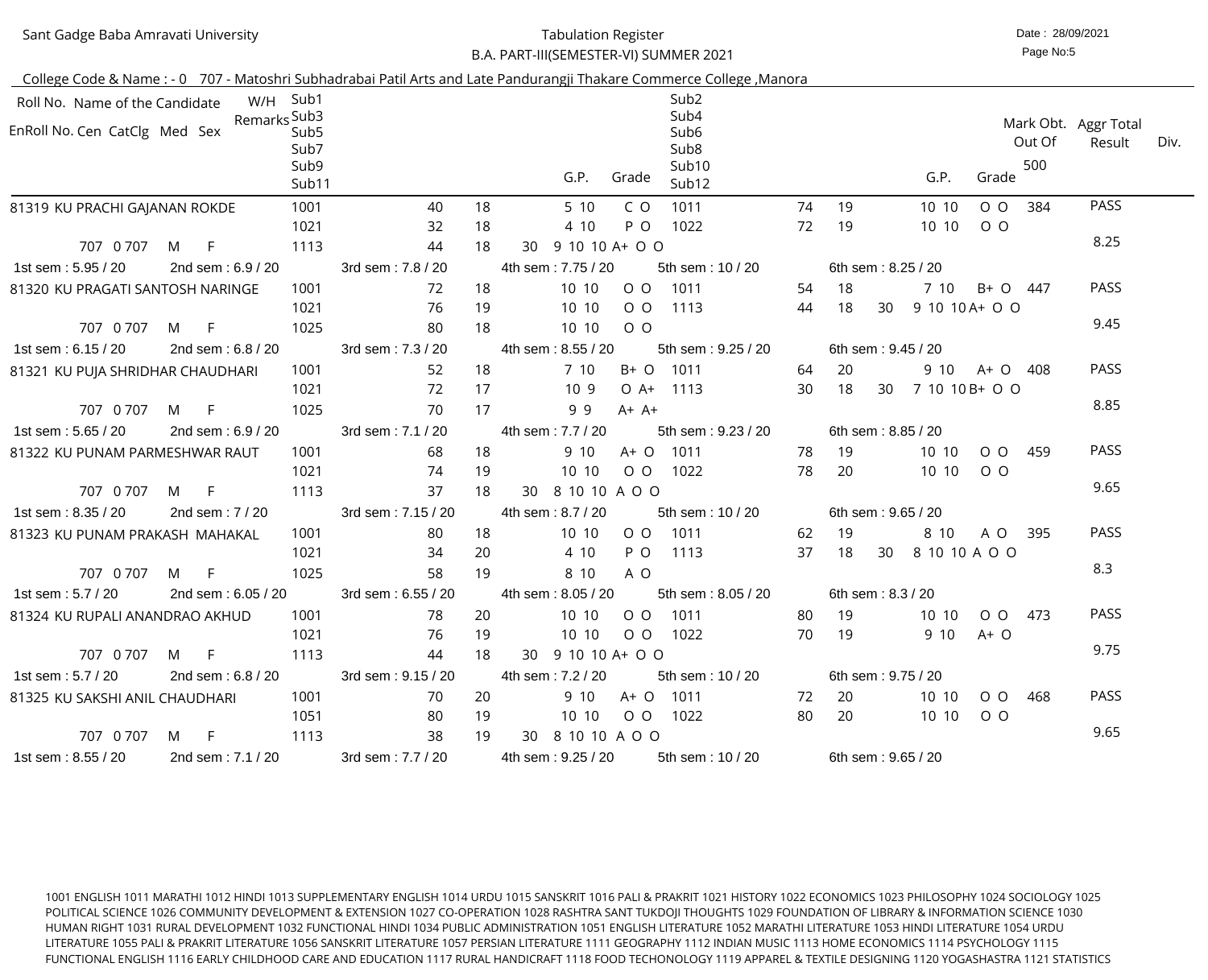Sant Gadge Baba Amravati University

Tabulation Register

B.A. PART-III(SEMESTER-VI) SUMMER 2021

Date : 28/09/2021

College Code & Name : - 0 707 - Matoshri Subhadrabai Patil Arts and Late Pandurangji Thakare Commerce College ,Manora

| Roll No. Name of the Candidate / EnRoll No. Cen CatClg Med Sex | W/H Remarks | Sub1 / Sub3 / Sub5 / Sub7 / Sub9 / Sub11 | | | | G.P. | Grade | Sub2 / Sub4 / Sub6 / Sub8 / Sub10 / Sub12 | | | | G.P. | Grade | Mark Obt. Out Of 500 | Aggr Total Result | Div. |
|---|---|---|---|---|---|---|---|---|---|---|---|---|---|---|---|---|
| 81319 KU PRACHI GAJANAN ROKDE | | 1001 | 40 | 18 | | 5 10 | C O | 1011 | 74 | 19 | | 10 10 | O O | 384 | PASS | |
| | | 1021 | 32 | 18 | | 4 10 | P O | 1022 | 72 | 19 | | 10 10 | O O | | | |
| 707 0 707 M F | | 1113 | 44 | 18 | 30 | 9 10 10 | A+ O O | | | | | | | | 8.25 | |
| 1st sem : 5.95 / 20 | 2nd sem : 6.9 / 20 | 3rd sem : 7.8 / 20 | | | | 4th sem : 7.75 / 20 | | 5th sem : 10 / 20 | | | | 6th sem : 8.25 / 20 | | | | |
| 81320 KU PRAGATI SANTOSH NARINGE | | 1001 | 72 | 18 | | 10 10 | O O | 1011 | 54 | 18 | | 7 10 | B+ O | 447 | PASS | |
| | | 1021 | 76 | 19 | | 10 10 | O O | 1113 | 44 | 18 | 30 | 9 10 10 | A+ O O | | | |
| 707 0 707 M F | | 1025 | 80 | 18 | | 10 10 | O O | | | | | | | | 9.45 | |
| 1st sem : 6.15 / 20 | 2nd sem : 6.8 / 20 | 3rd sem : 7.3 / 20 | | | | 4th sem : 8.55 / 20 | | 5th sem : 9.25 / 20 | | | | 6th sem : 9.45 / 20 | | | | |
| 81321 KU PUJA SHRIDHAR CHAUDHARI | | 1001 | 52 | 18 | | 7 10 | B+ O | 1011 | 64 | 20 | | 9 10 | A+ O | 408 | PASS | |
| | | 1021 | 72 | 17 | | 10 9 | O A+ | 1113 | 30 | 18 | 30 | 7 10 10 | B+ O O | | | |
| 707 0 707 M F | | 1025 | 70 | 17 | | 9 9 | A+ A+ | | | | | | | | 8.85 | |
| 1st sem : 5.65 / 20 | 2nd sem : 6.9 / 20 | 3rd sem : 7.1 / 20 | | | | 4th sem : 7.7 / 20 | | 5th sem : 9.23 / 20 | | | | 6th sem : 8.85 / 20 | | | | |
| 81322 KU PUNAM PARMESHWAR RAUT | | 1001 | 68 | 18 | | 9 10 | A+ O | 1011 | 78 | 19 | | 10 10 | O O | 459 | PASS | |
| | | 1021 | 74 | 19 | | 10 10 | O O | 1022 | 78 | 20 | | 10 10 | O O | | | |
| 707 0 707 M F | | 1113 | 37 | 18 | 30 | 8 10 10 | A O O | | | | | | | | 9.65 | |
| 1st sem : 8.35 / 20 | 2nd sem : 7 / 20 | 3rd sem : 7.15 / 20 | | | | 4th sem : 8.7 / 20 | | 5th sem : 10 / 20 | | | | 6th sem : 9.65 / 20 | | | | |
| 81323 KU PUNAM PRAKASH MAHAKAL | | 1001 | 80 | 18 | | 10 10 | O O | 1011 | 62 | 19 | | 8 10 | A O | 395 | PASS | |
| | | 1021 | 34 | 20 | | 4 10 | P O | 1113 | 37 | 18 | 30 | 8 10 10 | A O O | | | |
| 707 0 707 M F | | 1025 | 58 | 19 | | 8 10 | A O | | | | | | | | 8.3 | |
| 1st sem : 5.7 / 20 | 2nd sem : 6.05 / 20 | 3rd sem : 6.55 / 20 | | | | 4th sem : 8.05 / 20 | | 5th sem : 8.05 / 20 | | | | 6th sem : 8.3 / 20 | | | | |
| 81324 KU RUPALI ANANDRAO AKHUD | | 1001 | 78 | 20 | | 10 10 | O O | 1011 | 80 | 19 | | 10 10 | O O | 473 | PASS | |
| | | 1021 | 76 | 19 | | 10 10 | O O | 1022 | 70 | 19 | | 9 10 | A+ O | | | |
| 707 0 707 M F | | 1113 | 44 | 18 | 30 | 9 10 10 | A+ O O | | | | | | | | 9.75 | |
| 1st sem : 5.7 / 20 | 2nd sem : 6.8 / 20 | 3rd sem : 9.15 / 20 | | | | 4th sem : 7.2 / 20 | | 5th sem : 10 / 20 | | | | 6th sem : 9.75 / 20 | | | | |
| 81325 KU SAKSHI ANIL CHAUDHARI | | 1001 | 70 | 20 | | 9 10 | A+ O | 1011 | 72 | 20 | | 10 10 | O O | 468 | PASS | |
| | | 1051 | 80 | 19 | | 10 10 | O O | 1022 | 80 | 20 | | 10 10 | O O | | | |
| 707 0 707 M F | | 1113 | 38 | 19 | 30 | 8 10 10 | A O O | | | | | | | | 9.65 | |
| 1st sem : 8.55 / 20 | 2nd sem : 7.1 / 20 | 3rd sem : 7.7 / 20 | | | | 4th sem : 9.25 / 20 | | 5th sem : 10 / 20 | | | | 6th sem : 9.65 / 20 | | | | |

1001 ENGLISH 1011 MARATHI 1012 HINDI 1013 SUPPLEMENTARY ENGLISH 1014 URDU 1015 SANSKRIT 1016 PALI & PRAKRIT 1021 HISTORY 1022 ECONOMICS 1023 PHILOSOPHY 1024 SOCIOLOGY 1025 POLITICAL SCIENCE 1026 COMMUNITY DEVELOPMENT & EXTENSION 1027 CO-OPERATION 1028 RASHTRA SANT TUKDOJI THOUGHTS 1029 FOUNDATION OF LIBRARY & INFORMATION SCIENCE 1030 HUMAN RIGHT 1031 RURAL DEVELOPMENT 1032 FUNCTIONAL HINDI 1034 PUBLIC ADMINISTRATION 1051 ENGLISH LITERATURE 1052 MARATHI LITERATURE 1053 HINDI LITERATURE 1054 URDU LITERATURE 1055 PALI & PRAKRIT LITERATURE 1056 SANSKRIT LITERATURE 1057 PERSIAN LITERATURE 1111 GEOGRAPHY 1112 INDIAN MUSIC 1113 HOME ECONOMICS 1114 PSYCHOLOGY 1115 FUNCTIONAL ENGLISH 1116 EARLY CHILDHOOD CARE AND EDUCATION 1117 RURAL HANDICRAFT 1118 FOOD TECHONOLOGY 1119 APPAREL & TEXTILE DESIGNING 1120 YOGASHASTRA 1121 STATISTICS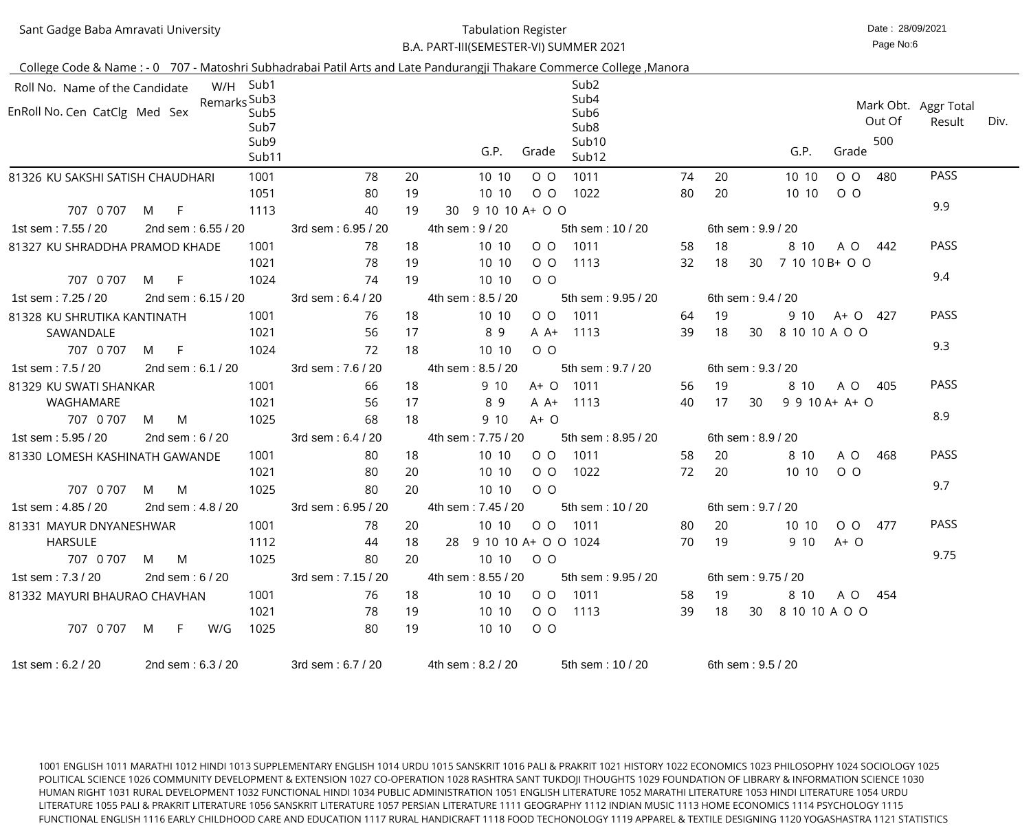Sant Gadge Baba Amravati University

Tabulation Register

B.A. PART-III(SEMESTER-VI) SUMMER 2021

Date : 28/09/2021

Page No:6

College Code & Name : - 0 707 - Matoshri Subhadrabai Patil Arts and Late Pandurangji Thakare Commerce College ,Manora

| Roll No. Name of the Candidate / EnRoll No. Cen CatClg Med Sex | W/H Remarks | Sub1 / Sub3 / Sub5 / Sub7 / Sub9 / Sub11 | | | | G.P. | Grade | Sub2 / Sub4 / Sub6 / Sub8 / Sub10 / Sub12 | | | | G.P. | Grade | Mark Obt. Out Of 500 | Aggr Total Result | Div. |
|---|---|---|---|---|---|---|---|---|---|---|---|---|---|---|---|---|
| 81326 KU SAKSHI SATISH CHAUDHARI | | 1001 | 78 | 20 | | 10 10 | O O | 1011 | 74 | 20 | | 10 10 | O O | 480 | PASS | |
| | | 1051 | 80 | 19 | | 10 10 | O O | 1022 | 80 | 20 | | 10 10 | O O | | | |
| 707 0 707 M F | | 1113 | 40 | 19 | 30 | 9 10 10 | A+ O O | | | | | | | | 9.9 | |
| 1st sem : 7.55 / 20 | 2nd sem : 6.55 / 20 | 3rd sem : 6.95 / 20 | | 4th sem : 9 / 20 | | | | 5th sem : 10 / 20 | | 6th sem : 9.9 / 20 | | | | | | |
| 81327 KU SHRADDHA PRAMOD KHADE | | 1001 | 78 | 18 | | 10 10 | O O | 1011 | 58 | 18 | | 8 10 | A O | 442 | PASS | |
| | | 1021 | 78 | 19 | | 10 10 | O O | 1113 | 32 | 18 | 30 | 7 10 10 | B+ O O | | | |
| 707 0 707 M F | | 1024 | 74 | 19 | | 10 10 | O O | | | | | | | | 9.4 | |
| 1st sem : 7.25 / 20 | 2nd sem : 6.15 / 20 | 3rd sem : 6.4 / 20 | | 4th sem : 8.5 / 20 | | | | 5th sem : 9.95 / 20 | | 6th sem : 9.4 / 20 | | | | | | |
| 81328 KU SHRUTIKA KANTINATH SAWANDALE | | 1001 | 76 | 18 | | 10 10 | O O | 1011 | 64 | 19 | | 9 10 | A+ O | 427 | PASS | |
| | | 1021 | 56 | 17 | | 8 9 | A A+ | 1113 | 39 | 18 | 30 | 8 10 10 | A O O | | | |
| 707 0 707 M F | | 1024 | 72 | 18 | | 10 10 | O O | | | | | | | | 9.3 | |
| 1st sem : 7.5 / 20 | 2nd sem : 6.1 / 20 | 3rd sem : 7.6 / 20 | | 4th sem : 8.5 / 20 | | | | 5th sem : 9.7 / 20 | | 6th sem : 9.3 / 20 | | | | | | |
| 81329 KU SWATI SHANKAR WAGHAMARE | | 1001 | 66 | 18 | | 9 10 | A+ O | 1011 | 56 | 19 | | 8 10 | A O | 405 | PASS | |
| | | 1021 | 56 | 17 | | 8 9 | A A+ | 1113 | 40 | 17 | 30 | 9 9 10 | A+ A+ O | | | |
| 707 0 707 M M | | 1025 | 68 | 18 | | 9 10 | A+ O | | | | | | | | 8.9 | |
| 1st sem : 5.95 / 20 | 2nd sem : 6 / 20 | 3rd sem : 6.4 / 20 | | 4th sem : 7.75 / 20 | | | | 5th sem : 8.95 / 20 | | 6th sem : 8.9 / 20 | | | | | | |
| 81330 LOMESH KASHINATH GAWANDE | | 1001 | 80 | 18 | | 10 10 | O O | 1011 | 58 | 20 | | 8 10 | A O | 468 | PASS | |
| | | 1021 | 80 | 20 | | 10 10 | O O | 1022 | 72 | 20 | | 10 10 | O O | | | |
| 707 0 707 M M | | 1025 | 80 | 20 | | 10 10 | O O | | | | | | | | 9.7 | |
| 1st sem : 4.85 / 20 | 2nd sem : 4.8 / 20 | 3rd sem : 6.95 / 20 | | 4th sem : 7.45 / 20 | | | | 5th sem : 10 / 20 | | 6th sem : 9.7 / 20 | | | | | | |
| 81331 MAYUR DNYANESHWAR HARSULE | | 1001 | 78 | 20 | | 10 10 | O O | 1011 | 80 | 20 | | 10 10 | O O | 477 | PASS | |
| | | 1112 | 44 | 18 | 28 | 9 10 10 | A+ O O | 1024 | 70 | 19 | | 9 10 | A+ O | | | |
| 707 0 707 M M | | 1025 | 80 | 20 | | 10 10 | O O | | | | | | | | 9.75 | |
| 1st sem : 7.3 / 20 | 2nd sem : 6 / 20 | 3rd sem : 7.15 / 20 | | 4th sem : 8.55 / 20 | | | | 5th sem : 9.95 / 20 | | 6th sem : 9.75 / 20 | | | | | | |
| 81332 MAYURI BHAURAO CHAVHAN | | 1001 | 76 | 18 | | 10 10 | O O | 1011 | 58 | 19 | | 8 10 | A O | 454 | | |
| | | 1021 | 78 | 19 | | 10 10 | O O | 1113 | 39 | 18 | 30 | 8 10 10 | A O O | | | |
| 707 0 707 M F | W/G | 1025 | 80 | 19 | | 10 10 | O O | | | | | | | | | |
| 1st sem : 6.2 / 20 | 2nd sem : 6.3 / 20 | 3rd sem : 6.7 / 20 | | 4th sem : 8.2 / 20 | | | | 5th sem : 10 / 20 | | 6th sem : 9.5 / 20 | | | | | | |

1001 ENGLISH 1011 MARATHI 1012 HINDI 1013 SUPPLEMENTARY ENGLISH 1014 URDU 1015 SANSKRIT 1016 PALI & PRAKRIT 1021 HISTORY 1022 ECONOMICS 1023 PHILOSOPHY 1024 SOCIOLOGY 1025 POLITICAL SCIENCE 1026 COMMUNITY DEVELOPMENT & EXTENSION 1027 CO-OPERATION 1028 RASHTRA SANT TUKDOJI THOUGHTS 1029 FOUNDATION OF LIBRARY & INFORMATION SCIENCE 1030 HUMAN RIGHT 1031 RURAL DEVELOPMENT 1032 FUNCTIONAL HINDI 1034 PUBLIC ADMINISTRATION 1051 ENGLISH LITERATURE 1052 MARATHI LITERATURE 1053 HINDI LITERATURE 1054 URDU LITERATURE 1055 PALI & PRAKRIT LITERATURE 1056 SANSKRIT LITERATURE 1057 PERSIAN LITERATURE 1111 GEOGRAPHY 1112 INDIAN MUSIC 1113 HOME ECONOMICS 1114 PSYCHOLOGY 1115 FUNCTIONAL ENGLISH 1116 EARLY CHILDHOOD CARE AND EDUCATION 1117 RURAL HANDICRAFT 1118 FOOD TECHONOLOGY 1119 APPAREL & TEXTILE DESIGNING 1120 YOGASHASTRA 1121 STATISTICS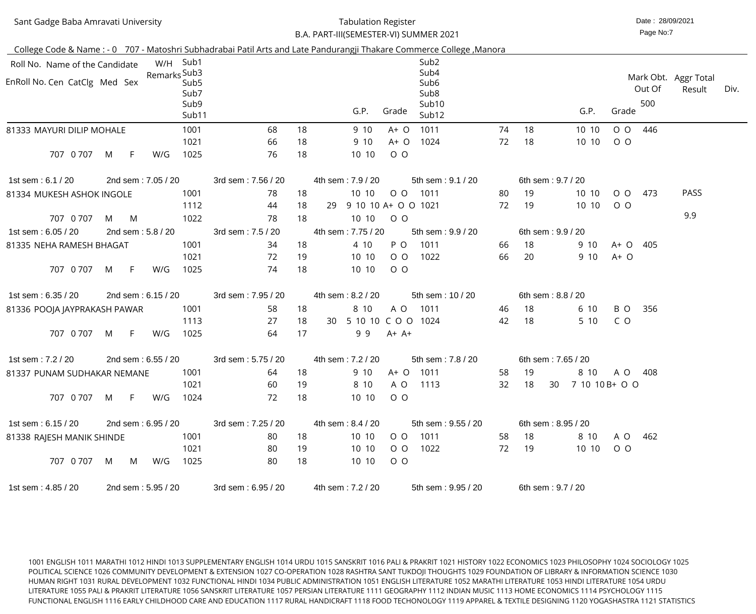Sant Gadge Baba Amravati University

Tabulation Register

B.A. PART-III(SEMESTER-VI) SUMMER 2021

Date : 28/09/2021

College Code & Name : - 0 707 - Matoshri Subhadrabai Patil Arts and Late Pandurangji Thakare Commerce College ,Manora

| Roll No. Name of the Candidate / EnRoll No. Cen CatClg Med Sex | W/H Remarks | Sub1 Sub3 Sub5 Sub7 Sub9 Sub11 | | | | G.P. | Grade | Sub2 Sub4 Sub6 Sub8 Sub10 Sub12 | | | | G.P. | Grade | Mark Obt. Out Of 500 | Aggr Total Result | Div. |
|---|---|---|---|---|---|---|---|---|---|---|---|---|---|---|---|---|
| 81333 MAYURI DILIP MOHALE | | 1001 | 68 | 18 | | 9 10 | A+ O | 1011 | 74 | 18 | | 10 10 | O O | 446 | | |
| | | 1021 | 66 | 18 | | 9 10 | A+ O | 1024 | 72 | 18 | | 10 10 | O O | | | |
| 707 0 707 M F | W/G | 1025 | 76 | 18 | | 10 10 | O O | | | | | | | | | |
| 1st sem : 6.1 / 20 | 2nd sem : 7.05 / 20 | 3rd sem : 7.56 / 20 | | | 4th sem : 7.9 / 20 | | | 5th sem : 9.1 / 20 | | | 6th sem : 9.7 / 20 | | | | | |
| 81334 MUKESH ASHOK INGOLE | | 1001 | 78 | 18 | | 10 10 | O O | 1011 | 80 | 19 | | 10 10 | O O | 473 | PASS | |
| | | 1112 | 44 | 18 | 29 | 9 10 10 | A+ O O | 1021 | 72 | 19 | | 10 10 | O O | | | |
| 707 0 707 M M | | 1022 | 78 | 18 | | 10 10 | O O | | | | | | | | 9.9 | |
| 1st sem : 6.05 / 20 | 2nd sem : 5.8 / 20 | 3rd sem : 7.5 / 20 | | | 4th sem : 7.75 / 20 | | | 5th sem : 9.9 / 20 | | | 6th sem : 9.9 / 20 | | | | | |
| 81335 NEHA RAMESH BHAGAT | | 1001 | 34 | 18 | | 4 10 | P O | 1011 | 66 | 18 | | 9 10 | A+ O | 405 | | |
| | | 1021 | 72 | 19 | | 10 10 | O O | 1022 | 66 | 20 | | 9 10 | A+ O | | | |
| 707 0 707 M F | W/G | 1025 | 74 | 18 | | 10 10 | O O | | | | | | | | | |
| 1st sem : 6.35 / 20 | 2nd sem : 6.15 / 20 | 3rd sem : 7.95 / 20 | | | 4th sem : 8.2 / 20 | | | 5th sem : 10 / 20 | | | 6th sem : 8.8 / 20 | | | | | |
| 81336 POOJA JAYPRAKASH PAWAR | | 1001 | 58 | 18 | | 8 10 | A O | 1011 | 46 | 18 | | 6 10 | B O | 356 | | |
| | | 1113 | 27 | 18 | 30 | 5 10 10 | C O O | 1024 | 42 | 18 | | 5 10 | C O | | | |
| 707 0 707 M F | W/G | 1025 | 64 | 17 | | 9 9 | A+ A+ | | | | | | | | | |
| 1st sem : 7.2 / 20 | 2nd sem : 6.55 / 20 | 3rd sem : 5.75 / 20 | | | 4th sem : 7.2 / 20 | | | 5th sem : 7.8 / 20 | | | 6th sem : 7.65 / 20 | | | | | |
| 81337 PUNAM SUDHAKAR NEMANE | | 1001 | 64 | 18 | | 9 10 | A+ O | 1011 | 58 | 19 | | 8 10 | A O | 408 | | |
| | | 1021 | 60 | 19 | | 8 10 | A O | 1113 | 32 | 18 | 30 | 7 10 10 | B+ O O | | | |
| 707 0 707 M F | W/G | 1024 | 72 | 18 | | 10 10 | O O | | | | | | | | | |
| 1st sem : 6.15 / 20 | 2nd sem : 6.95 / 20 | 3rd sem : 7.25 / 20 | | | 4th sem : 8.4 / 20 | | | 5th sem : 9.55 / 20 | | | 6th sem : 8.95 / 20 | | | | | |
| 81338 RAJESH MANIK SHINDE | | 1001 | 80 | 18 | | 10 10 | O O | 1011 | 58 | 18 | | 8 10 | A O | 462 | | |
| | | 1021 | 80 | 19 | | 10 10 | O O | 1022 | 72 | 19 | | 10 10 | O O | | | |
| 707 0 707 M M | W/G | 1025 | 80 | 18 | | 10 10 | O O | | | | | | | | | |
| 1st sem : 4.85 / 20 | 2nd sem : 5.95 / 20 | 3rd sem : 6.95 / 20 | | | 4th sem : 7.2 / 20 | | | 5th sem : 9.95 / 20 | | | 6th sem : 9.7 / 20 | | | | | |

1001 ENGLISH 1011 MARATHI 1012 HINDI 1013 SUPPLEMENTARY ENGLISH 1014 URDU 1015 SANSKRIT 1016 PALI & PRAKRIT 1021 HISTORY 1022 ECONOMICS 1023 PHILOSOPHY 1024 SOCIOLOGY 1025 POLITICAL SCIENCE 1026 COMMUNITY DEVELOPMENT & EXTENSION 1027 CO-OPERATION 1028 RASHTRA SANT TUKDOJI THOUGHTS 1029 FOUNDATION OF LIBRARY & INFORMATION SCIENCE 1030 HUMAN RIGHT 1031 RURAL DEVELOPMENT 1032 FUNCTIONAL HINDI 1034 PUBLIC ADMINISTRATION 1051 ENGLISH LITERATURE 1052 MARATHI LITERATURE 1053 HINDI LITERATURE 1054 URDU LITERATURE 1055 PALI & PRAKRIT LITERATURE 1056 SANSKRIT LITERATURE 1057 PERSIAN LITERATURE 1111 GEOGRAPHY 1112 INDIAN MUSIC 1113 HOME ECONOMICS 1114 PSYCHOLOGY 1115 FUNCTIONAL ENGLISH 1116 EARLY CHILDHOOD CARE AND EDUCATION 1117 RURAL HANDICRAFT 1118 FOOD TECHONOLOGY 1119 APPAREL & TEXTILE DESIGNING 1120 YOGASHASTRA 1121 STATISTICS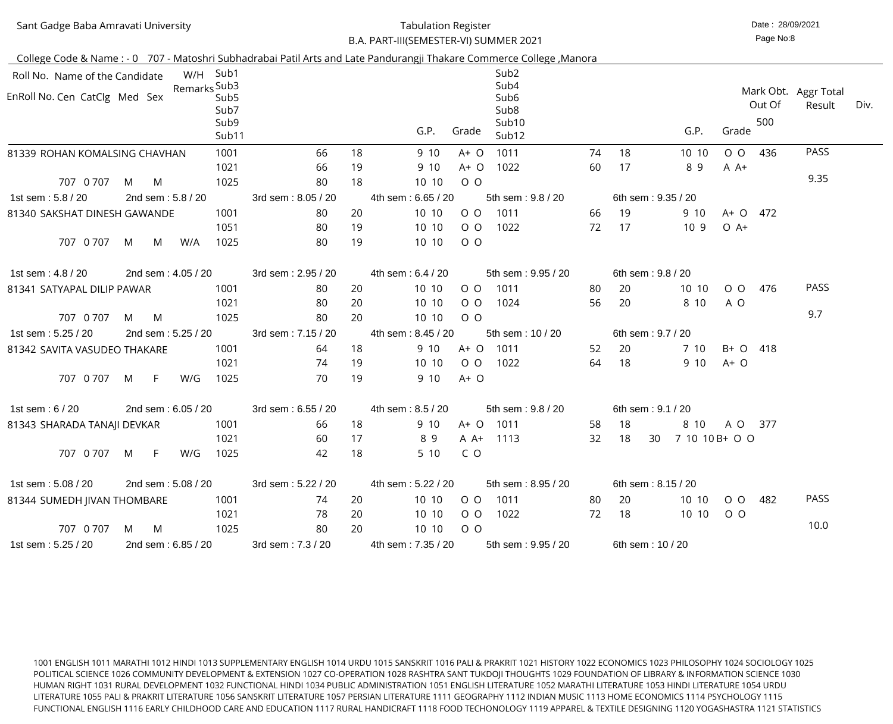Sant Gadge Baba Amravati University

Tabulation Register

B.A. PART-III(SEMESTER-VI) SUMMER 2021

Date : 28/09/2021

Page No:8

College Code & Name : - 0 707 - Matoshri Subhadrabai Patil Arts and Late Pandurangji Thakare Commerce College ,Manora

| Roll No. Name of the Candidate / EnRoll No. Cen CatClg Med Sex | W/H Remarks | Sub1/Sub3/Sub5/Sub7/Sub9/Sub11 | | | | G.P. | Grade | Sub2/Sub4/Sub6/Sub8/Sub10/Sub12 | | | | G.P. | Grade | Mark Obt. Out Of 500 | Aggr Total Result | Div. |
|---|---|---|---|---|---|---|---|---|---|---|---|---|---|---|---|---|
| 81339 ROHAN KOMALSING CHAVHAN | | 1001 | 66 | 18 | | 9 10 | A+ O | 1011 | 74 | 18 | | 10 10 | O O | 436 | PASS | |
| | | 1021 | 66 | 19 | | 9 10 | A+ O | 1022 | 60 | 17 | | 8 9 | A A+ | | | |
| 707 0 707 M M | | 1025 | 80 | 18 | | 10 10 | O O | | | | | | | | 9.35 | |
| 1st sem : 5.8 / 20 | 2nd sem : 5.8 / 20 | 3rd sem : 8.05 / 20 | | | 4th sem : 6.65 / 20 | | | 5th sem : 9.8 / 20 | | 6th sem : 9.35 / 20 | | | | | | |
| 81340 SAKSHAT DINESH GAWANDE | | 1001 | 80 | 20 | | 10 10 | O O | 1011 | 66 | 19 | | 9 10 | A+ O | 472 | | |
| | | 1051 | 80 | 19 | | 10 10 | O O | 1022 | 72 | 17 | | 10 9 | O A+ | | | |
| 707 0 707 M M | W/A | 1025 | 80 | 19 | | 10 10 | O O | | | | | | | | | |
| 1st sem : 4.8 / 20 | 2nd sem : 4.05 / 20 | 3rd sem : 2.95 / 20 | | | 4th sem : 6.4 / 20 | | | 5th sem : 9.95 / 20 | | 6th sem : 9.8 / 20 | | | | | | |
| 81341 SATYAPAL DILIP PAWAR | | 1001 | 80 | 20 | | 10 10 | O O | 1011 | 80 | 20 | | 10 10 | O O | 476 | PASS | |
| | | 1021 | 80 | 20 | | 10 10 | O O | 1024 | 56 | 20 | | 8 10 | A O | | | |
| 707 0 707 M M | | 1025 | 80 | 20 | | 10 10 | O O | | | | | | | | 9.7 | |
| 1st sem : 5.25 / 20 | 2nd sem : 5.25 / 20 | 3rd sem : 7.15 / 20 | | | 4th sem : 8.45 / 20 | | | 5th sem : 10 / 20 | | 6th sem : 9.7 / 20 | | | | | | |
| 81342 SAVITA VASUDEO THAKARE | | 1001 | 64 | 18 | | 9 10 | A+ O | 1011 | 52 | 20 | | 7 10 | B+ O | 418 | | |
| | | 1021 | 74 | 19 | | 10 10 | O O | 1022 | 64 | 18 | | 9 10 | A+ O | | | |
| 707 0 707 M F | W/G | 1025 | 70 | 19 | | 9 10 | A+ O | | | | | | | | | |
| 1st sem : 6 / 20 | 2nd sem : 6.05 / 20 | 3rd sem : 6.55 / 20 | | | 4th sem : 8.5 / 20 | | | 5th sem : 9.8 / 20 | | 6th sem : 9.1 / 20 | | | | | | |
| 81343 SHARADA TANAJI DEVKAR | | 1001 | 66 | 18 | | 9 10 | A+ O | 1011 | 58 | 18 | | 8 10 | A O | 377 | | |
| | | 1021 | 60 | 17 | | 8 9 | A A+ | 1113 | 32 | 18 | 30 | 7 10 10 | B+ O O | | | |
| 707 0 707 M F | W/G | 1025 | 42 | 18 | | 5 10 | C O | | | | | | | | | |
| 1st sem : 5.08 / 20 | 2nd sem : 5.08 / 20 | 3rd sem : 5.22 / 20 | | | 4th sem : 5.22 / 20 | | | 5th sem : 8.95 / 20 | | 6th sem : 8.15 / 20 | | | | | | |
| 81344 SUMEDH JIVAN THOMBARE | | 1001 | 74 | 20 | | 10 10 | O O | 1011 | 80 | 20 | | 10 10 | O O | 482 | PASS | |
| | | 1021 | 78 | 20 | | 10 10 | O O | 1022 | 72 | 18 | | 10 10 | O O | | | |
| 707 0 707 M M | | 1025 | 80 | 20 | | 10 10 | O O | | | | | | | | 10.0 | |
| 1st sem : 5.25 / 20 | 2nd sem : 6.85 / 20 | 3rd sem : 7.3 / 20 | | | 4th sem : 7.35 / 20 | | | 5th sem : 9.95 / 20 | | 6th sem : 10 / 20 | | | | | | |

1001 ENGLISH 1011 MARATHI 1012 HINDI 1013 SUPPLEMENTARY ENGLISH 1014 URDU 1015 SANSKRIT 1016 PALI & PRAKRIT 1021 HISTORY 1022 ECONOMICS 1023 PHILOSOPHY 1024 SOCIOLOGY 1025 POLITICAL SCIENCE 1026 COMMUNITY DEVELOPMENT & EXTENSION 1027 CO-OPERATION 1028 RASHTRA SANT TUKDOJI THOUGHTS 1029 FOUNDATION OF LIBRARY & INFORMATION SCIENCE 1030 HUMAN RIGHT 1031 RURAL DEVELOPMENT 1032 FUNCTIONAL HINDI 1034 PUBLIC ADMINISTRATION 1051 ENGLISH LITERATURE 1052 MARATHI LITERATURE 1053 HINDI LITERATURE 1054 URDU LITERATURE 1055 PALI & PRAKRIT LITERATURE 1056 SANSKRIT LITERATURE 1057 PERSIAN LITERATURE 1111 GEOGRAPHY 1112 INDIAN MUSIC 1113 HOME ECONOMICS 1114 PSYCHOLOGY 1115 FUNCTIONAL ENGLISH 1116 EARLY CHILDHOOD CARE AND EDUCATION 1117 RURAL HANDICRAFT 1118 FOOD TECHONOLOGY 1119 APPAREL & TEXTILE DESIGNING 1120 YOGASHASTRA 1121 STATISTICS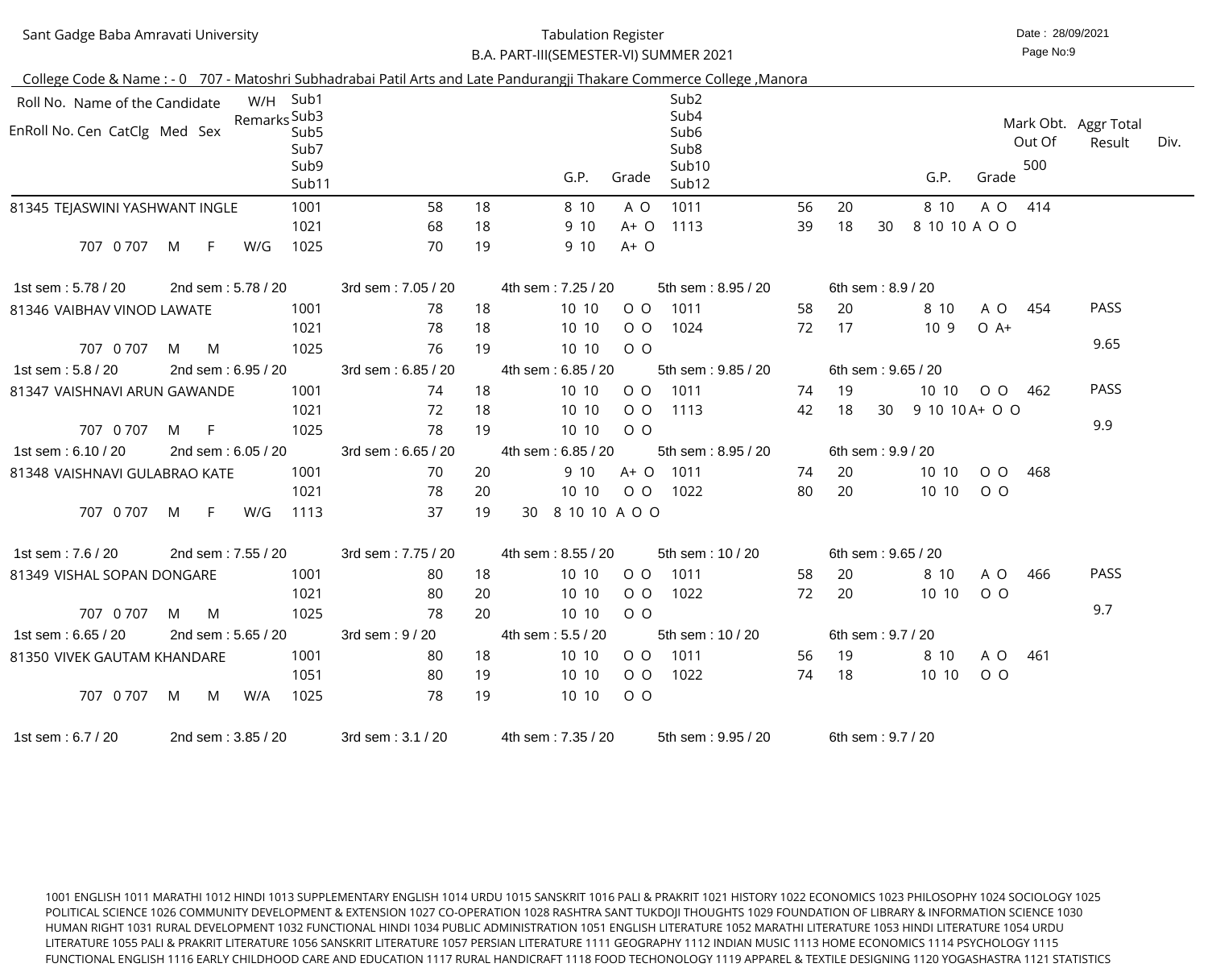Sant Gadge Baba Amravati University

Tabulation Register

B.A. PART-III(SEMESTER-VI) SUMMER 2021

Date : 28/09/2021

College Code & Name : - 0 707 - Matoshri Subhadrabai Patil Arts and Late Pandurangji Thakare Commerce College ,Manora

| Roll No. Name of the Candidate / EnRoll No. Cen CatClg Med Sex | W/H Remarks | Sub1 / Sub3 / Sub5 / Sub7 / Sub9 / Sub11 | | | | G.P. | Grade | Sub2 / Sub4 / Sub6 / Sub8 / Sub10 / Sub12 | | | | G.P. | Grade | Mark Obt. Out Of 500 | Aggr Total Result | Div. |
|---|---|---|---|---|---|---|---|---|---|---|---|---|---|---|---|---|
| 81345 TEJASWINI YASHWANT INGLE | | 1001 | 58 | 18 | | 8 10 | A O | 1011 | 56 | 20 | | 8 10 | A O | 414 | | |
| | | 1021 | 68 | 18 | | 9 10 | A+ O | 1113 | 39 | 18 | 30 | 8 10 10 | A O O | | | |
| 707 0 707 M F | W/G | 1025 | 70 | 19 | | 9 10 | A+ O | | | | | | | | | |
| 1st sem : 5.78 / 20 | 2nd sem : 5.78 / 20 | 3rd sem : 7.05 / 20 | | 4th sem : 7.25 / 20 | | | | 5th sem : 8.95 / 20 | | 6th sem : 8.9 / 20 | | | | | | |
| 81346 VAIBHAV VINOD LAWATE | | 1001 | 78 | 18 | | 10 10 | O O | 1011 | 58 | 20 | | 8 10 | A O | 454 | PASS | |
| | | 1021 | 78 | 18 | | 10 10 | O O | 1024 | 72 | 17 | | 10 9 | O A+ | | | |
| 707 0 707 M M | | 1025 | 76 | 19 | | 10 10 | O O | | | | | | | | 9.65 | |
| 1st sem : 5.8 / 20 | 2nd sem : 6.95 / 20 | 3rd sem : 6.85 / 20 | | 4th sem : 6.85 / 20 | | | | 5th sem : 9.85 / 20 | | 6th sem : 9.65 / 20 | | | | | | |
| 81347 VAISHNAVI ARUN GAWANDE | | 1001 | 74 | 18 | | 10 10 | O O | 1011 | 74 | 19 | | 10 10 | O O | 462 | PASS | |
| | | 1021 | 72 | 18 | | 10 10 | O O | 1113 | 42 | 18 | 30 | 9 10 10 | A+ O O | | | |
| 707 0 707 M F | | 1025 | 78 | 19 | | 10 10 | O O | | | | | | | | 9.9 | |
| 1st sem : 6.10 / 20 | 2nd sem : 6.05 / 20 | 3rd sem : 6.65 / 20 | | 4th sem : 6.85 / 20 | | | | 5th sem : 8.95 / 20 | | 6th sem : 9.9 / 20 | | | | | | |
| 81348 VAISHNAVI GULABRAO KATE | | 1001 | 70 | 20 | | 9 10 | A+ O | 1011 | 74 | 20 | | 10 10 | O O | 468 | | |
| | | 1021 | 78 | 20 | | 10 10 | O O | 1022 | 80 | 20 | | 10 10 | O O | | | |
| 707 0 707 M F | W/G | 1113 | 37 | 19 | 30 | 8 10 10 | A O O | | | | | | | | | |
| 1st sem : 7.6 / 20 | 2nd sem : 7.55 / 20 | 3rd sem : 7.75 / 20 | | 4th sem : 8.55 / 20 | | | | 5th sem : 10 / 20 | | 6th sem : 9.65 / 20 | | | | | | |
| 81349 VISHAL SOPAN DONGARE | | 1001 | 80 | 18 | | 10 10 | O O | 1011 | 58 | 20 | | 8 10 | A O | 466 | PASS | |
| | | 1021 | 80 | 20 | | 10 10 | O O | 1022 | 72 | 20 | | 10 10 | O O | | | |
| 707 0 707 M M | | 1025 | 78 | 20 | | 10 10 | O O | | | | | | | | 9.7 | |
| 1st sem : 6.65 / 20 | 2nd sem : 5.65 / 20 | 3rd sem : 9 / 20 | | 4th sem : 5.5 / 20 | | | | 5th sem : 10 / 20 | | 6th sem : 9.7 / 20 | | | | | | |
| 81350 VIVEK GAUTAM KHANDARE | | 1001 | 80 | 18 | | 10 10 | O O | 1011 | 56 | 19 | | 8 10 | A O | 461 | | |
| | | 1051 | 80 | 19 | | 10 10 | O O | 1022 | 74 | 18 | | 10 10 | O O | | | |
| 707 0 707 M M | W/A | 1025 | 78 | 19 | | 10 10 | O O | | | | | | | | | |
| 1st sem : 6.7 / 20 | 2nd sem : 3.85 / 20 | 3rd sem : 3.1 / 20 | | 4th sem : 7.35 / 20 | | | | 5th sem : 9.95 / 20 | | 6th sem : 9.7 / 20 | | | | | | |

1001 ENGLISH 1011 MARATHI 1012 HINDI 1013 SUPPLEMENTARY ENGLISH 1014 URDU 1015 SANSKRIT 1016 PALI & PRAKRIT 1021 HISTORY 1022 ECONOMICS 1023 PHILOSOPHY 1024 SOCIOLOGY 1025 POLITICAL SCIENCE 1026 COMMUNITY DEVELOPMENT & EXTENSION 1027 CO-OPERATION 1028 RASHTRA SANT TUKDOJI THOUGHTS 1029 FOUNDATION OF LIBRARY & INFORMATION SCIENCE 1030 HUMAN RIGHT 1031 RURAL DEVELOPMENT 1032 FUNCTIONAL HINDI 1034 PUBLIC ADMINISTRATION 1051 ENGLISH LITERATURE 1052 MARATHI LITERATURE 1053 HINDI LITERATURE 1054 URDU LITERATURE 1055 PALI & PRAKRIT LITERATURE 1056 SANSKRIT LITERATURE 1057 PERSIAN LITERATURE 1111 GEOGRAPHY 1112 INDIAN MUSIC 1113 HOME ECONOMICS 1114 PSYCHOLOGY 1115 FUNCTIONAL ENGLISH 1116 EARLY CHILDHOOD CARE AND EDUCATION 1117 RURAL HANDICRAFT 1118 FOOD TECHONOLOGY 1119 APPAREL & TEXTILE DESIGNING 1120 YOGASHASTRA 1121 STATISTICS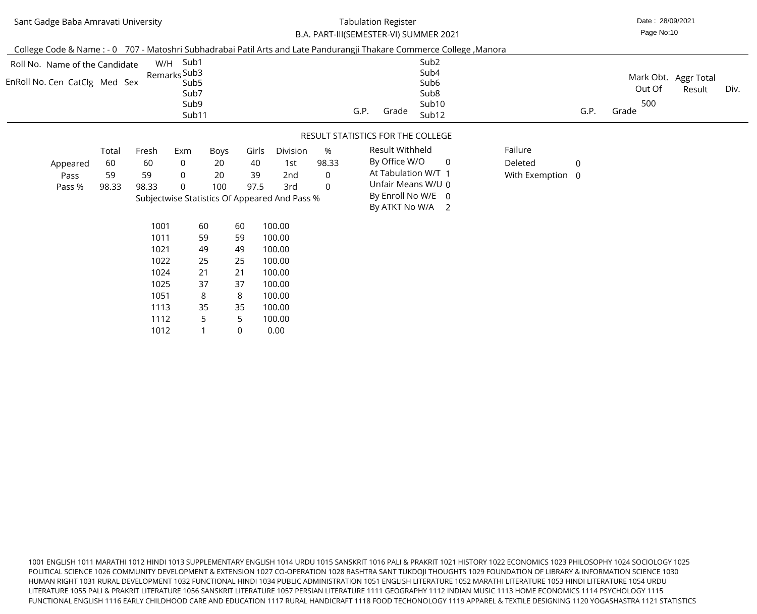Sant Gadge Baba Amravati University

Tabulation Register

B.A. PART-III(SEMESTER-VI) SUMMER 2021

Date : 28/09/2021

Page No:10

College Code & Name : - 0 707 - Matoshri Subhadrabai Patil Arts and Late Pandurangji Thakare Commerce College ,Manora

| Roll No. Name of the Candidate | W/H Remarks | Sub1 / Sub3 / Sub5 / Sub7 / Sub9 / Sub11 | G.P. | Grade | Sub2 / Sub4 / Sub6 / Sub8 / Sub10 / Sub12 | G.P. | Grade | Mark Obt. Out Of 500 | Aggr Total Result | Div. |
|---|---|---|---|---|---|---|---|---|---|---|
| EnRoll No. Cen CatClg Med Sex | | | | | | | | | | |

## RESULT STATISTICS FOR THE COLLEGE

| | Total | Fresh | Exm | Boys | Girls | Division | % |
|---|---|---|---|---|---|---|---|
| Appeared | 60 | 60 | 0 | 20 | 40 | 1st | 98.33 |
| Pass | 59 | 59 | 0 | 20 | 39 | 2nd | 0 |
| Pass % | 98.33 | 98.33 | 0 | 100 | 97.5 | 3rd | 0 |

| Result Withheld | |
|---|---|
| By Office W/O | 0 |
| At Tabulation W/T | 1 |
| Unfair Means W/U | 0 |
| By Enroll No W/E | 0 |
| By ATKT No W/A | 2 |

| Failure | |
|---|---|
| Deleted | 0 |
| With Exemption | 0 |

Subjectwise Statistics Of Appeared And Pass %

| Subject | Appeared | Pass | % |
|---|---|---|---|
| 1001 | 60 | 60 | 100.00 |
| 1011 | 59 | 59 | 100.00 |
| 1021 | 49 | 49 | 100.00 |
| 1022 | 25 | 25 | 100.00 |
| 1024 | 21 | 21 | 100.00 |
| 1025 | 37 | 37 | 100.00 |
| 1051 | 8 | 8 | 100.00 |
| 1113 | 35 | 35 | 100.00 |
| 1112 | 5 | 5 | 100.00 |
| 1012 | 1 | 0 | 0.00 |

1001 ENGLISH 1011 MARATHI 1012 HINDI 1013 SUPPLEMENTARY ENGLISH 1014 URDU 1015 SANSKRIT 1016 PALI & PRAKRIT 1021 HISTORY 1022 ECONOMICS 1023 PHILOSOPHY 1024 SOCIOLOGY 1025 POLITICAL SCIENCE 1026 COMMUNITY DEVELOPMENT & EXTENSION 1027 CO-OPERATION 1028 RASHTRA SANT TUKDOJI THOUGHTS 1029 FOUNDATION OF LIBRARY & INFORMATION SCIENCE 1030 HUMAN RIGHT 1031 RURAL DEVELOPMENT 1032 FUNCTIONAL HINDI 1034 PUBLIC ADMINISTRATION 1051 ENGLISH LITERATURE 1052 MARATHI LITERATURE 1053 HINDI LITERATURE 1054 URDU LITERATURE 1055 PALI & PRAKRIT LITERATURE 1056 SANSKRIT LITERATURE 1057 PERSIAN LITERATURE 1111 GEOGRAPHY 1112 INDIAN MUSIC 1113 HOME ECONOMICS 1114 PSYCHOLOGY 1115 FUNCTIONAL ENGLISH 1116 EARLY CHILDHOOD CARE AND EDUCATION 1117 RURAL HANDICRAFT 1118 FOOD TECHONOLOGY 1119 APPAREL & TEXTILE DESIGNING 1120 YOGASHASTRA 1121 STATISTICS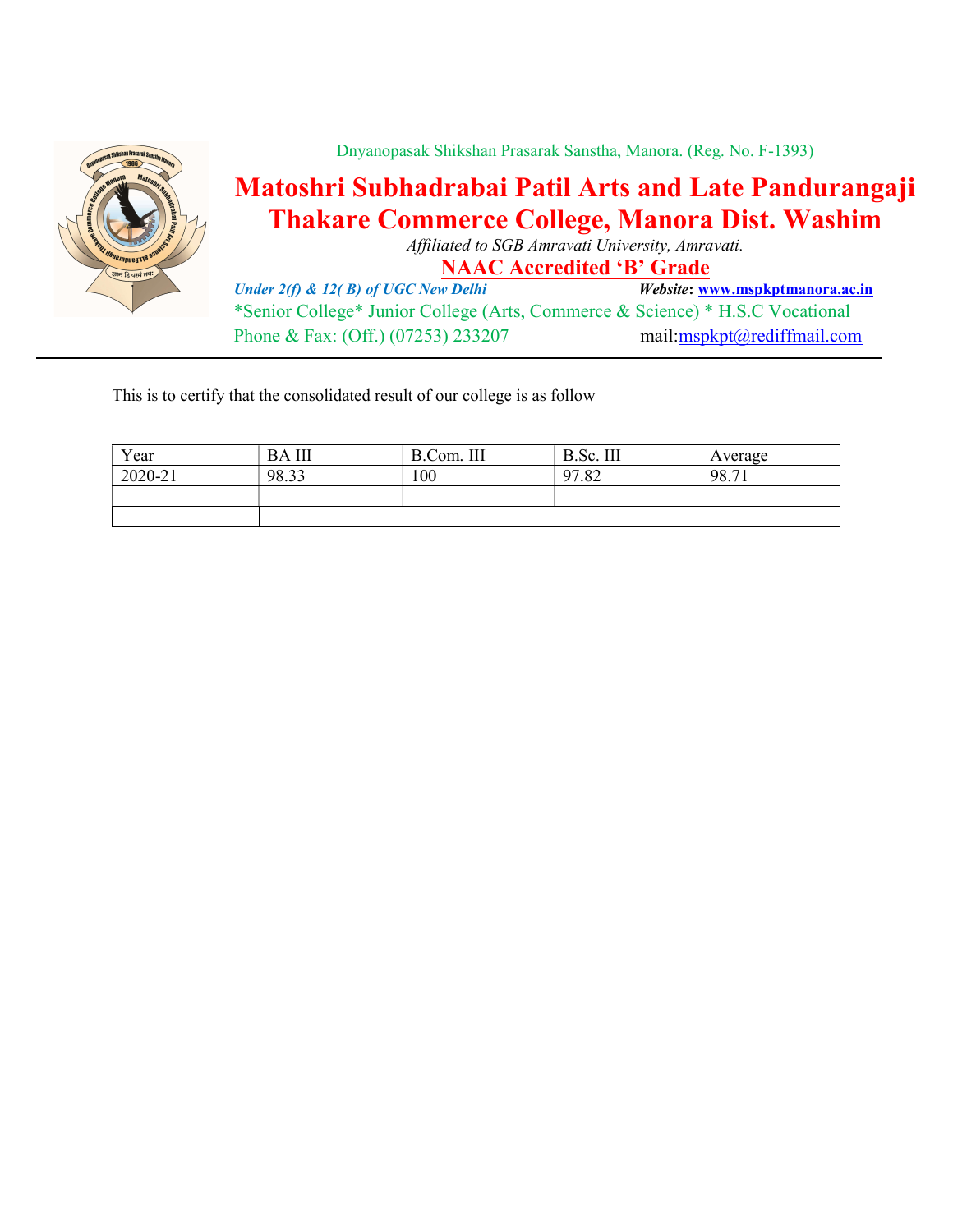Dnyanopasak Shikshan Prasarak Sanstha, Manora. (Reg. No. F-1393)

# Matoshri Subhadrabai Patil Arts and Late Pandurangaji Thakare Commerce College, Manora Dist. Washim

*Affiliated to SGB Amravati University, Amravati.*

**NAAC Accredited 'B' Grade**

***Under 2(f) & 12( B) of UGC New Delhi*** ***Website*: [www.mspkptmanora.ac.in](www.mspkptmanora.ac.in)**

*Senior College* Junior College (Arts, Commerce & Science) * H.S.C Vocational

Phone & Fax: (Off.) (07253) 233207 mail:mspkpt@rediffmail.com

---

This is to certify that the consolidated result of our college is as follow

| Year | BA III | B.Com. III | B.Sc. III | Average |
|---|---|---|---|---|
| 2020-21 | 98.33 | 100 | 97.82 | 98.71 |
| | | | | |
| | | | | |